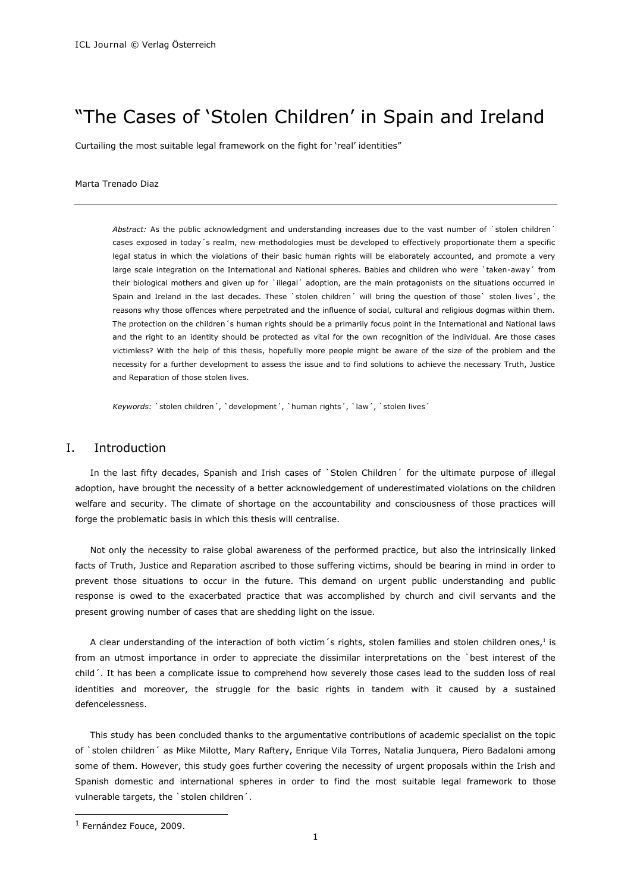# "The Cases of 'Stolen Children' in Spain and Ireland

Curtailing the most suitable legal framework on the fight for 'real' identities"

Marta Trenado Diaz

---

*Abstract:* As the public acknowledgment and understanding increases due to the vast number of `stolen children´ cases exposed in today´s realm, new methodologies must be developed to effectively proportionate them a specific legal status in which the violations of their basic human rights will be elaborately accounted, and promote a very large scale integration on the International and National spheres. Babies and children who were `taken-away´ from their biological mothers and given up for `illegal´ adoption, are the main protagonists on the situations occurred in Spain and Ireland in the last decades. These `stolen children´ will bring the question of those` stolen lives´, the reasons why those offences where perpetrated and the influence of social, cultural and religious dogmas within them. The protection on the children´s human rights should be a primarily focus point in the International and National laws and the right to an identity should be protected as vital for the own recognition of the individual. Are those cases victimless? With the help of this thesis, hopefully more people might be aware of the size of the problem and the necessity for a further development to assess the issue and to find solutions to achieve the necessary Truth, Justice and Reparation of those stolen lives.

*Keywords:* `stolen children´, `development´, `human rights´, `law´, `stolen lives´

## I. Introduction

In the last fifty decades, Spanish and Irish cases of `Stolen Children´ for the ultimate purpose of illegal adoption, have brought the necessity of a better acknowledgement of underestimated violations on the children welfare and security. The climate of shortage on the accountability and consciousness of those practices will forge the problematic basis in which this thesis will centralise.

Not only the necessity to raise global awareness of the performed practice, but also the intrinsically linked facts of Truth, Justice and Reparation ascribed to those suffering victims, should be bearing in mind in order to prevent those situations to occur in the future. This demand on urgent public understanding and public response is owed to the exacerbated practice that was accomplished by church and civil servants and the present growing number of cases that are shedding light on the issue.

A clear understanding of the interaction of both victim´s rights, stolen families and stolen children ones,[1] is from an utmost importance in order to appreciate the dissimilar interpretations on the `best interest of the child´. It has been a complicate issue to comprehend how severely those cases lead to the sudden loss of real identities and moreover, the struggle for the basic rights in tandem with it caused by a sustained defencelessness.

This study has been concluded thanks to the argumentative contributions of academic specialist on the topic of `stolen children´ as Mike Milotte, Mary Raftery, Enrique Vila Torres, Natalia Junquera, Piero Badaloni among some of them. However, this study goes further covering the necessity of urgent proposals within the Irish and Spanish domestic and international spheres in order to find the most suitable legal framework to those vulnerable targets, the `stolen children´.

---

[1] Fernández Fouce, 2009.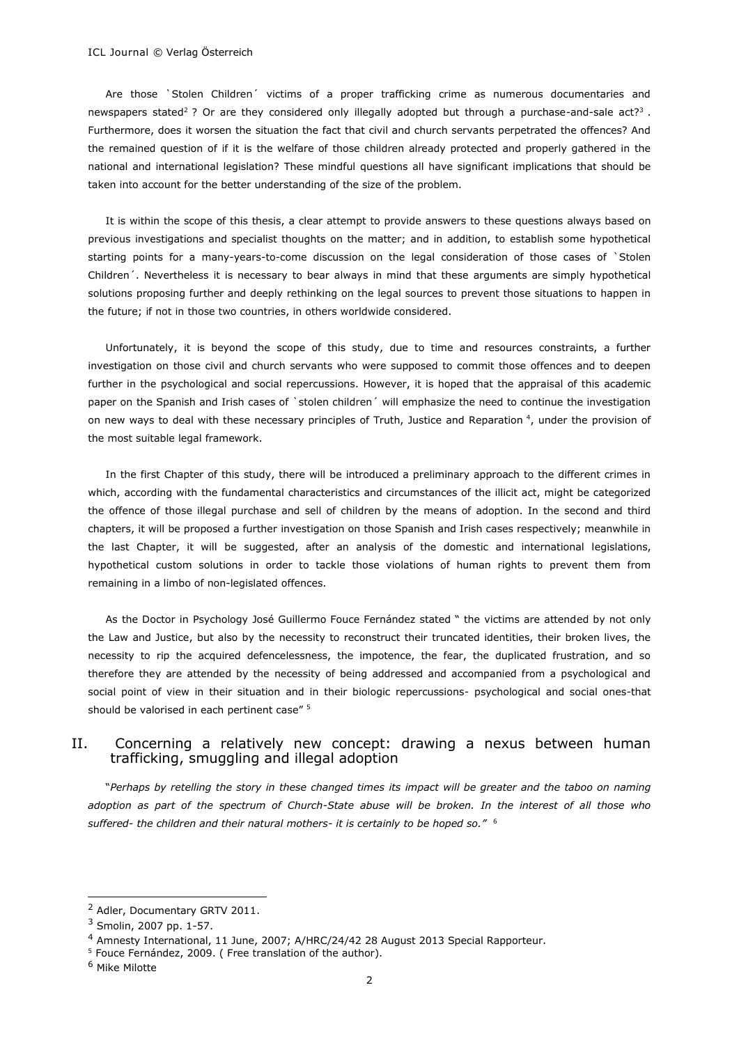Are those `Stolen Children´ victims of a proper trafficking crime as numerous documentaries and newspapers stated[2] ? Or are they considered only illegally adopted but through a purchase-and-sale act?[3] . Furthermore, does it worsen the situation the fact that civil and church servants perpetrated the offences? And the remained question of if it is the welfare of those children already protected and properly gathered in the national and international legislation? These mindful questions all have significant implications that should be taken into account for the better understanding of the size of the problem.

It is within the scope of this thesis, a clear attempt to provide answers to these questions always based on previous investigations and specialist thoughts on the matter; and in addition, to establish some hypothetical starting points for a many-years-to-come discussion on the legal consideration of those cases of `Stolen Children´. Nevertheless it is necessary to bear always in mind that these arguments are simply hypothetical solutions proposing further and deeply rethinking on the legal sources to prevent those situations to happen in the future; if not in those two countries, in others worldwide considered.

Unfortunately, it is beyond the scope of this study, due to time and resources constraints, a further investigation on those civil and church servants who were supposed to commit those offences and to deepen further in the psychological and social repercussions. However, it is hoped that the appraisal of this academic paper on the Spanish and Irish cases of `stolen children´ will emphasize the need to continue the investigation on new ways to deal with these necessary principles of Truth, Justice and Reparation [4], under the provision of the most suitable legal framework.

In the first Chapter of this study, there will be introduced a preliminary approach to the different crimes in which, according with the fundamental characteristics and circumstances of the illicit act, might be categorized the offence of those illegal purchase and sell of children by the means of adoption. In the second and third chapters, it will be proposed a further investigation on those Spanish and Irish cases respectively; meanwhile in the last Chapter, it will be suggested, after an analysis of the domestic and international legislations, hypothetical custom solutions in order to tackle those violations of human rights to prevent them from remaining in a limbo of non-legislated offences.

As the Doctor in Psychology José Guillermo Fouce Fernández stated " the victims are attended by not only the Law and Justice, but also by the necessity to reconstruct their truncated identities, their broken lives, the necessity to rip the acquired defencelessness, the impotence, the fear, the duplicated frustration, and so therefore they are attended by the necessity of being addressed and accompanied from a psychological and social point of view in their situation and in their biologic repercussions- psychological and social ones-that should be valorised in each pertinent case" [5]

## II. Concerning a relatively new concept: drawing a nexus between human trafficking, smuggling and illegal adoption

"*Perhaps by retelling the story in these changed times its impact will be greater and the taboo on naming adoption as part of the spectrum of Church-State abuse will be broken. In the interest of all those who suffered- the children and their natural mothers- it is certainly to be hoped so.*" [6]

---

[2] Adler, Documentary GRTV 2011.

[3] Smolin, 2007 pp. 1-57.

[4] Amnesty International, 11 June, 2007; A/HRC/24/42 28 August 2013 Special Rapporteur.

[5] Fouce Fernández, 2009. ( Free translation of the author).

[6] Mike Milotte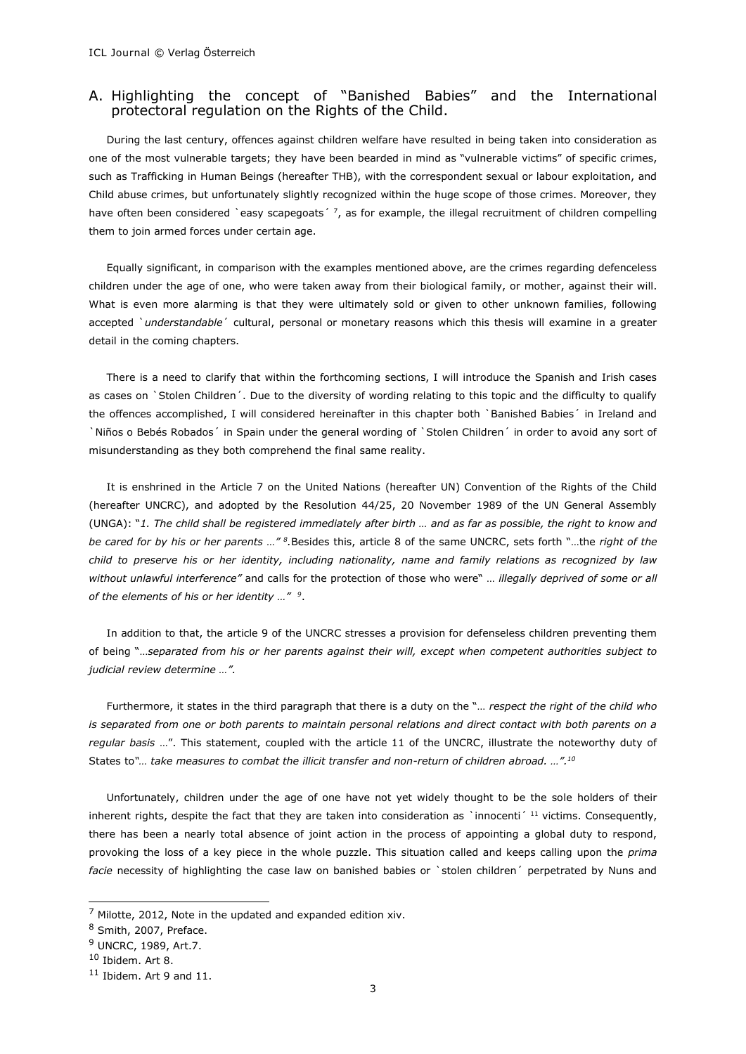## A. Highlighting the concept of "Banished Babies" and the International protectoral regulation on the Rights of the Child.

During the last century, offences against children welfare have resulted in being taken into consideration as one of the most vulnerable targets; they have been bearded in mind as "vulnerable victims" of specific crimes, such as Trafficking in Human Beings (hereafter THB), with the correspondent sexual or labour exploitation, and Child abuse crimes, but unfortunately slightly recognized within the huge scope of those crimes. Moreover, they have often been considered `easy scapegoats´ [7], as for example, the illegal recruitment of children compelling them to join armed forces under certain age.

Equally significant, in comparison with the examples mentioned above, are the crimes regarding defenceless children under the age of one, who were taken away from their biological family, or mother, against their will. What is even more alarming is that they were ultimately sold or given to other unknown families, following accepted `*understandable*´ cultural, personal or monetary reasons which this thesis will examine in a greater detail in the coming chapters.

There is a need to clarify that within the forthcoming sections, I will introduce the Spanish and Irish cases as cases on `Stolen Children´. Due to the diversity of wording relating to this topic and the difficulty to qualify the offences accomplished, I will considered hereinafter in this chapter both `Banished Babies´ in Ireland and `Niños o Bebés Robados´ in Spain under the general wording of `Stolen Children´ in order to avoid any sort of misunderstanding as they both comprehend the final same reality.

It is enshrined in the Article 7 on the United Nations (hereafter UN) Convention of the Rights of the Child (hereafter UNCRC), and adopted by the Resolution 44/25, 20 November 1989 of the UN General Assembly (UNGA): "*1. The child shall be registered immediately after birth … and as far as possible, the right to know and be cared for by his or her parents …"* [8].Besides this, article 8 of the same UNCRC, sets forth "…the *right of the child to preserve his or her identity, including nationality, name and family relations as recognized by law without unlawful interference"* and calls for the protection of those who were" … *illegally deprived of some or all of the elements of his or her identity …"* [9].

In addition to that, the article 9 of the UNCRC stresses a provision for defenseless children preventing them of being "…*separated from his or her parents against their will, except when competent authorities subject to judicial review determine …".*

Furthermore, it states in the third paragraph that there is a duty on the "… *respect the right of the child who is separated from one or both parents to maintain personal relations and direct contact with both parents on a regular basis* …". This statement, coupled with the article 11 of the UNCRC, illustrate the noteworthy duty of States to"… *take measures to combat the illicit transfer and non-return of children abroad. …".*[10]

Unfortunately, children under the age of one have not yet widely thought to be the sole holders of their inherent rights, despite the fact that they are taken into consideration as `innocenti´ [11] victims. Consequently, there has been a nearly total absence of joint action in the process of appointing a global duty to respond, provoking the loss of a key piece in the whole puzzle. This situation called and keeps calling upon the *prima facie* necessity of highlighting the case law on banished babies or `stolen children´ perpetrated by Nuns and

---

[7] Milotte, 2012, Note in the updated and expanded edition xiv.

[8] Smith, 2007, Preface.

[9] UNCRC, 1989, Art.7.

[10] Ibidem. Art 8.

[11] Ibidem. Art 9 and 11.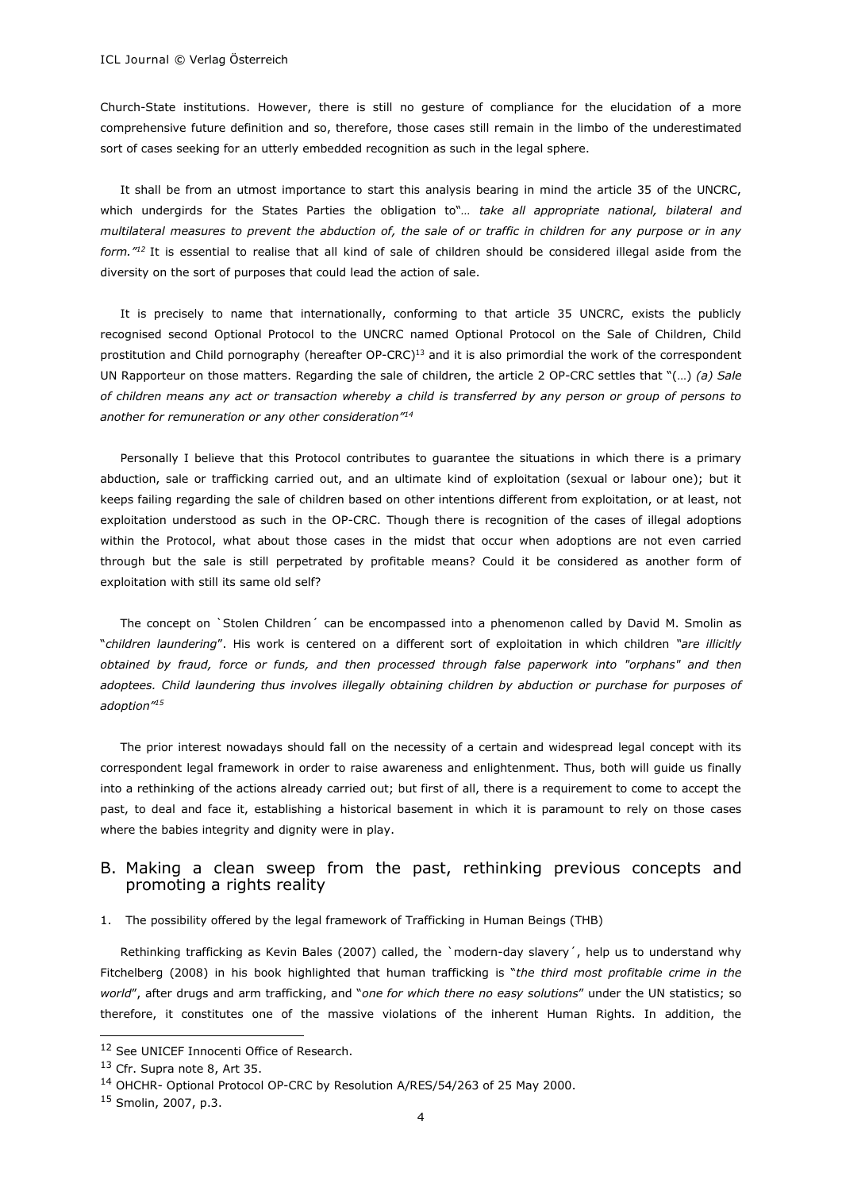Church-State institutions. However, there is still no gesture of compliance for the elucidation of a more comprehensive future definition and so, therefore, those cases still remain in the limbo of the underestimated sort of cases seeking for an utterly embedded recognition as such in the legal sphere.

It shall be from an utmost importance to start this analysis bearing in mind the article 35 of the UNCRC, which undergirds for the States Parties the obligation to"… *take all appropriate national, bilateral and multilateral measures to prevent the abduction of, the sale of or traffic in children for any purpose or in any form."*[12] It is essential to realise that all kind of sale of children should be considered illegal aside from the diversity on the sort of purposes that could lead the action of sale.

It is precisely to name that internationally, conforming to that article 35 UNCRC, exists the publicly recognised second Optional Protocol to the UNCRC named Optional Protocol on the Sale of Children, Child prostitution and Child pornography (hereafter OP-CRC)[13] and it is also primordial the work of the correspondent UN Rapporteur on those matters. Regarding the sale of children, the article 2 OP-CRC settles that "(…) *(a) Sale of children means any act or transaction whereby a child is transferred by any person or group of persons to another for remuneration or any other consideration"*[14]

Personally I believe that this Protocol contributes to guarantee the situations in which there is a primary abduction, sale or trafficking carried out, and an ultimate kind of exploitation (sexual or labour one); but it keeps failing regarding the sale of children based on other intentions different from exploitation, or at least, not exploitation understood as such in the OP-CRC. Though there is recognition of the cases of illegal adoptions within the Protocol, what about those cases in the midst that occur when adoptions are not even carried through but the sale is still perpetrated by profitable means? Could it be considered as another form of exploitation with still its same old self?

The concept on `Stolen Children´ can be encompassed into a phenomenon called by David M. Smolin as "*children laundering*". His work is centered on a different sort of exploitation in which children *"are illicitly obtained by fraud, force or funds, and then processed through false paperwork into "orphans" and then adoptees. Child laundering thus involves illegally obtaining children by abduction or purchase for purposes of adoption"*[15]

The prior interest nowadays should fall on the necessity of a certain and widespread legal concept with its correspondent legal framework in order to raise awareness and enlightenment. Thus, both will guide us finally into a rethinking of the actions already carried out; but first of all, there is a requirement to come to accept the past, to deal and face it, establishing a historical basement in which it is paramount to rely on those cases where the babies integrity and dignity were in play.

## B. Making a clean sweep from the past, rethinking previous concepts and promoting a rights reality

### 1. The possibility offered by the legal framework of Trafficking in Human Beings (THB)

Rethinking trafficking as Kevin Bales (2007) called, the `modern-day slavery´, help us to understand why Fitchelberg (2008) in his book highlighted that human trafficking is "*the third most profitable crime in the world*", after drugs and arm trafficking, and "*one for which there no easy solutions*" under the UN statistics; so therefore, it constitutes one of the massive violations of the inherent Human Rights. In addition, the

---

[12] See UNICEF Innocenti Office of Research.

[13] Cfr. Supra note 8, Art 35.

[14] OHCHR- Optional Protocol OP-CRC by Resolution A/RES/54/263 of 25 May 2000.

[15] Smolin, 2007, p.3.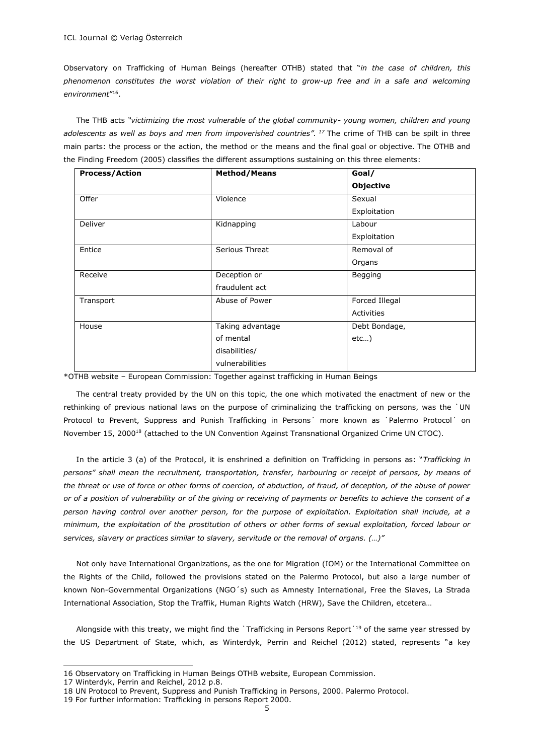Observatory on Trafficking of Human Beings (hereafter OTHB) stated that "*in the case of children, this phenomenon constitutes the worst violation of their right to grow-up free and in a safe and welcoming environment*"[16].

The THB acts *"victimizing the most vulnerable of the global community- young women, children and young adolescents as well as boys and men from impoverished countries"*. [17] The crime of THB can be spilt in three main parts: the process or the action, the method or the means and the final goal or objective. The OTHB and the Finding Freedom (2005) classifies the different assumptions sustaining on this three elements:

| **Process/Action** | **Method/Means** | **Goal/ Objective** |
| --- | --- | --- |
| Offer | Violence | Sexual Exploitation |
| Deliver | Kidnapping | Labour Exploitation |
| Entice | Serious Threat | Removal of Organs |
| Receive | Deception or fraudulent act | Begging |
| Transport | Abuse of Power | Forced Illegal Activities |
| House | Taking advantage of mental disabilities/ vulnerabilities | Debt Bondage, etc…) |

*OTHB website – European Commission: Together against trafficking in Human Beings

The central treaty provided by the UN on this topic, the one which motivated the enactment of new or the rethinking of previous national laws on the purpose of criminalizing the trafficking on persons, was the `UN Protocol to Prevent, Suppress and Punish Trafficking in Persons´ more known as `Palermo Protocol´ on November 15, 2000[18] (attached to the UN Convention Against Transnational Organized Crime UN CTOC).

In the article 3 (a) of the Protocol, it is enshrined a definition on Trafficking in persons as: "*Trafficking in persons" shall mean the recruitment, transportation, transfer, harbouring or receipt of persons, by means of the threat or use of force or other forms of coercion, of abduction, of fraud, of deception, of the abuse of power or of a position of vulnerability or of the giving or receiving of payments or benefits to achieve the consent of a person having control over another person, for the purpose of exploitation. Exploitation shall include, at a minimum, the exploitation of the prostitution of others or other forms of sexual exploitation, forced labour or services, slavery or practices similar to slavery, servitude or the removal of organs. (…)"*

Not only have International Organizations, as the one for Migration (IOM) or the International Committee on the Rights of the Child, followed the provisions stated on the Palermo Protocol, but also a large number of known Non-Governmental Organizations (NGO´s) such as Amnesty International, Free the Slaves, La Strada International Association, Stop the Traffik, Human Rights Watch (HRW), Save the Children, etcetera…

Alongside with this treaty, we might find the `Trafficking in Persons Report´[19] of the same year stressed by the US Department of State, which, as Winterdyk, Perrin and Reichel (2012) stated, represents "a key

---

16 Observatory on Trafficking in Human Beings OTHB website, European Commission.

17 Winterdyk, Perrin and Reichel, 2012 p.8.

18 UN Protocol to Prevent, Suppress and Punish Trafficking in Persons, 2000. Palermo Protocol.

19 For further information: Trafficking in persons Report 2000.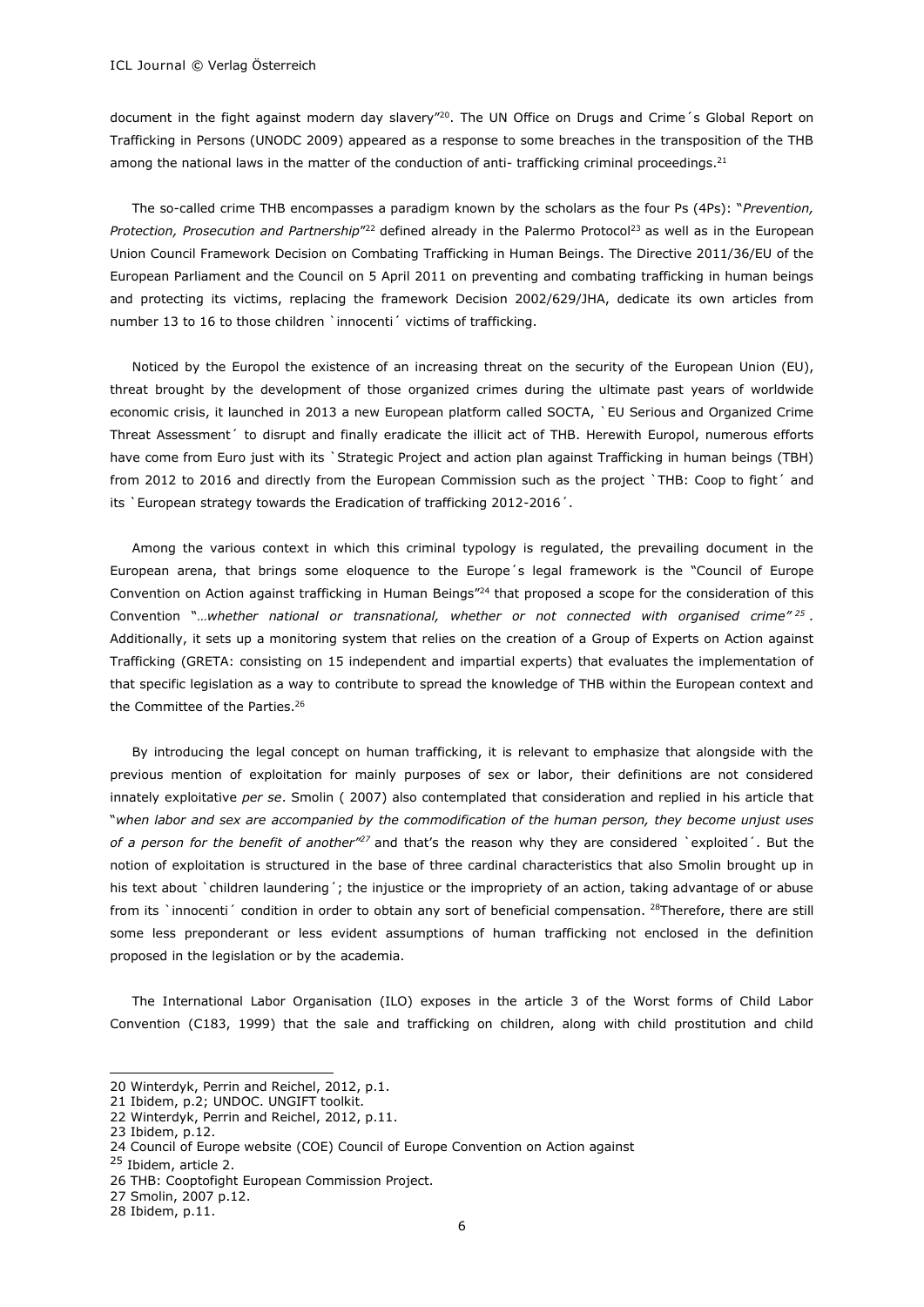document in the fight against modern day slavery"[20]. The UN Office on Drugs and Crime´s Global Report on Trafficking in Persons (UNODC 2009) appeared as a response to some breaches in the transposition of the THB among the national laws in the matter of the conduction of anti- trafficking criminal proceedings.[21]

The so-called crime THB encompasses a paradigm known by the scholars as the four Ps (4Ps): "*Prevention, Protection, Prosecution and Partnership*"[22] defined already in the Palermo Protocol[23] as well as in the European Union Council Framework Decision on Combating Trafficking in Human Beings. The Directive 2011/36/EU of the European Parliament and the Council on 5 April 2011 on preventing and combating trafficking in human beings and protecting its victims, replacing the framework Decision 2002/629/JHA, dedicate its own articles from number 13 to 16 to those children `innocenti´ victims of trafficking.

Noticed by the Europol the existence of an increasing threat on the security of the European Union (EU), threat brought by the development of those organized crimes during the ultimate past years of worldwide economic crisis, it launched in 2013 a new European platform called SOCTA, `EU Serious and Organized Crime Threat Assessment´ to disrupt and finally eradicate the illicit act of THB. Herewith Europol, numerous efforts have come from Euro just with its `Strategic Project and action plan against Trafficking in human beings (TBH) from 2012 to 2016 and directly from the European Commission such as the project `THB: Coop to fight´ and its `European strategy towards the Eradication of trafficking 2012-2016´.

Among the various context in which this criminal typology is regulated, the prevailing document in the European arena, that brings some eloquence to the Europe´s legal framework is the "Council of Europe Convention on Action against trafficking in Human Beings"[24] that proposed a scope for the consideration of this Convention "*…whether national or transnational, whether or not connected with organised crime*"[25]. Additionally, it sets up a monitoring system that relies on the creation of a Group of Experts on Action against Trafficking (GRETA: consisting on 15 independent and impartial experts) that evaluates the implementation of that specific legislation as a way to contribute to spread the knowledge of THB within the European context and the Committee of the Parties.[26]

By introducing the legal concept on human trafficking, it is relevant to emphasize that alongside with the previous mention of exploitation for mainly purposes of sex or labor, their definitions are not considered innately exploitative *per se*. Smolin ( 2007) also contemplated that consideration and replied in his article that "*when labor and sex are accompanied by the commodification of the human person, they become unjust uses of a person for the benefit of another*"[27] and that's the reason why they are considered `exploited´. But the notion of exploitation is structured in the base of three cardinal characteristics that also Smolin brought up in his text about `children laundering´; the injustice or the impropriety of an action, taking advantage of or abuse from its `innocenti´ condition in order to obtain any sort of beneficial compensation. [28]Therefore, there are still some less preponderant or less evident assumptions of human trafficking not enclosed in the definition proposed in the legislation or by the academia.

The International Labor Organisation (ILO) exposes in the article 3 of the Worst forms of Child Labor Convention (C183, 1999) that the sale and trafficking on children, along with child prostitution and child

---

20 Winterdyk, Perrin and Reichel, 2012, p.1.
21 Ibidem, p.2; UNDOC. UNGIFT toolkit.
22 Winterdyk, Perrin and Reichel, 2012, p.11.
23 Ibidem, p.12.
24 Council of Europe website (COE) Council of Europe Convention on Action against
25 Ibidem, article 2.
26 THB: Cooptofight European Commission Project.
27 Smolin, 2007 p.12.
28 Ibidem, p.11.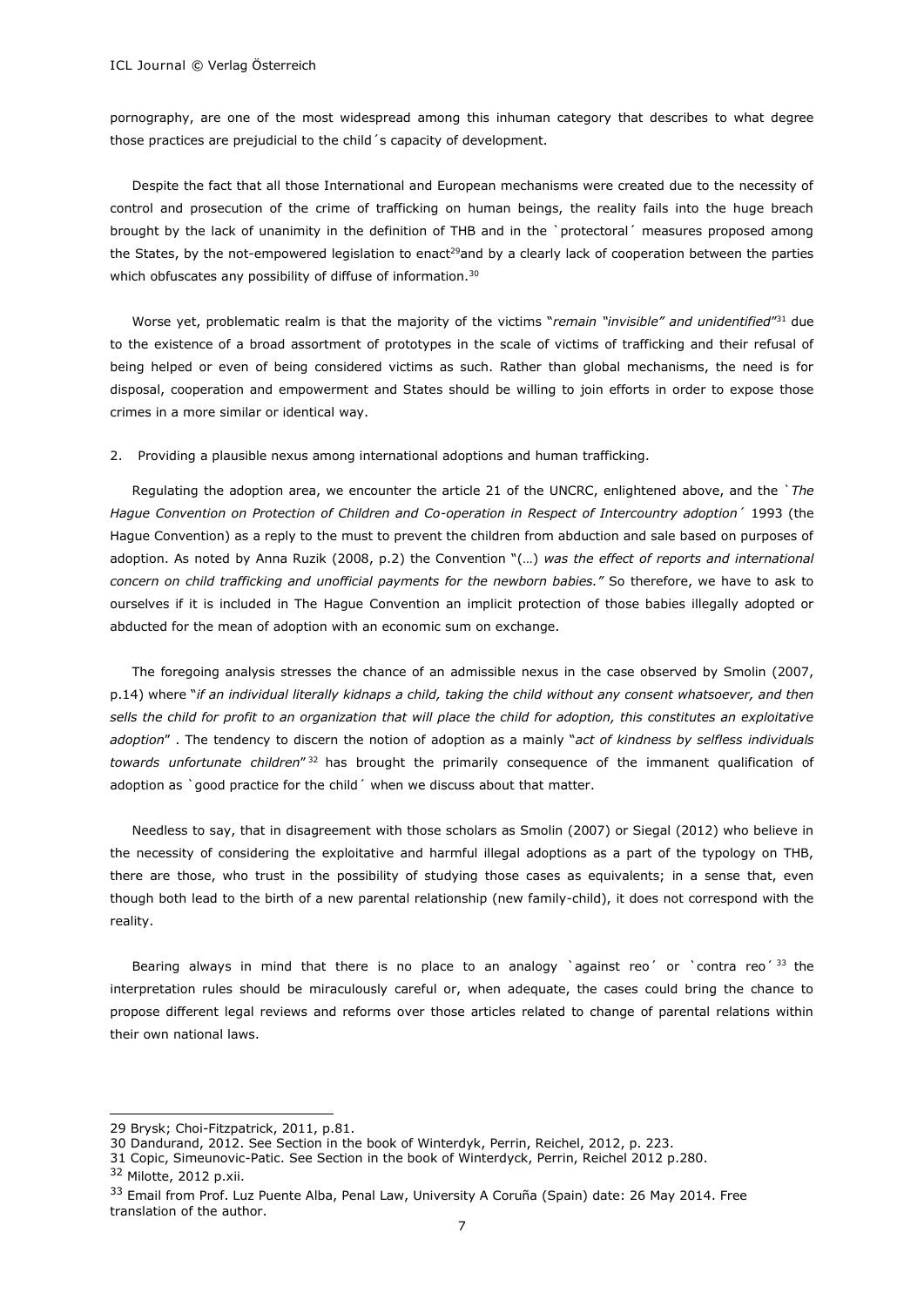pornography, are one of the most widespread among this inhuman category that describes to what degree those practices are prejudicial to the child´s capacity of development.

Despite the fact that all those International and European mechanisms were created due to the necessity of control and prosecution of the crime of trafficking on human beings, the reality fails into the huge breach brought by the lack of unanimity in the definition of THB and in the `protectoral´ measures proposed among the States, by the not-empowered legislation to enact[29]and by a clearly lack of cooperation between the parties which obfuscates any possibility of diffuse of information.[30]

Worse yet, problematic realm is that the majority of the victims "*remain "invisible" and unidentified*"[31] due to the existence of a broad assortment of prototypes in the scale of victims of trafficking and their refusal of being helped or even of being considered victims as such. Rather than global mechanisms, the need is for disposal, cooperation and empowerment and States should be willing to join efforts in order to expose those crimes in a more similar or identical way.

2. Providing a plausible nexus among international adoptions and human trafficking.

Regulating the adoption area, we encounter the article 21 of the UNCRC, enlightened above, and the `*The Hague Convention on Protection of Children and Co-operation in Respect of Intercountry adoption*´ 1993 (the Hague Convention) as a reply to the must to prevent the children from abduction and sale based on purposes of adoption. As noted by Anna Ruzik (2008, p.2) the Convention "(…) *was the effect of reports and international concern on child trafficking and unofficial payments for the newborn babies."* So therefore, we have to ask to ourselves if it is included in The Hague Convention an implicit protection of those babies illegally adopted or abducted for the mean of adoption with an economic sum on exchange.

The foregoing analysis stresses the chance of an admissible nexus in the case observed by Smolin (2007, p.14) where "*if an individual literally kidnaps a child, taking the child without any consent whatsoever, and then sells the child for profit to an organization that will place the child for adoption, this constitutes an exploitative adoption*" . The tendency to discern the notion of adoption as a mainly "*act of kindness by selfless individuals towards unfortunate children*"[32] has brought the primarily consequence of the immanent qualification of adoption as `good practice for the child´ when we discuss about that matter.

Needless to say, that in disagreement with those scholars as Smolin (2007) or Siegal (2012) who believe in the necessity of considering the exploitative and harmful illegal adoptions as a part of the typology on THB, there are those, who trust in the possibility of studying those cases as equivalents; in a sense that, even though both lead to the birth of a new parental relationship (new family-child), it does not correspond with the reality.

Bearing always in mind that there is no place to an analogy `against reo´ or `contra reo´[33] the interpretation rules should be miraculously careful or, when adequate, the cases could bring the chance to propose different legal reviews and reforms over those articles related to change of parental relations within their own national laws.

---

29 Brysk; Choi-Fitzpatrick, 2011, p.81.

30 Dandurand, 2012. See Section in the book of Winterdyk, Perrin, Reichel, 2012, p. 223.

31 Copic, Simeunovic-Patic. See Section in the book of Winterdyck, Perrin, Reichel 2012 p.280.

32 Milotte, 2012 p.xii.

33 Email from Prof. Luz Puente Alba, Penal Law, University A Coruña (Spain) date: 26 May 2014. Free translation of the author.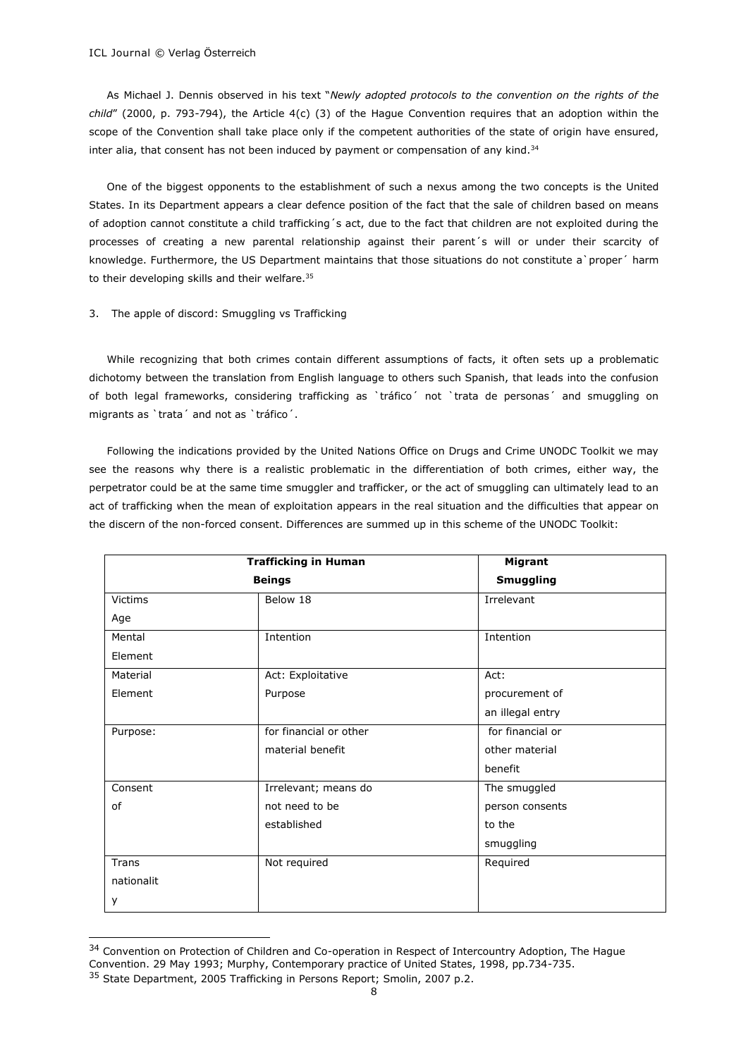As Michael J. Dennis observed in his text "*Newly adopted protocols to the convention on the rights of the child*" (2000, p. 793-794), the Article 4(c) (3) of the Hague Convention requires that an adoption within the scope of the Convention shall take place only if the competent authorities of the state of origin have ensured, inter alia, that consent has not been induced by payment or compensation of any kind.[34]

One of the biggest opponents to the establishment of such a nexus among the two concepts is the United States. In its Department appears a clear defence position of the fact that the sale of children based on means of adoption cannot constitute a child trafficking´s act, due to the fact that children are not exploited during the processes of creating a new parental relationship against their parent´s will or under their scarcity of knowledge. Furthermore, the US Department maintains that those situations do not constitute a`proper´ harm to their developing skills and their welfare.[35]

## 3. The apple of discord: Smuggling vs Trafficking

While recognizing that both crimes contain different assumptions of facts, it often sets up a problematic dichotomy between the translation from English language to others such Spanish, that leads into the confusion of both legal frameworks, considering trafficking as `tráfico´ not `trata de personas´ and smuggling on migrants as `trata´ and not as `tráfico´.

Following the indications provided by the United Nations Office on Drugs and Crime UNODC Toolkit we may see the reasons why there is a realistic problematic in the differentiation of both crimes, either way, the perpetrator could be at the same time smuggler and trafficker, or the act of smuggling can ultimately lead to an act of trafficking when the mean of exploitation appears in the real situation and the difficulties that appear on the discern of the non-forced consent. Differences are summed up in this scheme of the UNODC Toolkit:

| | **Trafficking in Human Beings** | **Migrant Smuggling** |
|---|---|---|
| Victims Age | Below 18 | Irrelevant |
| Mental Element | Intention | Intention |
| Material Element | Act: Exploitative Purpose | Act: procurement of an illegal entry |
| Purpose: | for financial or other material benefit | for financial or other material benefit |
| Consent of | Irrelevant; means do not need to be established | The smuggled person consents to the smuggling |
| Trans nationalit y | Not required | Required |

---

[34] Convention on Protection of Children and Co-operation in Respect of Intercountry Adoption, The Hague Convention. 29 May 1993; Murphy, Contemporary practice of United States, 1998, pp.734-735.

[35] State Department, 2005 Trafficking in Persons Report; Smolin, 2007 p.2.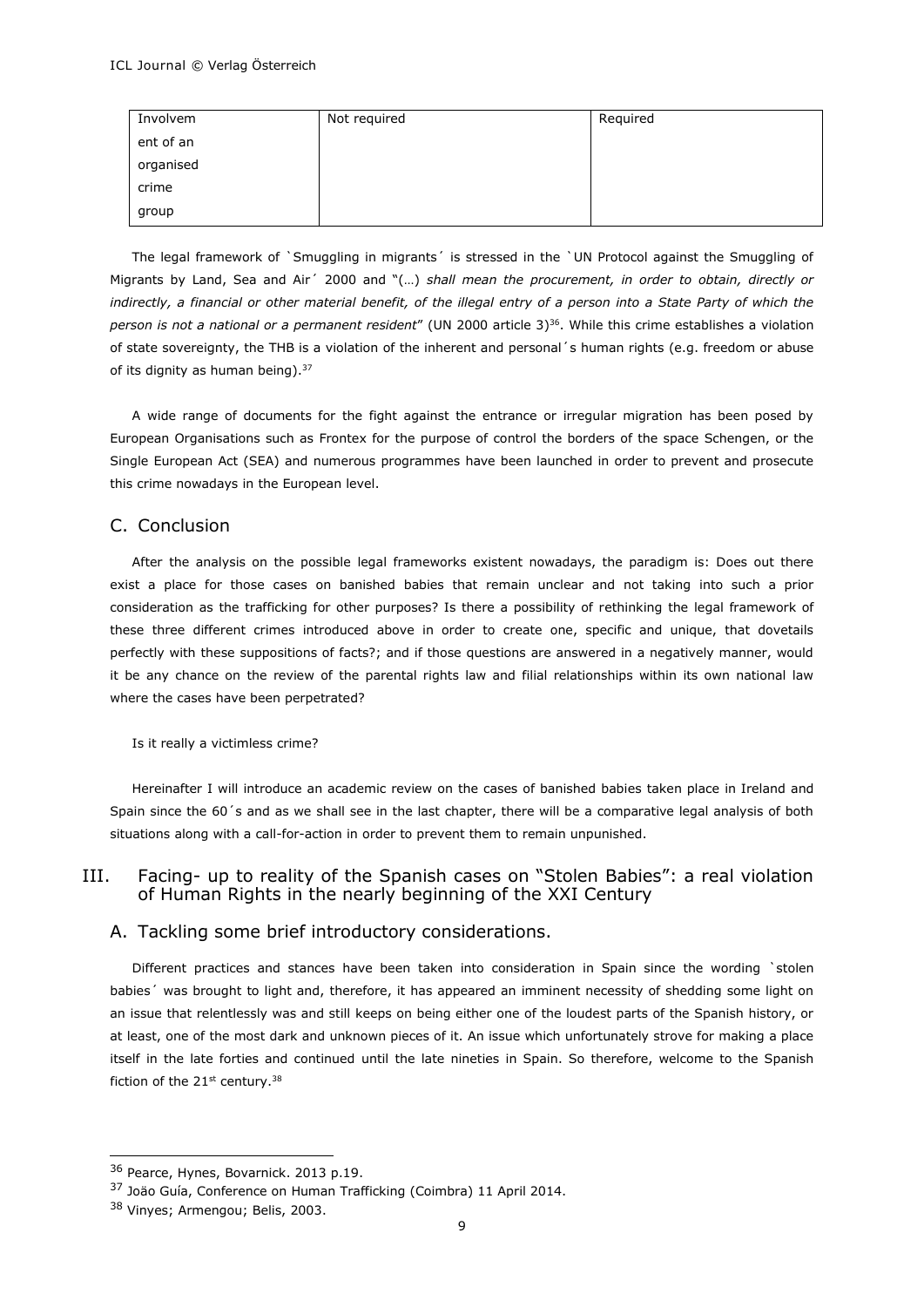| Involvement of an organised crime group | Not required | Required |
| --- | --- | --- |

The legal framework of `Smuggling in migrants´ is stressed in the `UN Protocol against the Smuggling of Migrants by Land, Sea and Air´ 2000 and "(…) *shall mean the procurement, in order to obtain, directly or indirectly, a financial or other material benefit, of the illegal entry of a person into a State Party of which the person is not a national or a permanent resident*" (UN 2000 article 3)[36]. While this crime establishes a violation of state sovereignty, the THB is a violation of the inherent and personal´s human rights (e.g. freedom or abuse of its dignity as human being).[37]

A wide range of documents for the fight against the entrance or irregular migration has been posed by European Organisations such as Frontex for the purpose of control the borders of the space Schengen, or the Single European Act (SEA) and numerous programmes have been launched in order to prevent and prosecute this crime nowadays in the European level.

## C. Conclusion

After the analysis on the possible legal frameworks existent nowadays, the paradigm is: Does out there exist a place for those cases on banished babies that remain unclear and not taking into such a prior consideration as the trafficking for other purposes? Is there a possibility of rethinking the legal framework of these three different crimes introduced above in order to create one, specific and unique, that dovetails perfectly with these suppositions of facts?; and if those questions are answered in a negatively manner, would it be any chance on the review of the parental rights law and filial relationships within its own national law where the cases have been perpetrated?

Is it really a victimless crime?

Hereinafter I will introduce an academic review on the cases of banished babies taken place in Ireland and Spain since the 60´s and as we shall see in the last chapter, there will be a comparative legal analysis of both situations along with a call-for-action in order to prevent them to remain unpunished.

# III. Facing- up to reality of the Spanish cases on "Stolen Babies": a real violation of Human Rights in the nearly beginning of the XXI Century

## A. Tackling some brief introductory considerations.

Different practices and stances have been taken into consideration in Spain since the wording `stolen babies´ was brought to light and, therefore, it has appeared an imminent necessity of shedding some light on an issue that relentlessly was and still keeps on being either one of the loudest parts of the Spanish history, or at least, one of the most dark and unknown pieces of it. An issue which unfortunately strove for making a place itself in the late forties and continued until the late nineties in Spain. So therefore, welcome to the Spanish fiction of the 21st century.[38]

---

[36] Pearce, Hynes, Bovarnick. 2013 p.19.

[37] Joäo Guía, Conference on Human Trafficking (Coimbra) 11 April 2014.

[38] Vinyes; Armengou; Belis, 2003.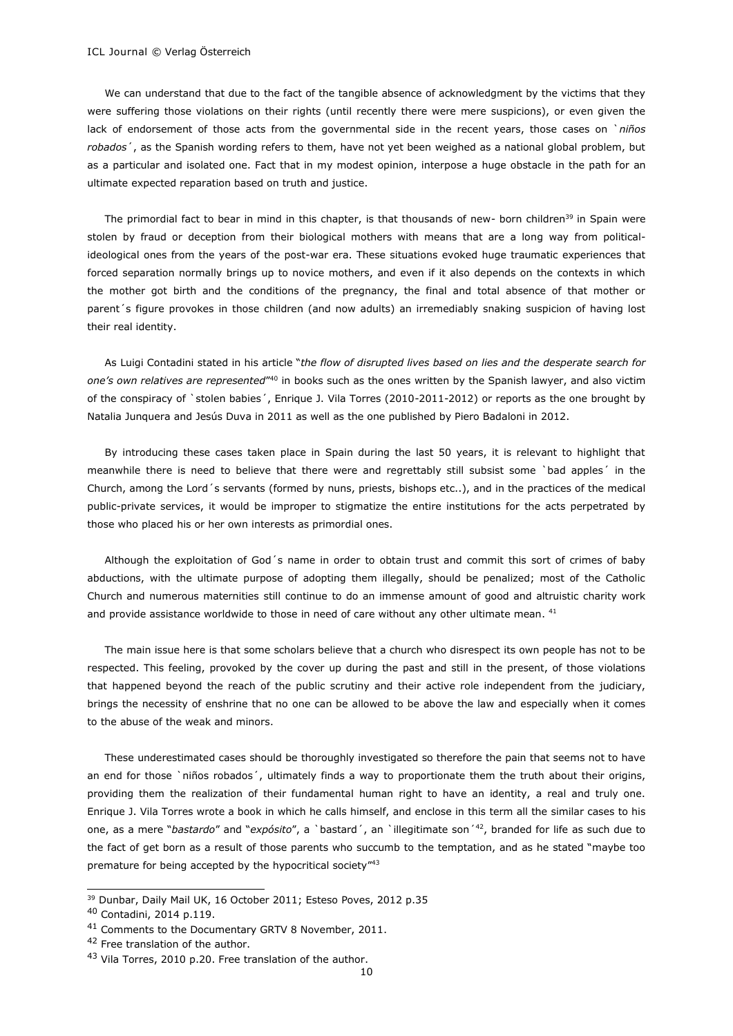We can understand that due to the fact of the tangible absence of acknowledgment by the victims that they were suffering those violations on their rights (until recently there were mere suspicions), or even given the lack of endorsement of those acts from the governmental side in the recent years, those cases on `*niños robados*´, as the Spanish wording refers to them, have not yet been weighed as a national global problem, but as a particular and isolated one. Fact that in my modest opinion, interpose a huge obstacle in the path for an ultimate expected reparation based on truth and justice.

The primordial fact to bear in mind in this chapter, is that thousands of new- born children[39] in Spain were stolen by fraud or deception from their biological mothers with means that are a long way from political-ideological ones from the years of the post-war era. These situations evoked huge traumatic experiences that forced separation normally brings up to novice mothers, and even if it also depends on the contexts in which the mother got birth and the conditions of the pregnancy, the final and total absence of that mother or parent´s figure provokes in those children (and now adults) an irremediably snaking suspicion of having lost their real identity.

As Luigi Contadini stated in his article "*the flow of disrupted lives based on lies and the desperate search for one's own relatives are represented*"[40] in books such as the ones written by the Spanish lawyer, and also victim of the conspiracy of `stolen babies´, Enrique J. Vila Torres (2010-2011-2012) or reports as the one brought by Natalia Junquera and Jesús Duva in 2011 as well as the one published by Piero Badaloni in 2012.

By introducing these cases taken place in Spain during the last 50 years, it is relevant to highlight that meanwhile there is need to believe that there were and regrettably still subsist some `bad apples´ in the Church, among the Lord´s servants (formed by nuns, priests, bishops etc..), and in the practices of the medical public-private services, it would be improper to stigmatize the entire institutions for the acts perpetrated by those who placed his or her own interests as primordial ones.

Although the exploitation of God´s name in order to obtain trust and commit this sort of crimes of baby abductions, with the ultimate purpose of adopting them illegally, should be penalized; most of the Catholic Church and numerous maternities still continue to do an immense amount of good and altruistic charity work and provide assistance worldwide to those in need of care without any other ultimate mean. [41]

The main issue here is that some scholars believe that a church who disrespect its own people has not to be respected. This feeling, provoked by the cover up during the past and still in the present, of those violations that happened beyond the reach of the public scrutiny and their active role independent from the judiciary, brings the necessity of enshrine that no one can be allowed to be above the law and especially when it comes to the abuse of the weak and minors.

These underestimated cases should be thoroughly investigated so therefore the pain that seems not to have an end for those `niños robados´, ultimately finds a way to proportionate them the truth about their origins, providing them the realization of their fundamental human right to have an identity, a real and truly one. Enrique J. Vila Torres wrote a book in which he calls himself, and enclose in this term all the similar cases to his one, as a mere "*bastardo*" and "*expósito*", a `bastard´, an `illegitimate son´[42], branded for life as such due to the fact of get born as a result of those parents who succumb to the temptation, and as he stated "maybe too premature for being accepted by the hypocritical society"[43]

---

[39] Dunbar, Daily Mail UK, 16 October 2011; Esteso Poves, 2012 p.35

[40] Contadini, 2014 p.119.

[41] Comments to the Documentary GRTV 8 November, 2011.

[42] Free translation of the author.

[43] Vila Torres, 2010 p.20. Free translation of the author.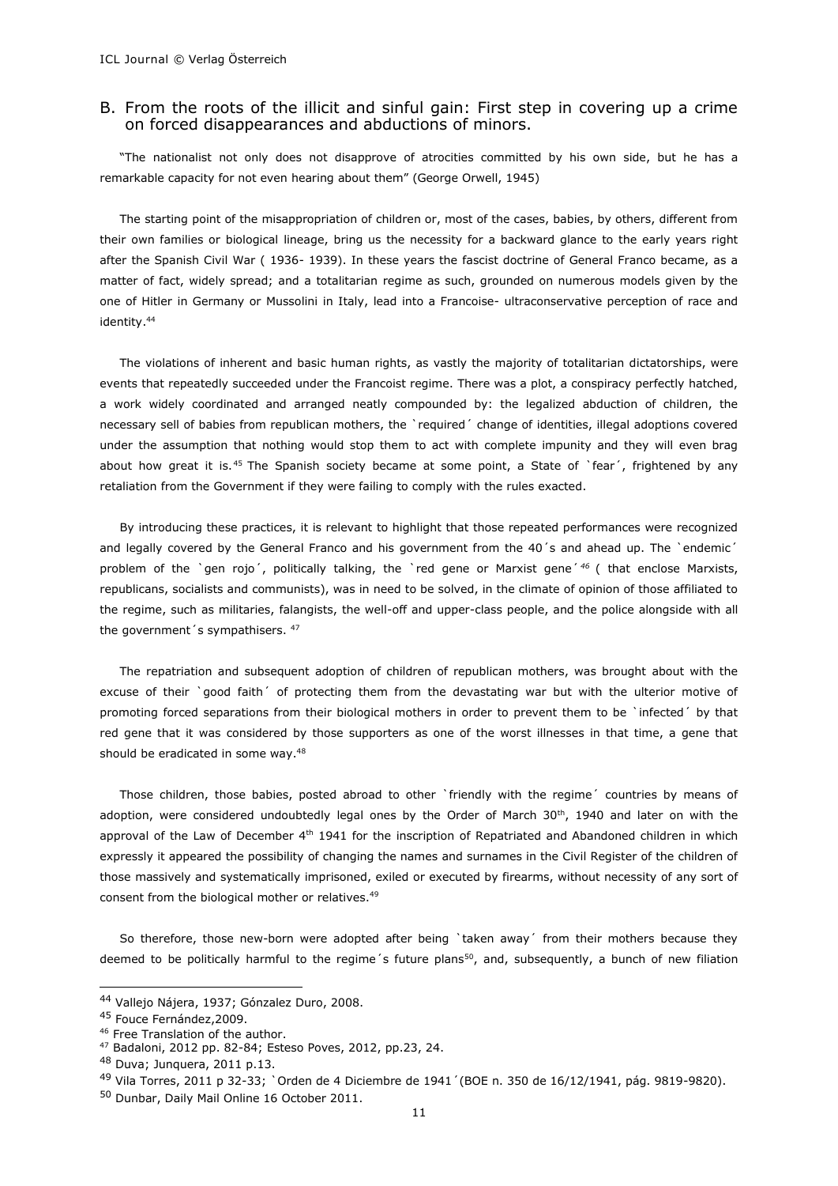## B. From the roots of the illicit and sinful gain: First step in covering up a crime on forced disappearances and abductions of minors.

"The nationalist not only does not disapprove of atrocities committed by his own side, but he has a remarkable capacity for not even hearing about them" (George Orwell, 1945)

The starting point of the misappropriation of children or, most of the cases, babies, by others, different from their own families or biological lineage, bring us the necessity for a backward glance to the early years right after the Spanish Civil War ( 1936- 1939). In these years the fascist doctrine of General Franco became, as a matter of fact, widely spread; and a totalitarian regime as such, grounded on numerous models given by the one of Hitler in Germany or Mussolini in Italy, lead into a Francoise- ultraconservative perception of race and identity.[44]

The violations of inherent and basic human rights, as vastly the majority of totalitarian dictatorships, were events that repeatedly succeeded under the Francoist regime. There was a plot, a conspiracy perfectly hatched, a work widely coordinated and arranged neatly compounded by: the legalized abduction of children, the necessary sell of babies from republican mothers, the `required´ change of identities, illegal adoptions covered under the assumption that nothing would stop them to act with complete impunity and they will even brag about how great it is.[45] The Spanish society became at some point, a State of `fear´, frightened by any retaliation from the Government if they were failing to comply with the rules exacted.

By introducing these practices, it is relevant to highlight that those repeated performances were recognized and legally covered by the General Franco and his government from the 40´s and ahead up. The `endemic´ problem of the `gen rojo´, politically talking, the `red gene or Marxist gene´[46] ( that enclose Marxists, republicans, socialists and communists), was in need to be solved, in the climate of opinion of those affiliated to the regime, such as militaries, falangists, the well-off and upper-class people, and the police alongside with all the government´s sympathisers. [47]

The repatriation and subsequent adoption of children of republican mothers, was brought about with the excuse of their `good faith´ of protecting them from the devastating war but with the ulterior motive of promoting forced separations from their biological mothers in order to prevent them to be `infected´ by that red gene that it was considered by those supporters as one of the worst illnesses in that time, a gene that should be eradicated in some way.[48]

Those children, those babies, posted abroad to other `friendly with the regime´ countries by means of adoption, were considered undoubtedly legal ones by the Order of March 30th, 1940 and later on with the approval of the Law of December 4th 1941 for the inscription of Repatriated and Abandoned children in which expressly it appeared the possibility of changing the names and surnames in the Civil Register of the children of those massively and systematically imprisoned, exiled or executed by firearms, without necessity of any sort of consent from the biological mother or relatives.[49]

So therefore, those new-born were adopted after being `taken away´ from their mothers because they deemed to be politically harmful to the regime´s future plans[50], and, subsequently, a bunch of new filiation

---

[44] Vallejo Nájera, 1937; Gónzalez Duro, 2008.

[45] Fouce Fernández,2009.

[46] Free Translation of the author.

[47] Badaloni, 2012 pp. 82-84; Esteso Poves, 2012, pp.23, 24.

[48] Duva; Junquera, 2011 p.13.

[49] Vila Torres, 2011 p 32-33; `Orden de 4 Diciembre de 1941´(BOE n. 350 de 16/12/1941, pág. 9819-9820).

[50] Dunbar, Daily Mail Online 16 October 2011.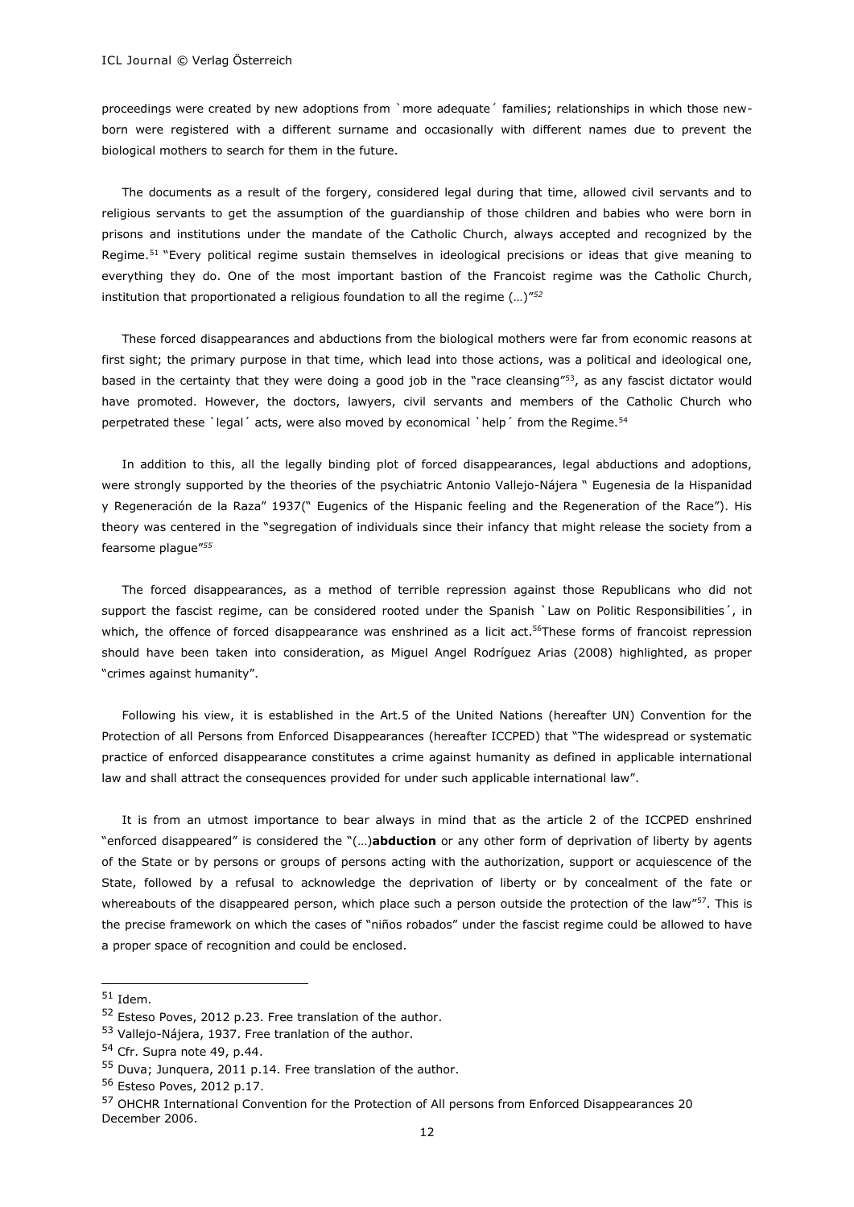proceedings were created by new adoptions from `more adequate´ families; relationships in which those new-born were registered with a different surname and occasionally with different names due to prevent the biological mothers to search for them in the future.

The documents as a result of the forgery, considered legal during that time, allowed civil servants and to religious servants to get the assumption of the guardianship of those children and babies who were born in prisons and institutions under the mandate of the Catholic Church, always accepted and recognized by the Regime.[51] "Every political regime sustain themselves in ideological precisions or ideas that give meaning to everything they do. One of the most important bastion of the Francoist regime was the Catholic Church, institution that proportionated a religious foundation to all the regime (…)"[52]

These forced disappearances and abductions from the biological mothers were far from economic reasons at first sight; the primary purpose in that time, which lead into those actions, was a political and ideological one, based in the certainty that they were doing a good job in the "race cleansing"[53], as any fascist dictator would have promoted. However, the doctors, lawyers, civil servants and members of the Catholic Church who perpetrated these `legal´ acts, were also moved by economical `help´ from the Regime.[54]

In addition to this, all the legally binding plot of forced disappearances, legal abductions and adoptions, were strongly supported by the theories of the psychiatric Antonio Vallejo-Nájera " Eugenesia de la Hispanidad y Regeneración de la Raza" 1937(" Eugenics of the Hispanic feeling and the Regeneration of the Race"). His theory was centered in the "segregation of individuals since their infancy that might release the society from a fearsome plague"[55]

The forced disappearances, as a method of terrible repression against those Republicans who did not support the fascist regime, can be considered rooted under the Spanish `Law on Politic Responsibilities´, in which, the offence of forced disappearance was enshrined as a licit act.[56]These forms of francoist repression should have been taken into consideration, as Miguel Angel Rodríguez Arias (2008) highlighted, as proper "crimes against humanity".

Following his view, it is established in the Art.5 of the United Nations (hereafter UN) Convention for the Protection of all Persons from Enforced Disappearances (hereafter ICCPED) that "The widespread or systematic practice of enforced disappearance constitutes a crime against humanity as defined in applicable international law and shall attract the consequences provided for under such applicable international law".

It is from an utmost importance to bear always in mind that as the article 2 of the ICCPED enshrined "enforced disappeared" is considered the "(…)**abduction** or any other form of deprivation of liberty by agents of the State or by persons or groups of persons acting with the authorization, support or acquiescence of the State, followed by a refusal to acknowledge the deprivation of liberty or by concealment of the fate or whereabouts of the disappeared person, which place such a person outside the protection of the law"[57]. This is the precise framework on which the cases of "niños robados" under the fascist regime could be allowed to have a proper space of recognition and could be enclosed.

---

[51] Idem.

[52] Esteso Poves, 2012 p.23. Free translation of the author.

[53] Vallejo-Nájera, 1937. Free tranlation of the author.

[54] Cfr. Supra note 49, p.44.

[55] Duva; Junquera, 2011 p.14. Free translation of the author.

[56] Esteso Poves, 2012 p.17.

[57] OHCHR International Convention for the Protection of All persons from Enforced Disappearances 20 December 2006.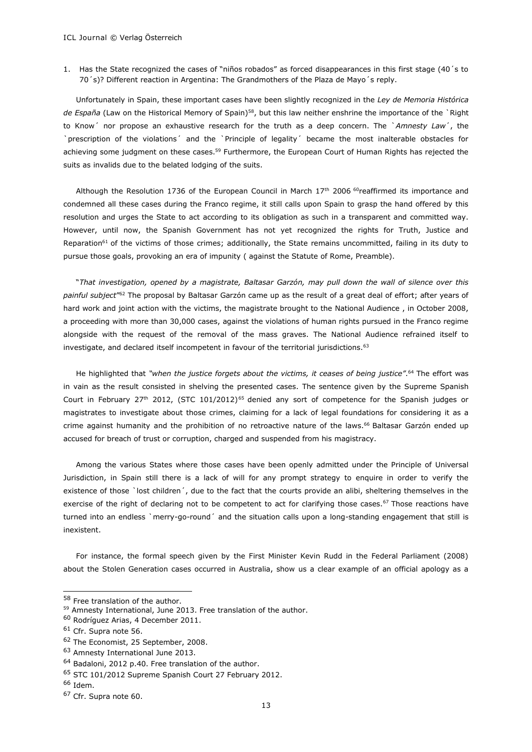1. Has the State recognized the cases of "niños robados" as forced disappearances in this first stage (40´s to 70´s)? Different reaction in Argentina: The Grandmothers of the Plaza de Mayo´s reply.

Unfortunately in Spain, these important cases have been slightly recognized in the *Ley de Memoria Histórica de España* (Law on the Historical Memory of Spain)[58], but this law neither enshrine the importance of the `Right to Know´ nor propose an exhaustive research for the truth as a deep concern. The `*Amnesty Law*´, the `prescription of the violations´ and the `Principle of legality´ became the most inalterable obstacles for achieving some judgment on these cases.[59] Furthermore, the European Court of Human Rights has rejected the suits as invalids due to the belated lodging of the suits.

Although the Resolution 1736 of the European Council in March 17th 2006 [60]reaffirmed its importance and condemned all these cases during the Franco regime, it still calls upon Spain to grasp the hand offered by this resolution and urges the State to act according to its obligation as such in a transparent and committed way. However, until now, the Spanish Government has not yet recognized the rights for Truth, Justice and Reparation[61] of the victims of those crimes; additionally, the State remains uncommitted, failing in its duty to pursue those goals, provoking an era of impunity ( against the Statute of Rome, Preamble).

"*That investigation, opened by a magistrate, Baltasar Garzón, may pull down the wall of silence over this painful subject*"[62] The proposal by Baltasar Garzón came up as the result of a great deal of effort; after years of hard work and joint action with the victims, the magistrate brought to the National Audience , in October 2008, a proceeding with more than 30,000 cases, against the violations of human rights pursued in the Franco regime alongside with the request of the removal of the mass graves. The National Audience refrained itself to investigate, and declared itself incompetent in favour of the territorial jurisdictions.[63]

He highlighted that *"when the justice forgets about the victims, it ceases of being justice"*.[64] The effort was in vain as the result consisted in shelving the presented cases. The sentence given by the Supreme Spanish Court in February 27th 2012, (STC 101/2012)[65] denied any sort of competence for the Spanish judges or magistrates to investigate about those crimes, claiming for a lack of legal foundations for considering it as a crime against humanity and the prohibition of no retroactive nature of the laws.[66] Baltasar Garzón ended up accused for breach of trust or corruption, charged and suspended from his magistracy.

Among the various States where those cases have been openly admitted under the Principle of Universal Jurisdiction, in Spain still there is a lack of will for any prompt strategy to enquire in order to verify the existence of those `lost children´, due to the fact that the courts provide an alibi, sheltering themselves in the exercise of the right of declaring not to be competent to act for clarifying those cases.[67] Those reactions have turned into an endless `merry-go-round´ and the situation calls upon a long-standing engagement that still is inexistent.

For instance, the formal speech given by the First Minister Kevin Rudd in the Federal Parliament (2008) about the Stolen Generation cases occurred in Australia, show us a clear example of an official apology as a

---

[58] Free translation of the author.

[59] Amnesty International, June 2013. Free translation of the author.

[60] Rodríguez Arias, 4 December 2011.

[61] Cfr. Supra note 56.

[62] The Economist, 25 September, 2008.

[63] Amnesty International June 2013.

[64] Badaloni, 2012 p.40. Free translation of the author.

[65] STC 101/2012 Supreme Spanish Court 27 February 2012.

[66] Idem.

[67] Cfr. Supra note 60.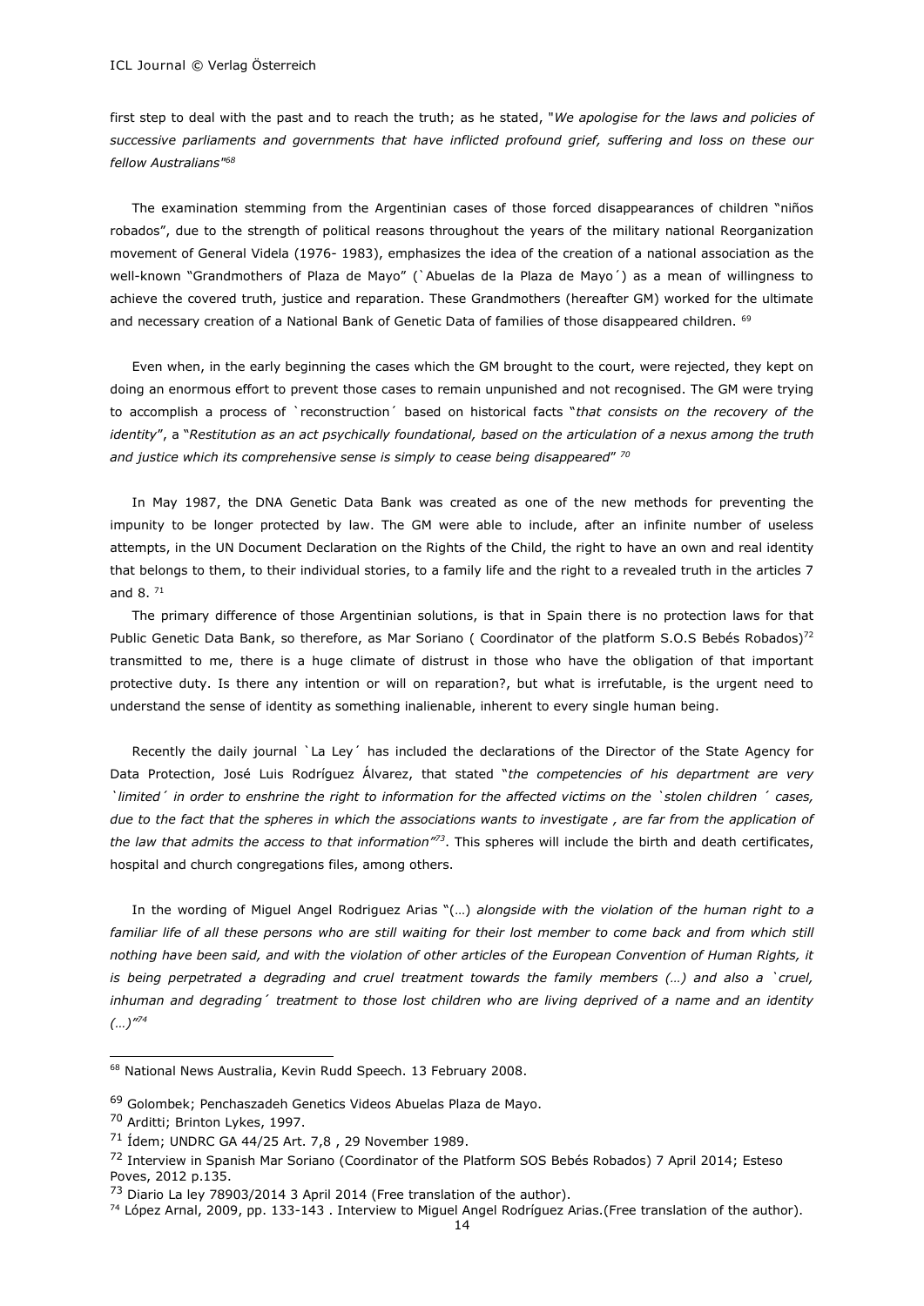first step to deal with the past and to reach the truth; as he stated, "*We apologise for the laws and policies of successive parliaments and governments that have inflicted profound grief, suffering and loss on these our fellow Australians*"[68]

The examination stemming from the Argentinian cases of those forced disappearances of children "niños robados", due to the strength of political reasons throughout the years of the military national Reorganization movement of General Videla (1976- 1983), emphasizes the idea of the creation of a national association as the well-known "Grandmothers of Plaza de Mayo" (`Abuelas de la Plaza de Mayo´) as a mean of willingness to achieve the covered truth, justice and reparation. These Grandmothers (hereafter GM) worked for the ultimate and necessary creation of a National Bank of Genetic Data of families of those disappeared children. [69]

Even when, in the early beginning the cases which the GM brought to the court, were rejected, they kept on doing an enormous effort to prevent those cases to remain unpunished and not recognised. The GM were trying to accomplish a process of `reconstruction´ based on historical facts "*that consists on the recovery of the identity*", a "*Restitution as an act psychically foundational, based on the articulation of a nexus among the truth and justice which its comprehensive sense is simply to cease being disappeared*" [70]

In May 1987, the DNA Genetic Data Bank was created as one of the new methods for preventing the impunity to be longer protected by law. The GM were able to include, after an infinite number of useless attempts, in the UN Document Declaration on the Rights of the Child, the right to have an own and real identity that belongs to them, to their individual stories, to a family life and the right to a revealed truth in the articles 7 and 8. [71]

The primary difference of those Argentinian solutions, is that in Spain there is no protection laws for that Public Genetic Data Bank, so therefore, as Mar Soriano ( Coordinator of the platform S.O.S Bebés Robados)[72] transmitted to me, there is a huge climate of distrust in those who have the obligation of that important protective duty. Is there any intention or will on reparation?, but what is irrefutable, is the urgent need to understand the sense of identity as something inalienable, inherent to every single human being.

Recently the daily journal `La Ley´ has included the declarations of the Director of the State Agency for Data Protection, José Luis Rodríguez Álvarez, that stated "*the competencies of his department are very `limited´ in order to enshrine the right to information for the affected victims on the `stolen children ´ cases, due to the fact that the spheres in which the associations wants to investigate , are far from the application of the law that admits the access to that information*"[73]. This spheres will include the birth and death certificates, hospital and church congregations files, among others.

In the wording of Miguel Angel Rodriguez Arias "(…) *alongside with the violation of the human right to a familiar life of all these persons who are still waiting for their lost member to come back and from which still nothing have been said, and with the violation of other articles of the European Convention of Human Rights, it is being perpetrated a degrading and cruel treatment towards the family members (…) and also a `cruel, inhuman and degrading´ treatment to those lost children who are living deprived of a name and an identity (…)*"[74]

---

[68] National News Australia, Kevin Rudd Speech. 13 February 2008.

[69] Golombek; Penchaszadeh Genetics Videos Abuelas Plaza de Mayo.

[70] Arditti; Brinton Lykes, 1997.

[71] Ídem; UNDRC GA 44/25 Art. 7,8 , 29 November 1989.

[72] Interview in Spanish Mar Soriano (Coordinator of the Platform SOS Bebés Robados) 7 April 2014; Esteso Poves, 2012 p.135.

[73] Diario La ley 78903/2014 3 April 2014 (Free translation of the author).

[74] López Arnal, 2009, pp. 133-143 . Interview to Miguel Angel Rodríguez Arias.(Free translation of the author).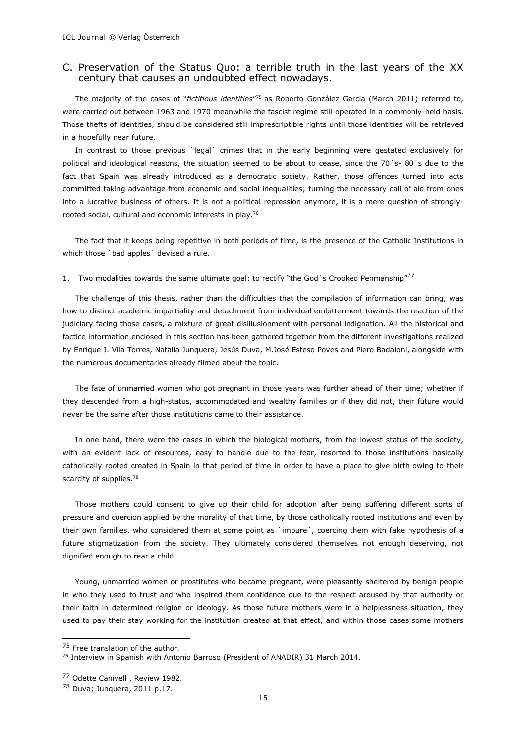## C. Preservation of the Status Quo: a terrible truth in the last years of the XX century that causes an undoubted effect nowadays.

The majority of the cases of "*fictitious identities*"[75] as Roberto González Garcia (March 2011) referred to, were carried out between 1963 and 1970 meanwhile the fascist regime still operated in a commonly-held basis. Those thefts of identities, should be considered still imprescriptible rights until those identities will be retrieved in a hopefully near future.

In contrast to those previous `legal´ crimes that in the early beginning were gestated exclusively for political and ideological reasons, the situation seemed to be about to cease, since the 70´s- 80´s due to the fact that Spain was already introduced as a democratic society. Rather, those offences turned into acts committed taking advantage from economic and social inequalities; turning the necessary call of aid from ones into a lucrative business of others. It is not a political repression anymore, it is a mere question of strongly-rooted social, cultural and economic interests in play.[76]

The fact that it keeps being repetitive in both periods of time, is the presence of the Catholic Institutions in which those `bad apples´ devised a rule.

### 1. Two modalities towards the same ultimate goal: to rectify "the God´s Crooked Penmanship"[77]

The challenge of this thesis, rather than the difficulties that the compilation of information can bring, was how to distinct academic impartiality and detachment from individual embitterment towards the reaction of the judiciary facing those cases, a mixture of great disillusionment with personal indignation. All the historical and factice information enclosed in this section has been gathered together from the different investigations realized by Enrique J. Vila Torres, Natalia Junquera, Jesús Duva, M.José Esteso Poves and Piero Badaloni, alongside with the numerous documentaries already filmed about the topic.

The fate of unmarried women who got pregnant in those years was further ahead of their time; whether if they descended from a high-status, accommodated and wealthy families or if they did not, their future would never be the same after those institutions came to their assistance.

In one hand, there were the cases in which the biological mothers, from the lowest status of the society, with an evident lack of resources, easy to handle due to the fear, resorted to those institutions basically catholically rooted created in Spain in that period of time in order to have a place to give birth owing to their scarcity of supplies.[78]

Those mothers could consent to give up their child for adoption after being suffering different sorts of pressure and coercion applied by the morality of that time, by those catholically rooted institutions and even by their own families, who considered them at some point as `impure´, coercing them with fake hypothesis of a future stigmatization from the society. They ultimately considered themselves not enough deserving, not dignified enough to rear a child.

Young, unmarried women or prostitutes who became pregnant, were pleasantly sheltered by benign people in who they used to trust and who inspired them confidence due to the respect aroused by that authority or their faith in determined religion or ideology. As those future mothers were in a helplessness situation, they used to pay their stay working for the institution created at that effect, and within those cases some mothers

---

[75] Free translation of the author.

[76] Interview in Spanish with Antonio Barroso (President of ANADIR) 31 March 2014.

[77] Odette Canivell , Review 1982.

[78] Duva; Junquera, 2011 p.17.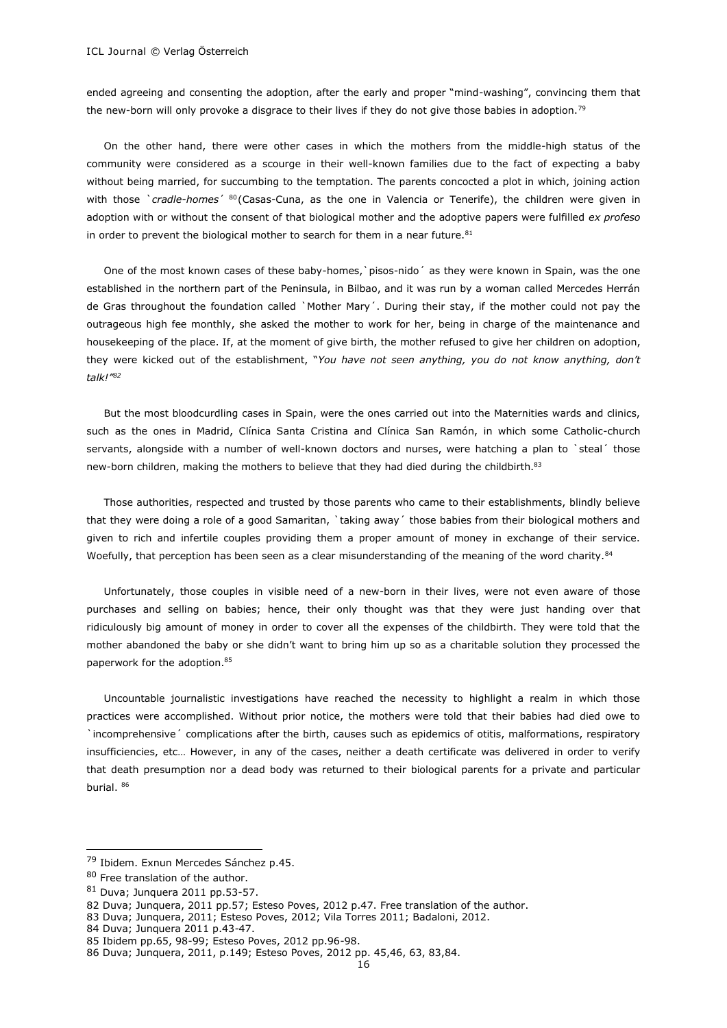ended agreeing and consenting the adoption, after the early and proper "mind-washing", convincing them that the new-born will only provoke a disgrace to their lives if they do not give those babies in adoption.[79]

On the other hand, there were other cases in which the mothers from the middle-high status of the community were considered as a scourge in their well-known families due to the fact of expecting a baby without being married, for succumbing to the temptation. The parents concocted a plot in which, joining action with those `*cradle-homes*´ [80](Casas-Cuna, as the one in Valencia or Tenerife), the children were given in adoption with or without the consent of that biological mother and the adoptive papers were fulfilled *ex profeso* in order to prevent the biological mother to search for them in a near future.[81]

One of the most known cases of these baby-homes,`pisos-nido´ as they were known in Spain, was the one established in the northern part of the Peninsula, in Bilbao, and it was run by a woman called Mercedes Herrán de Gras throughout the foundation called `Mother Mary´. During their stay, if the mother could not pay the outrageous high fee monthly, she asked the mother to work for her, being in charge of the maintenance and housekeeping of the place. If, at the moment of give birth, the mother refused to give her children on adoption, they were kicked out of the establishment, "*You have not seen anything, you do not know anything, don't talk!*"[82]

But the most bloodcurdling cases in Spain, were the ones carried out into the Maternities wards and clinics, such as the ones in Madrid, Clínica Santa Cristina and Clínica San Ramón, in which some Catholic-church servants, alongside with a number of well-known doctors and nurses, were hatching a plan to `steal´ those new-born children, making the mothers to believe that they had died during the childbirth.[83]

Those authorities, respected and trusted by those parents who came to their establishments, blindly believe that they were doing a role of a good Samaritan, `taking away´ those babies from their biological mothers and given to rich and infertile couples providing them a proper amount of money in exchange of their service. Woefully, that perception has been seen as a clear misunderstanding of the meaning of the word charity.[84]

Unfortunately, those couples in visible need of a new-born in their lives, were not even aware of those purchases and selling on babies; hence, their only thought was that they were just handing over that ridiculously big amount of money in order to cover all the expenses of the childbirth. They were told that the mother abandoned the baby or she didn't want to bring him up so as a charitable solution they processed the paperwork for the adoption.[85]

Uncountable journalistic investigations have reached the necessity to highlight a realm in which those practices were accomplished. Without prior notice, the mothers were told that their babies had died owe to `incomprehensive´ complications after the birth, causes such as epidemics of otitis, malformations, respiratory insufficiencies, etc… However, in any of the cases, neither a death certificate was delivered in order to verify that death presumption nor a dead body was returned to their biological parents for a private and particular burial. [86]

---

[79] Ibidem. Exnun Mercedes Sánchez p.45.

[80] Free translation of the author.

[81] Duva; Junquera 2011 pp.53-57.

82 Duva; Junquera, 2011 pp.57; Esteso Poves, 2012 p.47. Free translation of the author.

83 Duva; Junquera, 2011; Esteso Poves, 2012; Vila Torres 2011; Badaloni, 2012.

84 Duva; Junquera 2011 p.43-47.

85 Ibidem pp.65, 98-99; Esteso Poves, 2012 pp.96-98.

86 Duva; Junquera, 2011, p.149; Esteso Poves, 2012 pp. 45,46, 63, 83,84.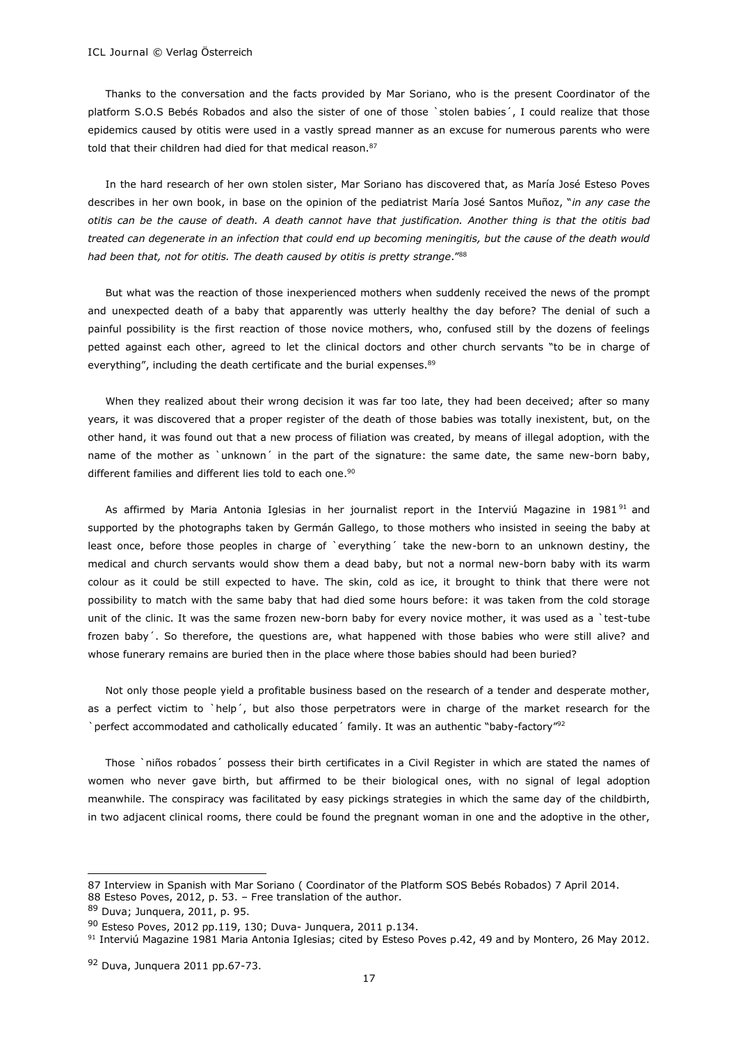Thanks to the conversation and the facts provided by Mar Soriano, who is the present Coordinator of the platform S.O.S Bebés Robados and also the sister of one of those `stolen babies´, I could realize that those epidemics caused by otitis were used in a vastly spread manner as an excuse for numerous parents who were told that their children had died for that medical reason.[87]

In the hard research of her own stolen sister, Mar Soriano has discovered that, as María José Esteso Poves describes in her own book, in base on the opinion of the pediatrist María José Santos Muñoz, "*in any case the otitis can be the cause of death. A death cannot have that justification. Another thing is that the otitis bad treated can degenerate in an infection that could end up becoming meningitis, but the cause of the death would had been that, not for otitis. The death caused by otitis is pretty strange*."[88]

But what was the reaction of those inexperienced mothers when suddenly received the news of the prompt and unexpected death of a baby that apparently was utterly healthy the day before? The denial of such a painful possibility is the first reaction of those novice mothers, who, confused still by the dozens of feelings petted against each other, agreed to let the clinical doctors and other church servants "to be in charge of everything", including the death certificate and the burial expenses.[89]

When they realized about their wrong decision it was far too late, they had been deceived; after so many years, it was discovered that a proper register of the death of those babies was totally inexistent, but, on the other hand, it was found out that a new process of filiation was created, by means of illegal adoption, with the name of the mother as `unknown´ in the part of the signature: the same date, the same new-born baby, different families and different lies told to each one.[90]

As affirmed by Maria Antonia Iglesias in her journalist report in the Interviú Magazine in 1981[91] and supported by the photographs taken by Germán Gallego, to those mothers who insisted in seeing the baby at least once, before those peoples in charge of `everything´ take the new-born to an unknown destiny, the medical and church servants would show them a dead baby, but not a normal new-born baby with its warm colour as it could be still expected to have. The skin, cold as ice, it brought to think that there were not possibility to match with the same baby that had died some hours before: it was taken from the cold storage unit of the clinic. It was the same frozen new-born baby for every novice mother, it was used as a `test-tube frozen baby´. So therefore, the questions are, what happened with those babies who were still alive? and whose funerary remains are buried then in the place where those babies should had been buried?

Not only those people yield a profitable business based on the research of a tender and desperate mother, as a perfect victim to `help´, but also those perpetrators were in charge of the market research for the `perfect accommodated and catholically educated´ family. It was an authentic "baby-factory"[92]

Those `niños robados´ possess their birth certificates in a Civil Register in which are stated the names of women who never gave birth, but affirmed to be their biological ones, with no signal of legal adoption meanwhile. The conspiracy was facilitated by easy pickings strategies in which the same day of the childbirth, in two adjacent clinical rooms, there could be found the pregnant woman in one and the adoptive in the other,

---

87 Interview in Spanish with Mar Soriano ( Coordinator of the Platform SOS Bebés Robados) 7 April 2014.

88 Esteso Poves, 2012, p. 53. – Free translation of the author.

89 Duva; Junquera, 2011, p. 95.

90 Esteso Poves, 2012 pp.119, 130; Duva- Junquera, 2011 p.134.

91 Interviú Magazine 1981 Maria Antonia Iglesias; cited by Esteso Poves p.42, 49 and by Montero, 26 May 2012.

92 Duva, Junquera 2011 pp.67-73.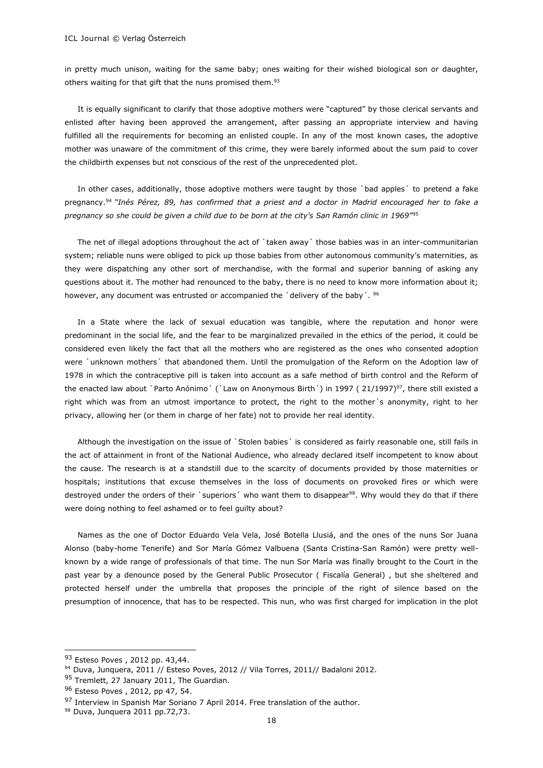in pretty much unison, waiting for the same baby; ones waiting for their wished biological son or daughter, others waiting for that gift that the nuns promised them.[93]

It is equally significant to clarify that those adoptive mothers were "captured" by those clerical servants and enlisted after having been approved the arrangement, after passing an appropriate interview and having fulfilled all the requirements for becoming an enlisted couple. In any of the most known cases, the adoptive mother was unaware of the commitment of this crime, they were barely informed about the sum paid to cover the childbirth expenses but not conscious of the rest of the unprecedented plot.

In other cases, additionally, those adoptive mothers were taught by those `bad apples´ to pretend a fake pregnancy.[94] *"Inés Pérez, 89, has confirmed that a priest and a doctor in Madrid encouraged her to fake a pregnancy so she could be given a child due to be born at the city's San Ramón clinic in 1969"*[95]

The net of illegal adoptions throughout the act of `taken away´ those babies was in an inter-communitarian system; reliable nuns were obliged to pick up those babies from other autonomous community's maternities, as they were dispatching any other sort of merchandise, with the formal and superior banning of asking any questions about it. The mother had renounced to the baby, there is no need to know more information about it; however, any document was entrusted or accompanied the `delivery of the baby´. [96]

In a State where the lack of sexual education was tangible, where the reputation and honor were predominant in the social life, and the fear to be marginalized prevailed in the ethics of the period, it could be considered even likely the fact that all the mothers who are registered as the ones who consented adoption were `unknown mothers´ that abandoned them. Until the promulgation of the Reform on the Adoption law of 1978 in which the contraceptive pill is taken into account as a safe method of birth control and the Reform of the enacted law about `Parto Anónimo´ (`Law on Anonymous Birth´) in 1997 ( 21/1997)[97], there still existed a right which was from an utmost importance to protect, the right to the mother´s anonymity, right to her privacy, allowing her (or them in charge of her fate) not to provide her real identity.

Although the investigation on the issue of `Stolen babies´ is considered as fairly reasonable one, still fails in the act of attainment in front of the National Audience, who already declared itself incompetent to know about the cause. The research is at a standstill due to the scarcity of documents provided by those maternities or hospitals; institutions that excuse themselves in the loss of documents on provoked fires or which were destroyed under the orders of their `superiors´ who want them to disappear[98]. Why would they do that if there were doing nothing to feel ashamed or to feel guilty about?

Names as the one of Doctor Eduardo Vela Vela, José Botella Llusiá, and the ones of the nuns Sor Juana Alonso (baby-home Tenerife) and Sor María Gómez Valbuena (Santa Cristina-San Ramón) were pretty well-known by a wide range of professionals of that time. The nun Sor María was finally brought to the Court in the past year by a denounce posed by the General Public Prosecutor ( Fiscalía General) , but she sheltered and protected herself under the umbrella that proposes the principle of the right of silence based on the presumption of innocence, that has to be respected. This nun, who was first charged for implication in the plot

---

[93] Esteso Poves , 2012 pp. 43,44.

[94] Duva, Junquera, 2011 // Esteso Poves, 2012 // Vila Torres, 2011// Badaloni 2012.

[95] Tremlett, 27 January 2011, The Guardian.

[96] Esteso Poves , 2012, pp 47, 54.

[97] Interview in Spanish Mar Soriano 7 April 2014. Free translation of the author.

[98] Duva, Junquera 2011 pp.72,73.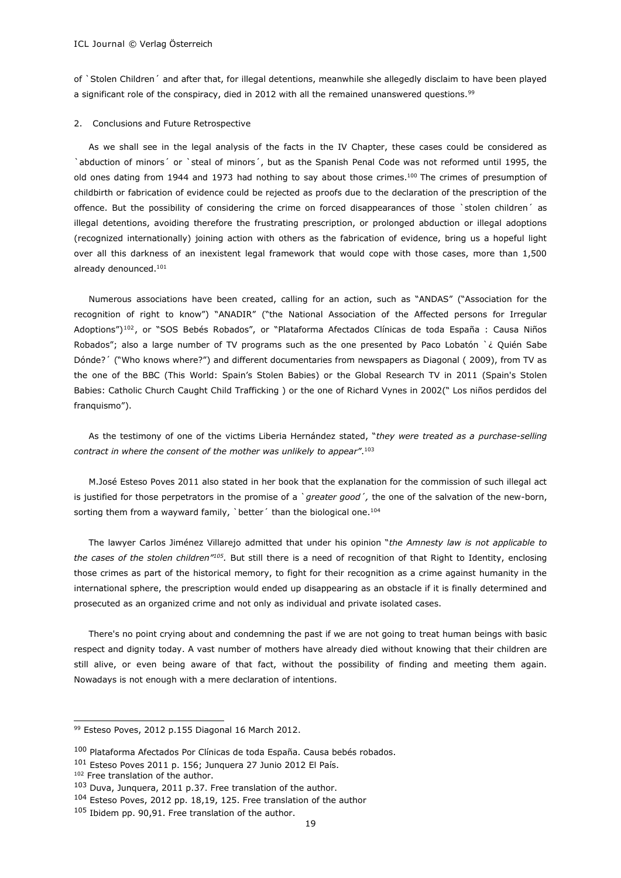of `Stolen Children´ and after that, for illegal detentions, meanwhile she allegedly disclaim to have been played a significant role of the conspiracy, died in 2012 with all the remained unanswered questions.[99]

## 2. Conclusions and Future Retrospective

As we shall see in the legal analysis of the facts in the IV Chapter, these cases could be considered as `abduction of minors´ or `steal of minors´, but as the Spanish Penal Code was not reformed until 1995, the old ones dating from 1944 and 1973 had nothing to say about those crimes.[100] The crimes of presumption of childbirth or fabrication of evidence could be rejected as proofs due to the declaration of the prescription of the offence. But the possibility of considering the crime on forced disappearances of those `stolen children´ as illegal detentions, avoiding therefore the frustrating prescription, or prolonged abduction or illegal adoptions (recognized internationally) joining action with others as the fabrication of evidence, bring us a hopeful light over all this darkness of an inexistent legal framework that would cope with those cases, more than 1,500 already denounced.[101]

Numerous associations have been created, calling for an action, such as "ANDAS" ("Association for the recognition of right to know") "ANADIR" ("the National Association of the Affected persons for Irregular Adoptions")[102], or "SOS Bebés Robados", or "Plataforma Afectados Clínicas de toda España : Causa Niños Robados"; also a large number of TV programs such as the one presented by Paco Lobatón `¿ Quién Sabe Dónde?´ ("Who knows where?") and different documentaries from newspapers as Diagonal ( 2009), from TV as the one of the BBC (This World: Spain's Stolen Babies) or the Global Research TV in 2011 (Spain's Stolen Babies: Catholic Church Caught Child Trafficking ) or the one of Richard Vynes in 2002(" Los niños perdidos del franquismo").

As the testimony of one of the victims Liberia Hernández stated, "*they were treated as a purchase-selling contract in where the consent of the mother was unlikely to appear"*.[103]

M.José Esteso Poves 2011 also stated in her book that the explanation for the commission of such illegal act is justified for those perpetrators in the promise of a *`greater good´,* the one of the salvation of the new-born, sorting them from a wayward family, `better´ than the biological one.[104]

The lawyer Carlos Jiménez Villarejo admitted that under his opinion "*the Amnesty law is not applicable to the cases of the stolen children"*[105]*.* But still there is a need of recognition of that Right to Identity, enclosing those crimes as part of the historical memory, to fight for their recognition as a crime against humanity in the international sphere, the prescription would ended up disappearing as an obstacle if it is finally determined and prosecuted as an organized crime and not only as individual and private isolated cases.

There's no point crying about and condemning the past if we are not going to treat human beings with basic respect and dignity today. A vast number of mothers have already died without knowing that their children are still alive, or even being aware of that fact, without the possibility of finding and meeting them again. Nowadays is not enough with a mere declaration of intentions.

---

[99] Esteso Poves, 2012 p.155 Diagonal 16 March 2012.

[100] Plataforma Afectados Por Clínicas de toda España. Causa bebés robados.

[101] Esteso Poves 2011 p. 156; Junquera 27 Junio 2012 El País.

[102] Free translation of the author.

[103] Duva, Junquera, 2011 p.37. Free translation of the author.

[104] Esteso Poves, 2012 pp. 18,19, 125. Free translation of the author

[105] Ibidem pp. 90,91. Free translation of the author.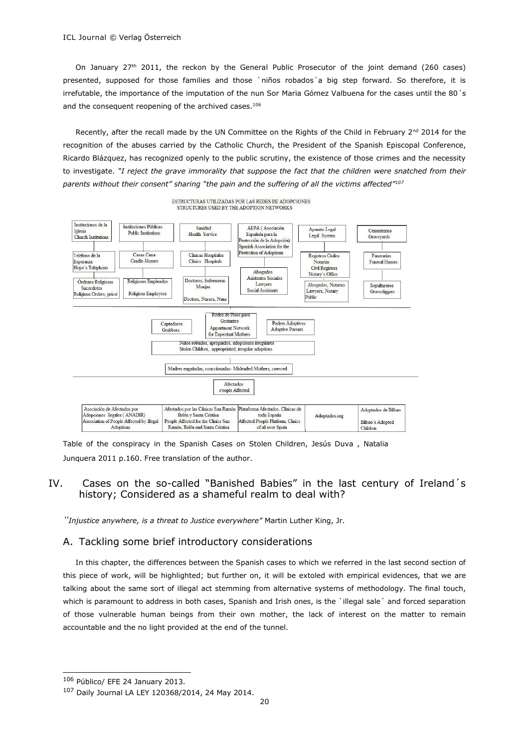On January 27th 2011, the reckon by the General Public Prosecutor of the joint demand (260 cases) presented, supposed for those families and those `niños robados´a big step forward. So therefore, it is irrefutable, the importance of the imputation of the nun Sor Maria Gómez Valbuena for the cases until the 80´s and the consequent reopening of the archived cases.[106]

Recently, after the recall made by the UN Committee on the Rights of the Child in February 2nd 2014 for the recognition of the abuses carried by the Catholic Church, the President of the Spanish Episcopal Conference, Ricardo Blázquez, has recognized openly to the public scrutiny, the existence of those crimes and the necessity to investigate. *"I reject the grave immorality that suppose the fact that the children were snatched from their parents without their consent" sharing "the pain and the suffering of all the victims affected"*[107]

ESTRUCTURAS UTILIZADAS POR LAS REDES DE ADOPCIONES
STRUCTURES USED BY THE ADOPTION NETWORKS

| Instituciones de la Iglesia / Church Institutions | Instituciones Públicas / Public Institutions | Sanidad / Health Service | AEPA (Asociación Española para la Protección de la Adopción) / Spanish Association for the Protection of Adoptions | Aparato Legal / Legal System | Cementerios / Graveyards |
|---|---|---|---|---|---|
| Teléfono de la Esperanza / Hope's Telephone | Casas Cuna / Cradle-Homes | Clínicas Hospitales / Clinics Hospitals | Abogados / Asistentes Sociales / Lawyers / Social Assistants | Registros Civiles / Notarías / Civil Registers / Notary's Office | Funerarias / Funeral Homes |
| Órdenes Religiosas / Sacerdotes / Religious Orders, priest | Religiosos Empleados / Religious Employees | Doctores, Enfermeras / Monjas / Doctors, Nurses, Nuns | | Abogados, Notarios / Lawyers, Notary Public | Sepultureros / Gravediggers |

| Captadores / Grabbers | Redes de Pisos para Gestantes / Appartment Network for Expectant Mothers | Padres Adoptivos / Adoptive Parents |
|---|---|---|

Niños robados, apropiados, adopciones irregulares / Stolen Children, appropriated, irregular adoptions

Madres engañadas, coaccionadas- Misleaded Mothers, coerced

Afectados / People Affected

| Asociación de Afectados por Adopciones Ilegales (ANADIR) / Association of People Affected by Illegal Adoptions | Afectados por las Clínicas San Ramón Belén y Santa Cristina / People Affected for the Clinics San Ramón, Belén and Santa Cristina | Plataforma Afectados, Clínicas de toda España / Affected People Platform, Clinics of all over Spain | Adoptados.org | Adoptados de Bilbao / Bilbao's Adopted Children |
|---|---|---|---|---|

Table of the conspiracy in the Spanish Cases on Stolen Children, Jesús Duva , Natalia Junquera 2011 p.160. Free translation of the author.

## IV. Cases on the so-called "Banished Babies" in the last century of Ireland´s history; Considered as a shameful realm to deal with?

*"Injustice anywhere, is a threat to Justice everywhere"* Martin Luther King, Jr.

### A. Tackling some brief introductory considerations

In this chapter, the differences between the Spanish cases to which we referred in the last second section of this piece of work, will be highlighted; but further on, it will be extoled with empirical evidences, that we are talking about the same sort of illegal act stemming from alternative systems of methodology. The final touch, which is paramount to address in both cases, Spanish and Irish ones, is the `illegal sale´ and forced separation of those vulnerable human beings from their own mother, the lack of interest on the matter to remain accountable and the no light provided at the end of the tunnel.

---

[106] Público/ EFE 24 January 2013.

[107] Daily Journal LA LEY 120368/2014, 24 May 2014.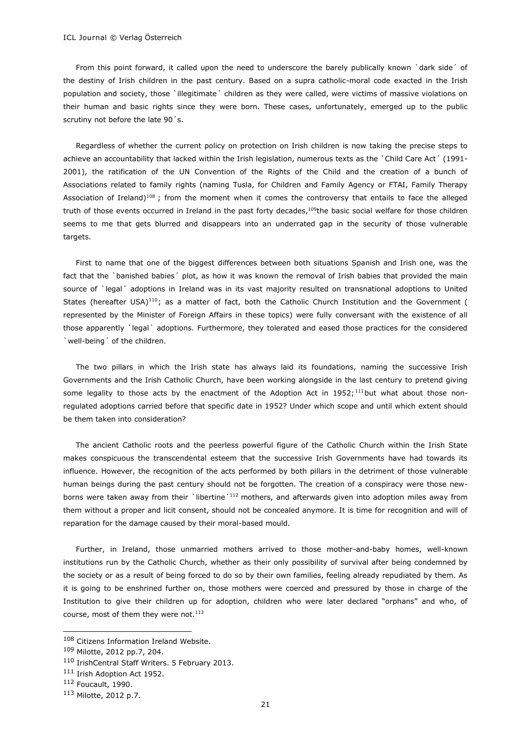From this point forward, it called upon the need to underscore the barely publically known `dark side´ of the destiny of Irish children in the past century. Based on a supra catholic-moral code exacted in the Irish population and society, those `illegitimate´ children as they were called, were victims of massive violations on their human and basic rights since they were born. These cases, unfortunately, emerged up to the public scrutiny not before the late 90´s.

Regardless of whether the current policy on protection on Irish children is now taking the precise steps to achieve an accountability that lacked within the Irish legislation, numerous texts as the `Child Care Act´ (1991-2001), the ratification of the UN Convention of the Rights of the Child and the creation of a bunch of Associations related to family rights (naming Tusla, for Children and Family Agency or FTAI, Family Therapy Association of Ireland)[108] ; from the moment when it comes the controversy that entails to face the alleged truth of those events occurred in Ireland in the past forty decades,[109] the basic social welfare for those children seems to me that gets blurred and disappears into an underrated gap in the security of those vulnerable targets.

First to name that one of the biggest differences between both situations Spanish and Irish one, was the fact that the `banished babies´ plot, as how it was known the removal of Irish babies that provided the main source of `legal´ adoptions in Ireland was in its vast majority resulted on transnational adoptions to United States (hereafter USA)[110]; as a matter of fact, both the Catholic Church Institution and the Government ( represented by the Minister of Foreign Affairs in these topics) were fully conversant with the existence of all those apparently `legal´ adoptions. Furthermore, they tolerated and eased those practices for the considered `well-being´ of the children.

The two pillars in which the Irish state has always laid its foundations, naming the successive Irish Governments and the Irish Catholic Church, have been working alongside in the last century to pretend giving some legality to those acts by the enactment of the Adoption Act in 1952;[111] but what about those non-regulated adoptions carried before that specific date in 1952? Under which scope and until which extent should be them taken into consideration?

The ancient Catholic roots and the peerless powerful figure of the Catholic Church within the Irish State makes conspicuous the transcendental esteem that the successive Irish Governments have had towards its influence. However, the recognition of the acts performed by both pillars in the detriment of those vulnerable human beings during the past century should not be forgotten. The creation of a conspiracy were those new-borns were taken away from their `libertine´[112] mothers, and afterwards given into adoption miles away from them without a proper and licit consent, should not be concealed anymore. It is time for recognition and will of reparation for the damage caused by their moral-based mould.

Further, in Ireland, those unmarried mothers arrived to those mother-and-baby homes, well-known institutions run by the Catholic Church, whether as their only possibility of survival after being condemned by the society or as a result of being forced to do so by their own families, feeling already repudiated by them. As it is going to be enshrined further on, those mothers were coerced and pressured by those in charge of the Institution to give their children up for adoption, children who were later declared "orphans" and who, of course, most of them they were not.[113]

---

[108] Citizens Information Ireland Website.

[109] Milotte, 2012 pp.7, 204.

[110] IrishCentral Staff Writers. 5 February 2013.

[111] Irish Adoption Act 1952.

[112] Foucault, 1990.

[113] Milotte, 2012 p.7.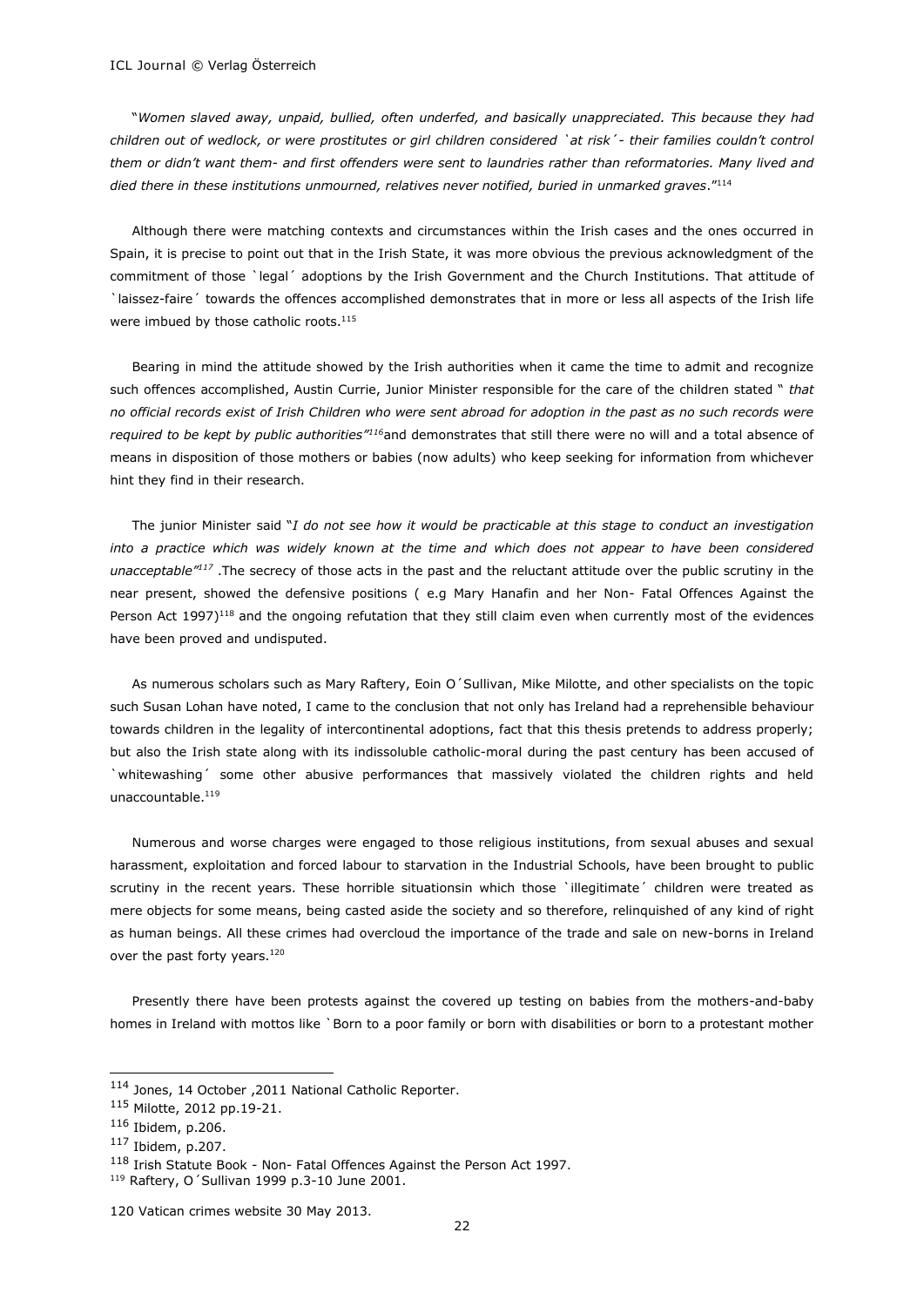"*Women slaved away, unpaid, bullied, often underfed, and basically unappreciated. This because they had children out of wedlock, or were prostitutes or girl children considered `at risk´- their families couldn't control them or didn't want them- and first offenders were sent to laundries rather than reformatories. Many lived and died there in these institutions unmourned, relatives never notified, buried in unmarked graves*."[114]

Although there were matching contexts and circumstances within the Irish cases and the ones occurred in Spain, it is precise to point out that in the Irish State, it was more obvious the previous acknowledgment of the commitment of those `legal´ adoptions by the Irish Government and the Church Institutions. That attitude of `laissez-faire´ towards the offences accomplished demonstrates that in more or less all aspects of the Irish life were imbued by those catholic roots.[115]

Bearing in mind the attitude showed by the Irish authorities when it came the time to admit and recognize such offences accomplished, Austin Currie, Junior Minister responsible for the care of the children stated " *that no official records exist of Irish Children who were sent abroad for adoption in the past as no such records were required to be kept by public authorities"*[116]and demonstrates that still there were no will and a total absence of means in disposition of those mothers or babies (now adults) who keep seeking for information from whichever hint they find in their research.

The junior Minister said "*I do not see how it would be practicable at this stage to conduct an investigation into a practice which was widely known at the time and which does not appear to have been considered unacceptable"*[117] .The secrecy of those acts in the past and the reluctant attitude over the public scrutiny in the near present, showed the defensive positions ( e.g Mary Hanafin and her Non- Fatal Offences Against the Person Act 1997)[118] and the ongoing refutation that they still claim even when currently most of the evidences have been proved and undisputed.

As numerous scholars such as Mary Raftery, Eoin O´Sullivan, Mike Milotte, and other specialists on the topic such Susan Lohan have noted, I came to the conclusion that not only has Ireland had a reprehensible behaviour towards children in the legality of intercontinental adoptions, fact that this thesis pretends to address properly; but also the Irish state along with its indissoluble catholic-moral during the past century has been accused of `whitewashing´ some other abusive performances that massively violated the children rights and held unaccountable.[119]

Numerous and worse charges were engaged to those religious institutions, from sexual abuses and sexual harassment, exploitation and forced labour to starvation in the Industrial Schools, have been brought to public scrutiny in the recent years. These horrible situationsin which those `illegitimate´ children were treated as mere objects for some means, being casted aside the society and so therefore, relinquished of any kind of right as human beings. All these crimes had overcloud the importance of the trade and sale on new-borns in Ireland over the past forty years.[120]

Presently there have been protests against the covered up testing on babies from the mothers-and-baby homes in Ireland with mottos like `Born to a poor family or born with disabilities or born to a protestant mother

---

[114] Jones, 14 October ,2011 National Catholic Reporter.

[115] Milotte, 2012 pp.19-21.

[116] Ibidem, p.206.

[117] Ibidem, p.207.

[118] Irish Statute Book - Non- Fatal Offences Against the Person Act 1997.

[119] Raftery, O´Sullivan 1999 p.3-10 June 2001.

120 Vatican crimes website 30 May 2013.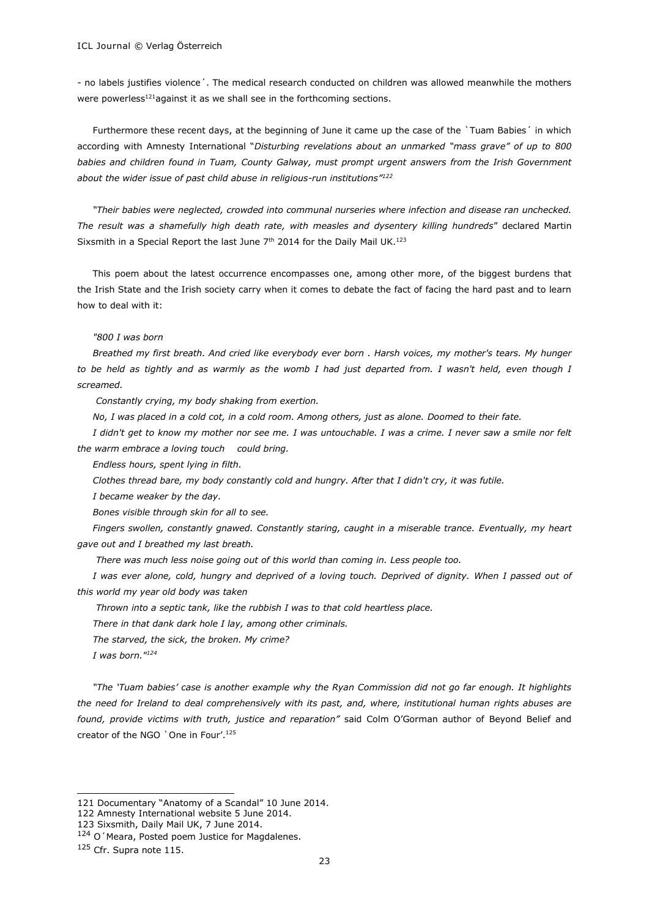- no labels justifies violence´. The medical research conducted on children was allowed meanwhile the mothers were powerless[121]against it as we shall see in the forthcoming sections.

Furthermore these recent days, at the beginning of June it came up the case of the `Tuam Babies´ in which according with Amnesty International "*Disturbing revelations about an unmarked "mass grave" of up to 800 babies and children found in Tuam, County Galway, must prompt urgent answers from the Irish Government about the wider issue of past child abuse in religious-run institutions"*[122]

*"Their babies were neglected, crowded into communal nurseries where infection and disease ran unchecked. The result was a shamefully high death rate, with measles and dysentery killing hundreds*" declared Martin Sixsmith in a Special Report the last June 7th 2014 for the Daily Mail UK.[123]

This poem about the latest occurrence encompasses one, among other more, of the biggest burdens that the Irish State and the Irish society carry when it comes to debate the fact of facing the hard past and to learn how to deal with it:

*"800 I was born*

*Breathed my first breath. And cried like everybody ever born . Harsh voices, my mother's tears. My hunger to be held as tightly and as warmly as the womb I had just departed from. I wasn't held, even though I screamed.*

*Constantly crying, my body shaking from exertion.*

*No, I was placed in a cold cot, in a cold room. Among others, just as alone. Doomed to their fate.*

*I didn't get to know my mother nor see me. I was untouchable. I was a crime. I never saw a smile nor felt the warm embrace a loving touch could bring.*

*Endless hours, spent lying in filth.*

*Clothes thread bare, my body constantly cold and hungry. After that I didn't cry, it was futile.*

*I became weaker by the day.*

*Bones visible through skin for all to see.*

*Fingers swollen, constantly gnawed. Constantly staring, caught in a miserable trance. Eventually, my heart gave out and I breathed my last breath.*

*There was much less noise going out of this world than coming in. Less people too.*

*I was ever alone, cold, hungry and deprived of a loving touch. Deprived of dignity. When I passed out of this world my year old body was taken*

*Thrown into a septic tank, like the rubbish I was to that cold heartless place.*

*There in that dank dark hole I lay, among other criminals.*

*The starved, the sick, the broken. My crime?*

*I was born."*[124]

*"The 'Tuam babies' case is another example why the Ryan Commission did not go far enough. It highlights the need for Ireland to deal comprehensively with its past, and, where, institutional human rights abuses are found, provide victims with truth, justice and reparation"* said Colm O'Gorman author of Beyond Belief and creator of the NGO `One in Four'.[125]

---

121 Documentary "Anatomy of a Scandal" 10 June 2014.

122 Amnesty International website 5 June 2014.

123 Sixsmith, Daily Mail UK, 7 June 2014.

124 O´Meara, Posted poem Justice for Magdalenes.

125 Cfr. Supra note 115.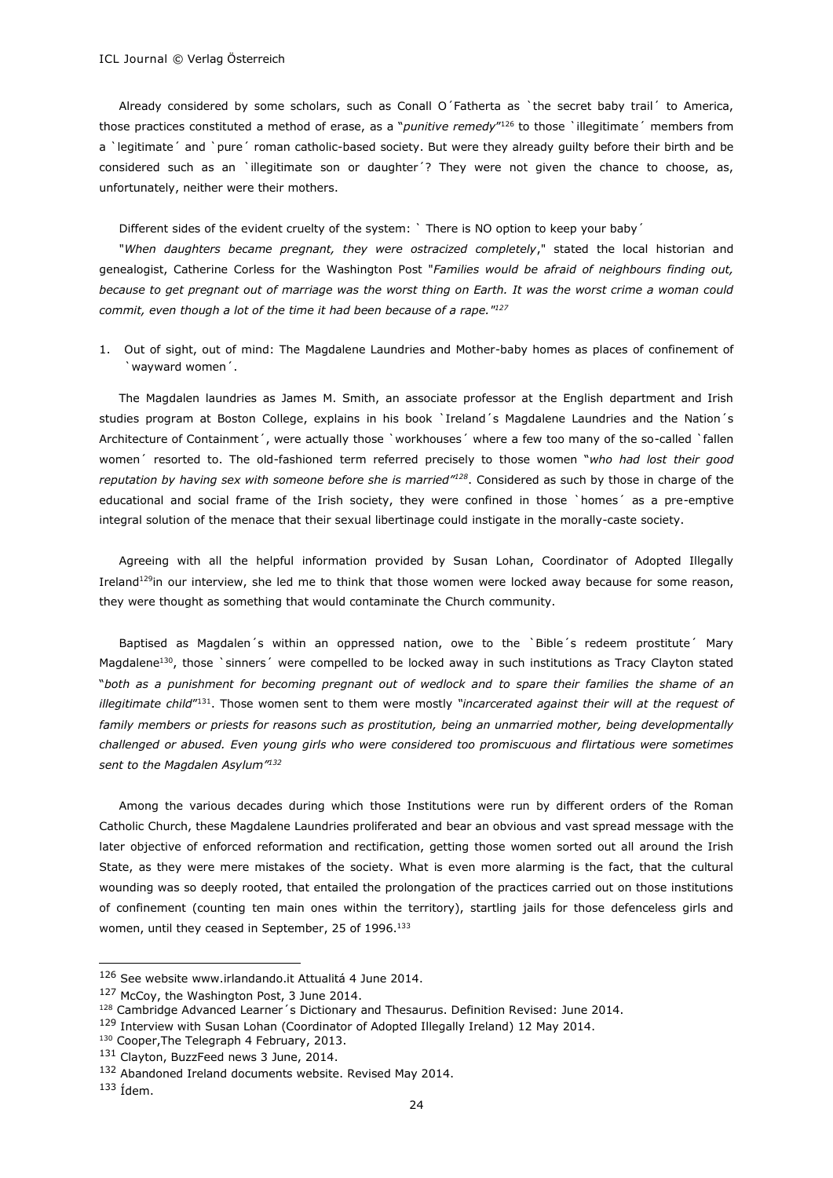Already considered by some scholars, such as Conall O´Fatherta as `the secret baby trail´ to America, those practices constituted a method of erase, as a "*punitive remedy*"[126] to those `illegitimate´ members from a `legitimate´ and `pure´ roman catholic-based society. But were they already guilty before their birth and be considered such as an `illegitimate son or daughter´? They were not given the chance to choose, as, unfortunately, neither were their mothers.

Different sides of the evident cruelty of the system: ` There is NO option to keep your baby´

"*When daughters became pregnant, they were ostracized completely*," stated the local historian and genealogist, Catherine Corless for the Washington Post "*Families would be afraid of neighbours finding out, because to get pregnant out of marriage was the worst thing on Earth. It was the worst crime a woman could commit, even though a lot of the time it had been because of a rape."*[127]

1. Out of sight, out of mind: The Magdalene Laundries and Mother-baby homes as places of confinement of `wayward women´.

The Magdalen laundries as James M. Smith, an associate professor at the English department and Irish studies program at Boston College, explains in his book `Ireland´s Magdalene Laundries and the Nation´s Architecture of Containment´, were actually those `workhouses´ where a few too many of the so-called `fallen women´ resorted to. The old-fashioned term referred precisely to those women "*who had lost their good reputation by having sex with someone before she is married"*[128]. Considered as such by those in charge of the educational and social frame of the Irish society, they were confined in those `homes´ as a pre-emptive integral solution of the menace that their sexual libertinage could instigate in the morally-caste society.

Agreeing with all the helpful information provided by Susan Lohan, Coordinator of Adopted Illegally Ireland[129]in our interview, she led me to think that those women were locked away because for some reason, they were thought as something that would contaminate the Church community.

Baptised as Magdalen´s within an oppressed nation, owe to the `Bible´s redeem prostitute´ Mary Magdalene[130], those `sinners´ were compelled to be locked away in such institutions as Tracy Clayton stated "*both as a punishment for becoming pregnant out of wedlock and to spare their families the shame of an illegitimate child*"[131]. Those women sent to them were mostly *"incarcerated against their will at the request of family members or priests for reasons such as prostitution, being an unmarried mother, being developmentally challenged or abused. Even young girls who were considered too promiscuous and flirtatious were sometimes sent to the Magdalen Asylum"*[132]

Among the various decades during which those Institutions were run by different orders of the Roman Catholic Church, these Magdalene Laundries proliferated and bear an obvious and vast spread message with the later objective of enforced reformation and rectification, getting those women sorted out all around the Irish State, as they were mere mistakes of the society. What is even more alarming is the fact, that the cultural wounding was so deeply rooted, that entailed the prolongation of the practices carried out on those institutions of confinement (counting ten main ones within the territory), startling jails for those defenceless girls and women, until they ceased in September, 25 of 1996.[133]

---

[126] See website www.irlandando.it Attualitá 4 June 2014.

[127] McCoy, the Washington Post, 3 June 2014.

[128] Cambridge Advanced Learner´s Dictionary and Thesaurus. Definition Revised: June 2014.

[129] Interview with Susan Lohan (Coordinator of Adopted Illegally Ireland) 12 May 2014.

[130] Cooper,The Telegraph 4 February, 2013.

[131] Clayton, BuzzFeed news 3 June, 2014.

[132] Abandoned Ireland documents website. Revised May 2014.

[133] Ídem.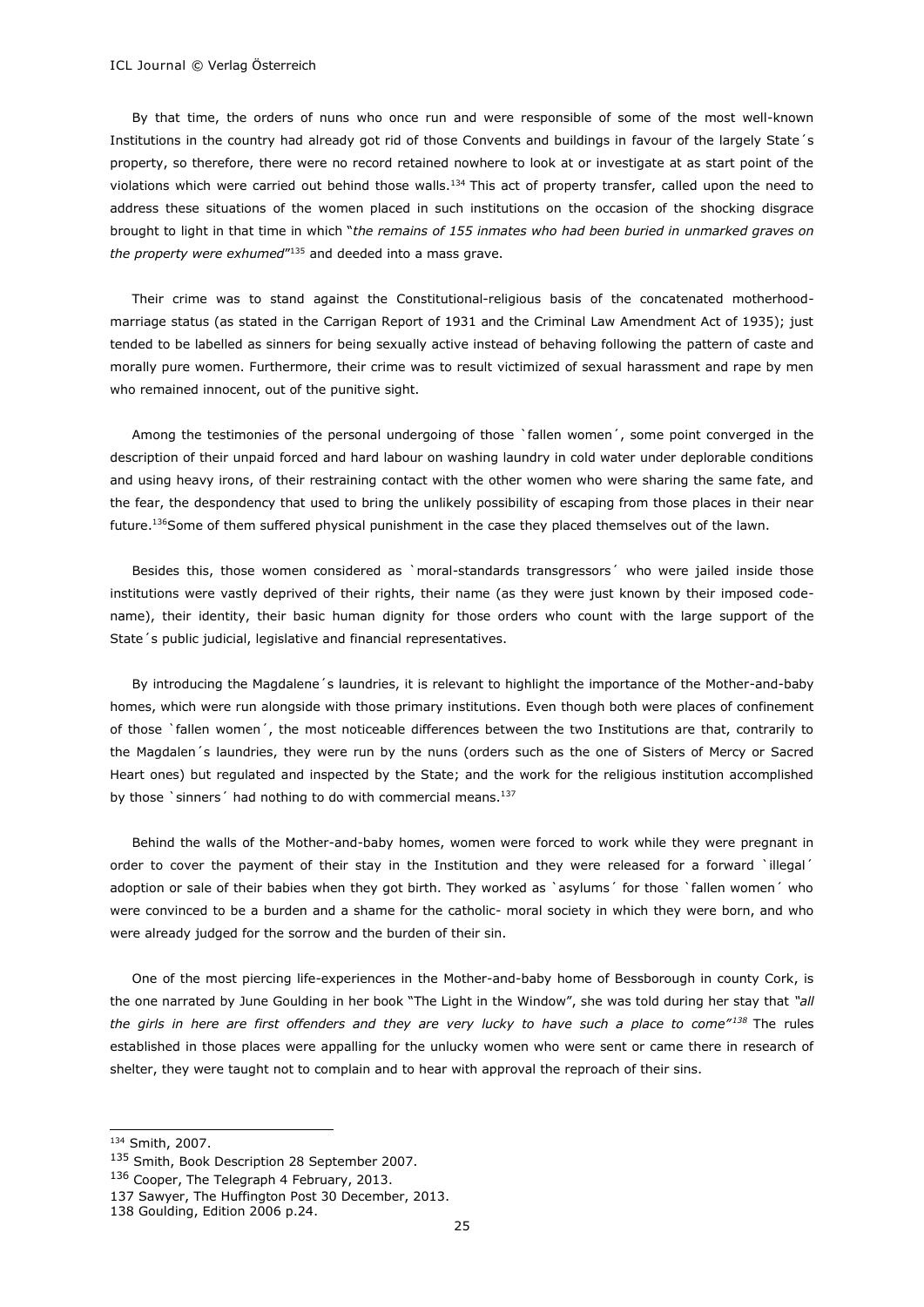By that time, the orders of nuns who once run and were responsible of some of the most well-known Institutions in the country had already got rid of those Convents and buildings in favour of the largely State´s property, so therefore, there were no record retained nowhere to look at or investigate at as start point of the violations which were carried out behind those walls.[134] This act of property transfer, called upon the need to address these situations of the women placed in such institutions on the occasion of the shocking disgrace brought to light in that time in which "*the remains of 155 inmates who had been buried in unmarked graves on the property were exhumed*"[135] and deeded into a mass grave.

Their crime was to stand against the Constitutional-religious basis of the concatenated motherhood-marriage status (as stated in the Carrigan Report of 1931 and the Criminal Law Amendment Act of 1935); just tended to be labelled as sinners for being sexually active instead of behaving following the pattern of caste and morally pure women. Furthermore, their crime was to result victimized of sexual harassment and rape by men who remained innocent, out of the punitive sight.

Among the testimonies of the personal undergoing of those `fallen women´, some point converged in the description of their unpaid forced and hard labour on washing laundry in cold water under deplorable conditions and using heavy irons, of their restraining contact with the other women who were sharing the same fate, and the fear, the despondency that used to bring the unlikely possibility of escaping from those places in their near future.[136]Some of them suffered physical punishment in the case they placed themselves out of the lawn.

Besides this, those women considered as `moral-standards transgressors´ who were jailed inside those institutions were vastly deprived of their rights, their name (as they were just known by their imposed code-name), their identity, their basic human dignity for those orders who count with the large support of the State´s public judicial, legislative and financial representatives.

By introducing the Magdalene´s laundries, it is relevant to highlight the importance of the Mother-and-baby homes, which were run alongside with those primary institutions. Even though both were places of confinement of those `fallen women´, the most noticeable differences between the two Institutions are that, contrarily to the Magdalen´s laundries, they were run by the nuns (orders such as the one of Sisters of Mercy or Sacred Heart ones) but regulated and inspected by the State; and the work for the religious institution accomplished by those `sinners´ had nothing to do with commercial means.[137]

Behind the walls of the Mother-and-baby homes, women were forced to work while they were pregnant in order to cover the payment of their stay in the Institution and they were released for a forward `illegal´ adoption or sale of their babies when they got birth. They worked as `asylums´ for those `fallen women´ who were convinced to be a burden and a shame for the catholic- moral society in which they were born, and who were already judged for the sorrow and the burden of their sin.

One of the most piercing life-experiences in the Mother-and-baby home of Bessborough in county Cork, is the one narrated by June Goulding in her book "The Light in the Window", she was told during her stay that *"all the girls in here are first offenders and they are very lucky to have such a place to come"*[138] The rules established in those places were appalling for the unlucky women who were sent or came there in research of shelter, they were taught not to complain and to hear with approval the reproach of their sins.

---

[134] Smith, 2007.

[135] Smith, Book Description 28 September 2007.

[136] Cooper, The Telegraph 4 February, 2013.

137 Sawyer, The Huffington Post 30 December, 2013.

138 Goulding, Edition 2006 p.24.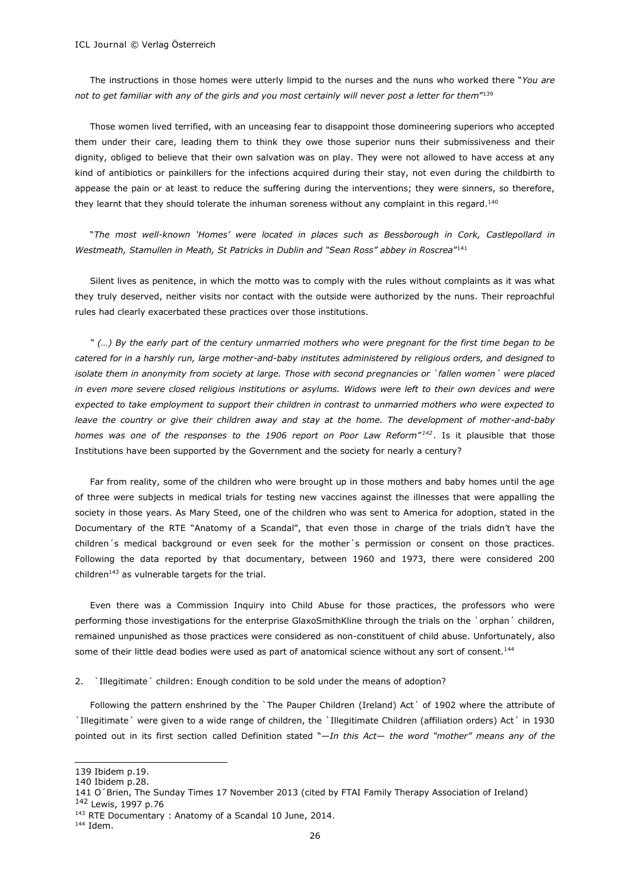The instructions in those homes were utterly limpid to the nurses and the nuns who worked there "*You are not to get familiar with any of the girls and you most certainly will never post a letter for them*"[139]

Those women lived terrified, with an unceasing fear to disappoint those domineering superiors who accepted them under their care, leading them to think they owe those superior nuns their submissiveness and their dignity, obliged to believe that their own salvation was on play. They were not allowed to have access at any kind of antibiotics or painkillers for the infections acquired during their stay, not even during the childbirth to appease the pain or at least to reduce the suffering during the interventions; they were sinners, so therefore, they learnt that they should tolerate the inhuman soreness without any complaint in this regard.[140]

"*The most well-known 'Homes' were located in places such as Bessborough in Cork, Castlepollard in Westmeath, Stamullen in Meath, St Patricks in Dublin and "Sean Ross" abbey in Roscrea*"[141]

Silent lives as penitence, in which the motto was to comply with the rules without complaints as it was what they truly deserved, neither visits nor contact with the outside were authorized by the nuns. Their reproachful rules had clearly exacerbated these practices over those institutions.

*" (…) By the early part of the century unmarried mothers who were pregnant for the first time began to be catered for in a harshly run, large mother-and-baby institutes administered by religious orders, and designed to isolate them in anonymity from society at large. Those with second pregnancies or `fallen women´ were placed in even more severe closed religious institutions or asylums. Widows were left to their own devices and were expected to take employment to support their children in contrast to unmarried mothers who were expected to leave the country or give their children away and stay at the home. The development of mother-and-baby homes was one of the responses to the 1906 report on Poor Law Reform"*[142]. Is it plausible that those Institutions have been supported by the Government and the society for nearly a century?

Far from reality, some of the children who were brought up in those mothers and baby homes until the age of three were subjects in medical trials for testing new vaccines against the illnesses that were appalling the society in those years. As Mary Steed, one of the children who was sent to America for adoption, stated in the Documentary of the RTE "Anatomy of a Scandal", that even those in charge of the trials didn't have the children´s medical background or even seek for the mother´s permission or consent on those practices. Following the data reported by that documentary, between 1960 and 1973, there were considered 200 children[143] as vulnerable targets for the trial.

Even there was a Commission Inquiry into Child Abuse for those practices, the professors who were performing those investigations for the enterprise GlaxoSmithKline through the trials on the `orphan´ children, remained unpunished as those practices were considered as non-constituent of child abuse. Unfortunately, also some of their little dead bodies were used as part of anatomical science without any sort of consent.[144]

## 2. `Illegitimate´ children: Enough condition to be sold under the means of adoption?

Following the pattern enshrined by the `The Pauper Children (Ireland) Act´ of 1902 where the attribute of `Illegitimate´ were given to a wide range of children, the `Illegitimate Children (affiliation orders) Act´ in 1930 pointed out in its first section called Definition stated "*—In this Act— the word "mother" means any of the*

---

139 Ibidem p.19.

140 Ibidem p.28.

141 O´Brien, The Sunday Times 17 November 2013 (cited by FTAI Family Therapy Association of Ireland)

142 Lewis, 1997 p.76

143 RTE Documentary : Anatomy of a Scandal 10 June, 2014.

144 Idem.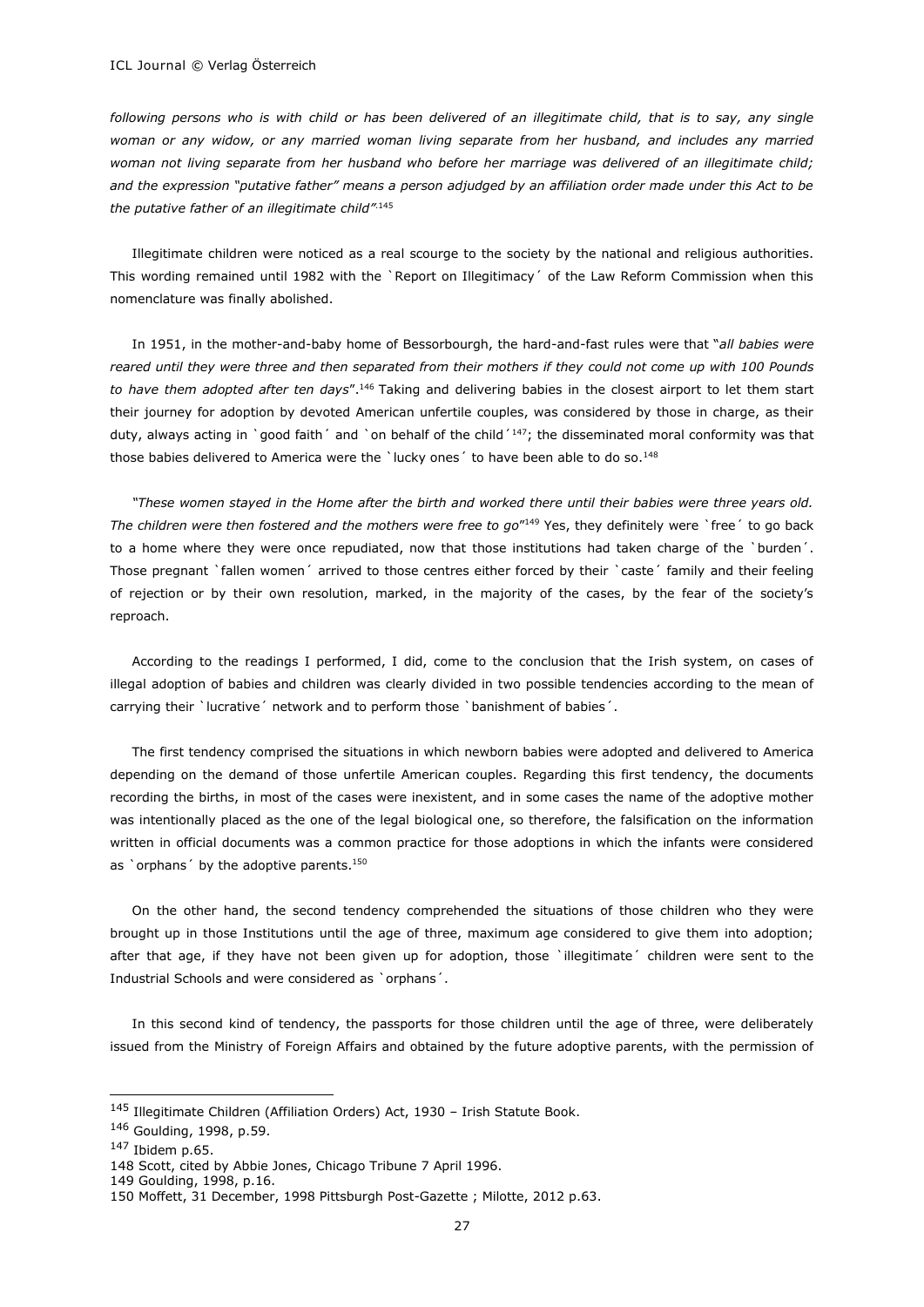*following persons who is with child or has been delivered of an illegitimate child, that is to say, any single woman or any widow, or any married woman living separate from her husband, and includes any married woman not living separate from her husband who before her marriage was delivered of an illegitimate child; and the expression "putative father" means a person adjudged by an affiliation order made under this Act to be the putative father of an illegitimate child"*.[145]

Illegitimate children were noticed as a real scourge to the society by the national and religious authorities. This wording remained until 1982 with the `Report on Illegitimacy´ of the Law Reform Commission when this nomenclature was finally abolished.

In 1951, in the mother-and-baby home of Bessorbourgh, the hard-and-fast rules were that "*all babies were reared until they were three and then separated from their mothers if they could not come up with 100 Pounds to have them adopted after ten days*".[146] Taking and delivering babies in the closest airport to let them start their journey for adoption by devoted American unfertile couples, was considered by those in charge, as their duty, always acting in `good faith´ and `on behalf of the child´[147]; the disseminated moral conformity was that those babies delivered to America were the `lucky ones´ to have been able to do so.[148]

*"These women stayed in the Home after the birth and worked there until their babies were three years old. The children were then fostered and the mothers were free to go*"[149] Yes, they definitely were `free´ to go back to a home where they were once repudiated, now that those institutions had taken charge of the `burden´. Those pregnant `fallen women´ arrived to those centres either forced by their `caste´ family and their feeling of rejection or by their own resolution, marked, in the majority of the cases, by the fear of the society's reproach.

According to the readings I performed, I did, come to the conclusion that the Irish system, on cases of illegal adoption of babies and children was clearly divided in two possible tendencies according to the mean of carrying their `lucrative´ network and to perform those `banishment of babies´.

The first tendency comprised the situations in which newborn babies were adopted and delivered to America depending on the demand of those unfertile American couples. Regarding this first tendency, the documents recording the births, in most of the cases were inexistent, and in some cases the name of the adoptive mother was intentionally placed as the one of the legal biological one, so therefore, the falsification on the information written in official documents was a common practice for those adoptions in which the infants were considered as `orphans´ by the adoptive parents.[150]

On the other hand, the second tendency comprehended the situations of those children who they were brought up in those Institutions until the age of three, maximum age considered to give them into adoption; after that age, if they have not been given up for adoption, those `illegitimate´ children were sent to the Industrial Schools and were considered as `orphans´.

In this second kind of tendency, the passports for those children until the age of three, were deliberately issued from the Ministry of Foreign Affairs and obtained by the future adoptive parents, with the permission of

---

[145] Illegitimate Children (Affiliation Orders) Act, 1930 – Irish Statute Book.

[146] Goulding, 1998, p.59.

[147] Ibidem p.65.

148 Scott, cited by Abbie Jones, Chicago Tribune 7 April 1996.

149 Goulding, 1998, p.16.

150 Moffett, 31 December, 1998 Pittsburgh Post-Gazette ; Milotte, 2012 p.63.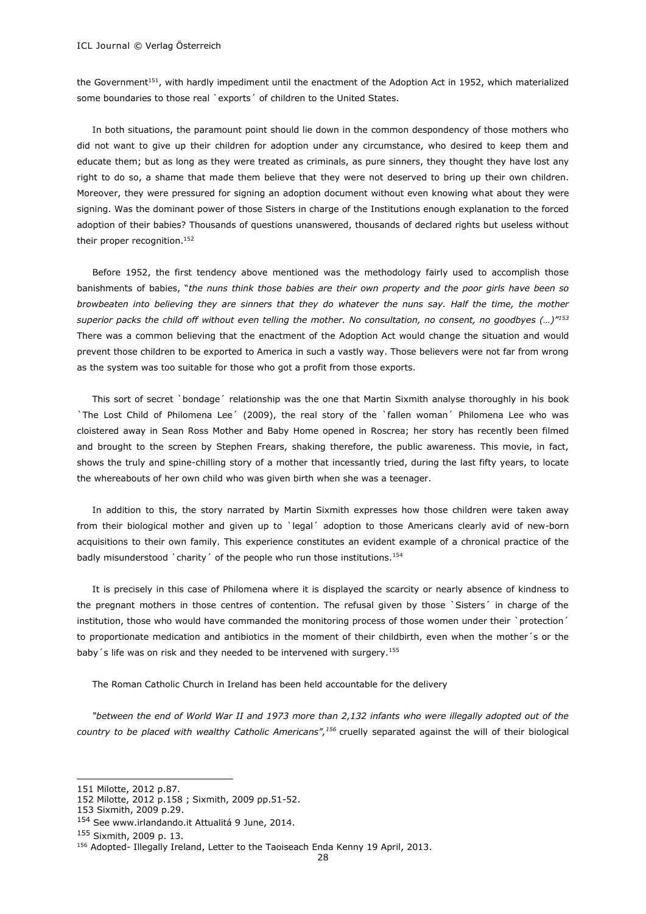the Government[151], with hardly impediment until the enactment of the Adoption Act in 1952, which materialized some boundaries to those real `exports´ of children to the United States.

In both situations, the paramount point should lie down in the common despondency of those mothers who did not want to give up their children for adoption under any circumstance, who desired to keep them and educate them; but as long as they were treated as criminals, as pure sinners, they thought they have lost any right to do so, a shame that made them believe that they were not deserved to bring up their own children. Moreover, they were pressured for signing an adoption document without even knowing what about they were signing. Was the dominant power of those Sisters in charge of the Institutions enough explanation to the forced adoption of their babies? Thousands of questions unanswered, thousands of declared rights but useless without their proper recognition.[152]

Before 1952, the first tendency above mentioned was the methodology fairly used to accomplish those banishments of babies, "*the nuns think those babies are their own property and the poor girls have been so browbeaten into believing they are sinners that they do whatever the nuns say. Half the time, the mother superior packs the child off without even telling the mother. No consultation, no consent, no goodbyes (…)"*[153] There was a common believing that the enactment of the Adoption Act would change the situation and would prevent those children to be exported to America in such a vastly way. Those believers were not far from wrong as the system was too suitable for those who got a profit from those exports.

This sort of secret `bondage´ relationship was the one that Martin Sixmith analyse thoroughly in his book `The Lost Child of Philomena Lee´ (2009), the real story of the `fallen woman´ Philomena Lee who was cloistered away in Sean Ross Mother and Baby Home opened in Roscrea; her story has recently been filmed and brought to the screen by Stephen Frears, shaking therefore, the public awareness. This movie, in fact, shows the truly and spine-chilling story of a mother that incessantly tried, during the last fifty years, to locate the whereabouts of her own child who was given birth when she was a teenager.

In addition to this, the story narrated by Martin Sixmith expresses how those children were taken away from their biological mother and given up to `legal´ adoption to those Americans clearly avid of new-born acquisitions to their own family. This experience constitutes an evident example of a chronical practice of the badly misunderstood `charity´ of the people who run those institutions.[154]

It is precisely in this case of Philomena where it is displayed the scarcity or nearly absence of kindness to the pregnant mothers in those centres of contention. The refusal given by those `Sisters´ in charge of the institution, those who would have commanded the monitoring process of those women under their `protection´ to proportionate medication and antibiotics in the moment of their childbirth, even when the mother´s or the baby´s life was on risk and they needed to be intervened with surgery.[155]

The Roman Catholic Church in Ireland has been held accountable for the delivery

*"between the end of World War II and 1973 more than 2,132 infants who were illegally adopted out of the country to be placed with wealthy Catholic Americans",*[156] cruelly separated against the will of their biological

---

151 Milotte, 2012 p.87.

152 Milotte, 2012 p.158 ; Sixmith, 2009 pp.51-52.

153 Sixmith, 2009 p.29.

154 See www.irlandando.it Attualitá 9 June, 2014.

155 Sixmith, 2009 p. 13.

156 Adopted- Illegally Ireland, Letter to the Taoiseach Enda Kenny 19 April, 2013.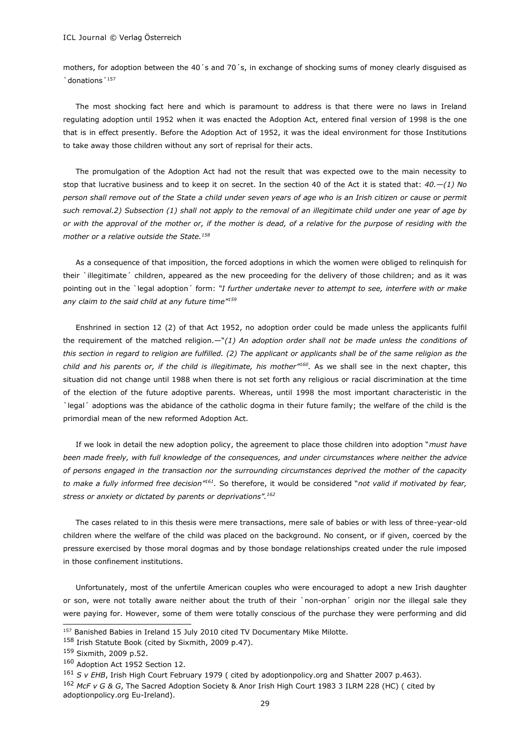mothers, for adoption between the 40´s and 70´s, in exchange of shocking sums of money clearly disguised as `donations´[157]

The most shocking fact here and which is paramount to address is that there were no laws in Ireland regulating adoption until 1952 when it was enacted the Adoption Act, entered final version of 1998 is the one that is in effect presently. Before the Adoption Act of 1952, it was the ideal environment for those Institutions to take away those children without any sort of reprisal for their acts.

The promulgation of the Adoption Act had not the result that was expected owe to the main necessity to stop that lucrative business and to keep it on secret. In the section 40 of the Act it is stated that: *40.—(1) No person shall remove out of the State a child under seven years of age who is an Irish citizen or cause or permit such removal.2) Subsection (1) shall not apply to the removal of an illegitimate child under one year of age by or with the approval of the mother or, if the mother is dead, of a relative for the purpose of residing with the mother or a relative outside the State.*[158]

As a consequence of that imposition, the forced adoptions in which the women were obliged to relinquish for their `illegitimate´ children, appeared as the new proceeding for the delivery of those children; and as it was pointing out in the `legal adoption´ form: *"I further undertake never to attempt to see, interfere with or make any claim to the said child at any future time"*[159]

Enshrined in section 12 (2) of that Act 1952, no adoption order could be made unless the applicants fulfil the requirement of the matched religion.—*"(1) An adoption order shall not be made unless the conditions of this section in regard to religion are fulfilled. (2) The applicant or applicants shall be of the same religion as the child and his parents or, if the child is illegitimate, his mother"*[160]. As we shall see in the next chapter, this situation did not change until 1988 when there is not set forth any religious or racial discrimination at the time of the election of the future adoptive parents. Whereas, until 1998 the most important characteristic in the `legal´ adoptions was the abidance of the catholic dogma in their future family; the welfare of the child is the primordial mean of the new reformed Adoption Act.

If we look in detail the new adoption policy, the agreement to place those children into adoption "*must have been made freely, with full knowledge of the consequences, and under circumstances where neither the advice of persons engaged in the transaction nor the surrounding circumstances deprived the mother of the capacity to make a fully informed free decision"*[161]. So therefore, it would be considered "*not valid if motivated by fear, stress or anxiety or dictated by parents or deprivations".*[162]

The cases related to in this thesis were mere transactions, mere sale of babies or with less of three-year-old children where the welfare of the child was placed on the background. No consent, or if given, coerced by the pressure exercised by those moral dogmas and by those bondage relationships created under the rule imposed in those confinement institutions.

Unfortunately, most of the unfertile American couples who were encouraged to adopt a new Irish daughter or son, were not totally aware neither about the truth of their `non-orphan´ origin nor the illegal sale they were paying for. However, some of them were totally conscious of the purchase they were performing and did

---

[157] Banished Babies in Ireland 15 July 2010 cited TV Documentary Mike Milotte.

[158] Irish Statute Book (cited by Sixmith, 2009 p.47).

[159] Sixmith, 2009 p.52.

[160] Adoption Act 1952 Section 12.

[161] *S v EHB*, Irish High Court February 1979 ( cited by adoptionpolicy.org and Shatter 2007 p.463).

[162] *McF v G & G*, The Sacred Adoption Society & Anor Irish High Court 1983 3 ILRM 228 (HC) ( cited by adoptionpolicy.org Eu-Ireland).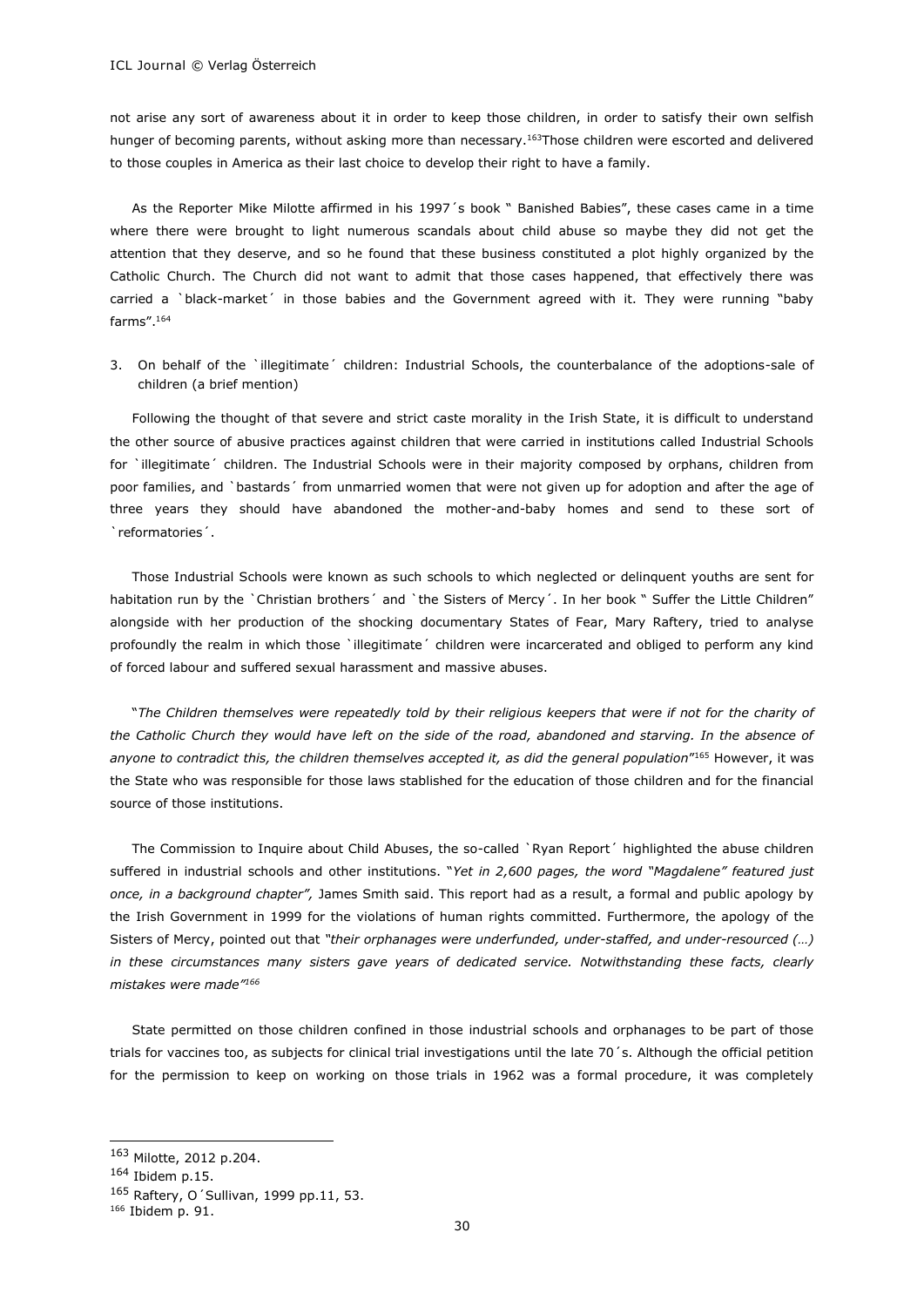not arise any sort of awareness about it in order to keep those children, in order to satisfy their own selfish hunger of becoming parents, without asking more than necessary.[163]Those children were escorted and delivered to those couples in America as their last choice to develop their right to have a family.

As the Reporter Mike Milotte affirmed in his 1997´s book " Banished Babies", these cases came in a time where there were brought to light numerous scandals about child abuse so maybe they did not get the attention that they deserve, and so he found that these business constituted a plot highly organized by the Catholic Church. The Church did not want to admit that those cases happened, that effectively there was carried a `black-market´ in those babies and the Government agreed with it. They were running "baby farms".[164]

### 3. On behalf of the `illegitimate´ children: Industrial Schools, the counterbalance of the adoptions-sale of children (a brief mention)

Following the thought of that severe and strict caste morality in the Irish State, it is difficult to understand the other source of abusive practices against children that were carried in institutions called Industrial Schools for `illegitimate´ children. The Industrial Schools were in their majority composed by orphans, children from poor families, and `bastards´ from unmarried women that were not given up for adoption and after the age of three years they should have abandoned the mother-and-baby homes and send to these sort of `reformatories´.

Those Industrial Schools were known as such schools to which neglected or delinquent youths are sent for habitation run by the `Christian brothers´ and `the Sisters of Mercy´. In her book " Suffer the Little Children" alongside with her production of the shocking documentary States of Fear, Mary Raftery, tried to analyse profoundly the realm in which those `illegitimate´ children were incarcerated and obliged to perform any kind of forced labour and suffered sexual harassment and massive abuses.

"*The Children themselves were repeatedly told by their religious keepers that were if not for the charity of the Catholic Church they would have left on the side of the road, abandoned and starving. In the absence of anyone to contradict this, the children themselves accepted it, as did the general population*"[165] However, it was the State who was responsible for those laws stablished for the education of those children and for the financial source of those institutions.

The Commission to Inquire about Child Abuses, the so-called `Ryan Report´ highlighted the abuse children suffered in industrial schools and other institutions. "*Yet in 2,600 pages, the word "Magdalene" featured just once, in a background chapter",* James Smith said. This report had as a result, a formal and public apology by the Irish Government in 1999 for the violations of human rights committed. Furthermore, the apology of the Sisters of Mercy, pointed out that *"their orphanages were underfunded, under-staffed, and under-resourced (…) in these circumstances many sisters gave years of dedicated service. Notwithstanding these facts, clearly mistakes were made"*[166]

State permitted on those children confined in those industrial schools and orphanages to be part of those trials for vaccines too, as subjects for clinical trial investigations until the late 70´s. Although the official petition for the permission to keep on working on those trials in 1962 was a formal procedure, it was completely

---

[163] Milotte, 2012 p.204.

[164] Ibidem p.15.

[165] Raftery, O´Sullivan, 1999 pp.11, 53.

[166] Ibidem p. 91.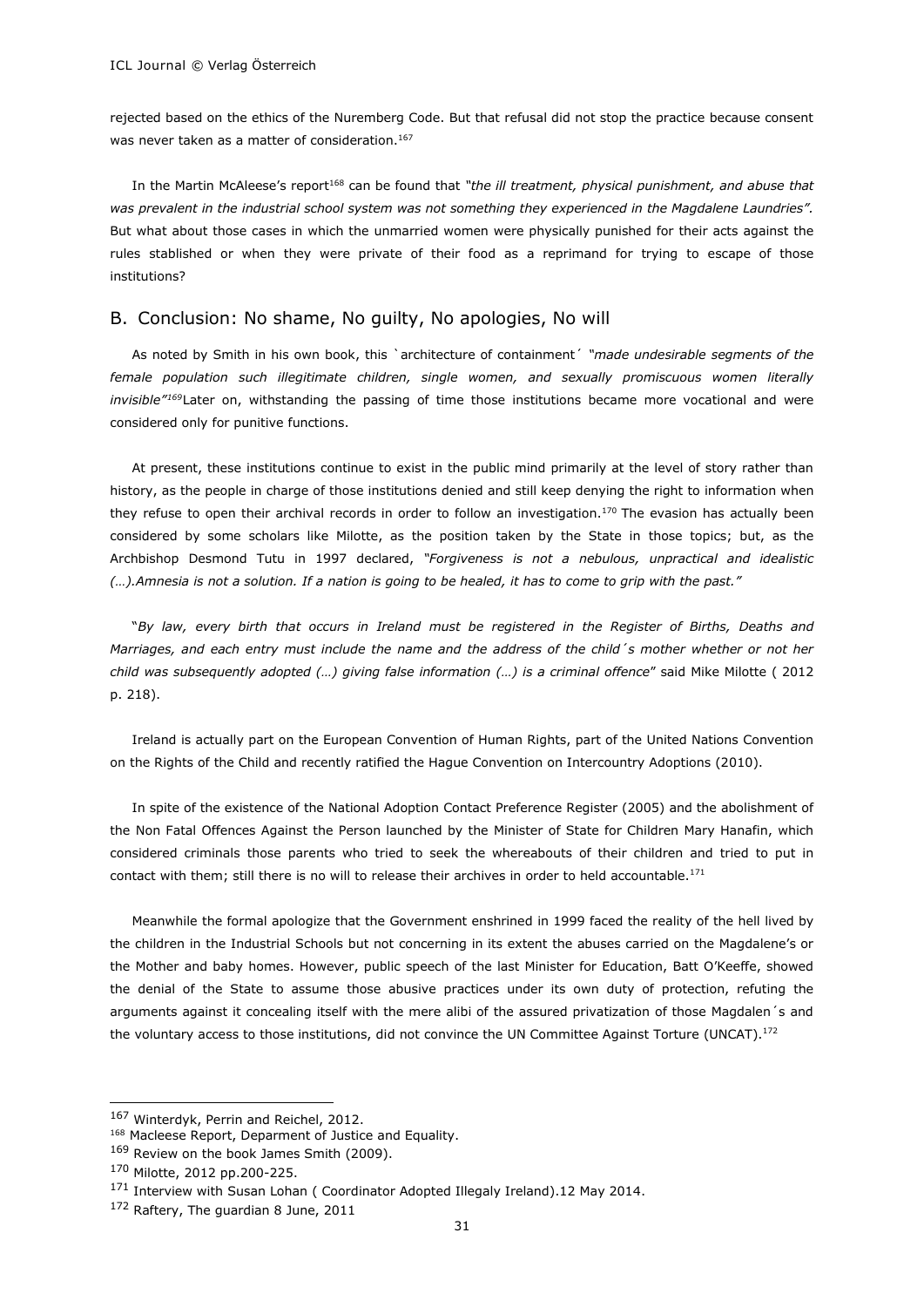rejected based on the ethics of the Nuremberg Code. But that refusal did not stop the practice because consent was never taken as a matter of consideration.[167]

In the Martin McAleese's report[168] can be found that *"the ill treatment, physical punishment, and abuse that was prevalent in the industrial school system was not something they experienced in the Magdalene Laundries".* But what about those cases in which the unmarried women were physically punished for their acts against the rules stablished or when they were private of their food as a reprimand for trying to escape of those institutions?

## B. Conclusion: No shame, No guilty, No apologies, No will

As noted by Smith in his own book, this `architecture of containment´ *"made undesirable segments of the female population such illegitimate children, single women, and sexually promiscuous women literally invisible"*[169]Later on, withstanding the passing of time those institutions became more vocational and were considered only for punitive functions.

At present, these institutions continue to exist in the public mind primarily at the level of story rather than history, as the people in charge of those institutions denied and still keep denying the right to information when they refuse to open their archival records in order to follow an investigation.[170] The evasion has actually been considered by some scholars like Milotte, as the position taken by the State in those topics; but, as the Archbishop Desmond Tutu in 1997 declared, *"Forgiveness is not a nebulous, unpractical and idealistic (…).Amnesia is not a solution. If a nation is going to be healed, it has to come to grip with the past."*

"*By law, every birth that occurs in Ireland must be registered in the Register of Births, Deaths and Marriages, and each entry must include the name and the address of the child´s mother whether or not her child was subsequently adopted (…) giving false information (…) is a criminal offence*" said Mike Milotte ( 2012 p. 218).

Ireland is actually part on the European Convention of Human Rights, part of the United Nations Convention on the Rights of the Child and recently ratified the Hague Convention on Intercountry Adoptions (2010).

In spite of the existence of the National Adoption Contact Preference Register (2005) and the abolishment of the Non Fatal Offences Against the Person launched by the Minister of State for Children Mary Hanafin, which considered criminals those parents who tried to seek the whereabouts of their children and tried to put in contact with them; still there is no will to release their archives in order to held accountable.[171]

Meanwhile the formal apologize that the Government enshrined in 1999 faced the reality of the hell lived by the children in the Industrial Schools but not concerning in its extent the abuses carried on the Magdalene's or the Mother and baby homes. However, public speech of the last Minister for Education, Batt O'Keeffe, showed the denial of the State to assume those abusive practices under its own duty of protection, refuting the arguments against it concealing itself with the mere alibi of the assured privatization of those Magdalen´s and the voluntary access to those institutions, did not convince the UN Committee Against Torture (UNCAT).[172]

---

[167] Winterdyk, Perrin and Reichel, 2012.

[168] Macleese Report, Deparment of Justice and Equality.

[169] Review on the book James Smith (2009).

[170] Milotte, 2012 pp.200-225.

[171] Interview with Susan Lohan ( Coordinator Adopted Illegaly Ireland).12 May 2014.

[172] Raftery, The guardian 8 June, 2011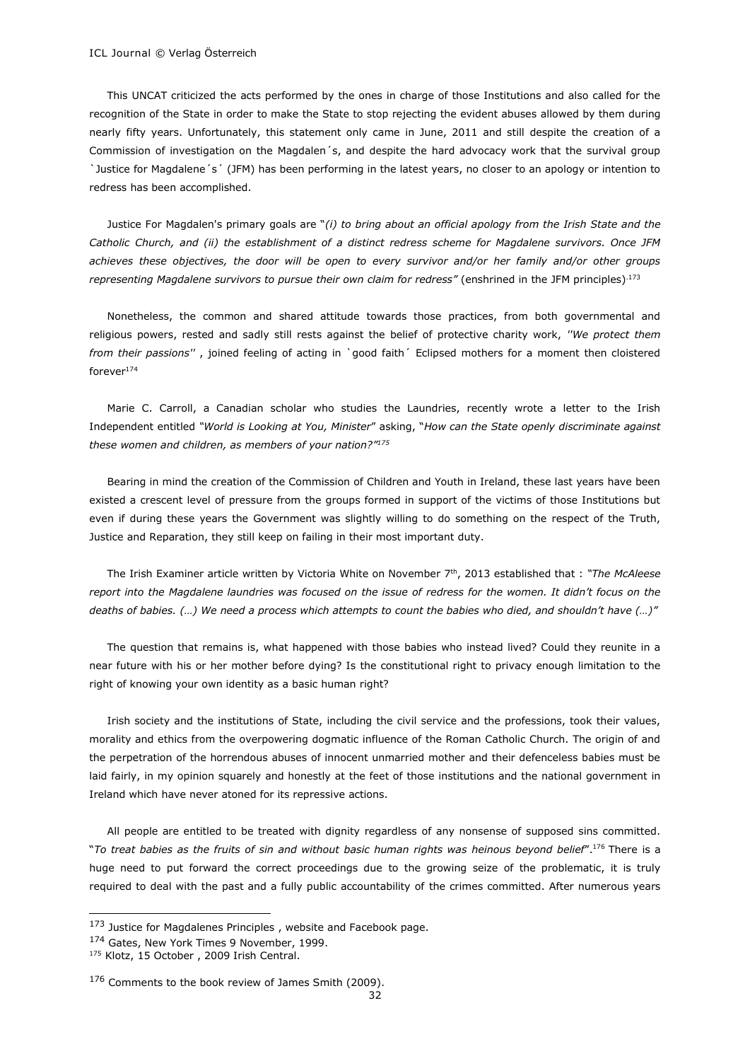This UNCAT criticized the acts performed by the ones in charge of those Institutions and also called for the recognition of the State in order to make the State to stop rejecting the evident abuses allowed by them during nearly fifty years. Unfortunately, this statement only came in June, 2011 and still despite the creation of a Commission of investigation on the Magdalen´s, and despite the hard advocacy work that the survival group `Justice for Magdalene´s´ (JFM) has been performing in the latest years, no closer to an apology or intention to redress has been accomplished.

Justice For Magdalen's primary goals are "*(i) to bring about an official apology from the Irish State and the Catholic Church, and (ii) the establishment of a distinct redress scheme for Magdalene survivors. Once JFM achieves these objectives, the door will be open to every survivor and/or her family and/or other groups representing Magdalene survivors to pursue their own claim for redress"* (enshrined in the JFM principles).[173]

Nonetheless, the common and shared attitude towards those practices, from both governmental and religious powers, rested and sadly still rests against the belief of protective charity work, *''We protect them from their passions''* , joined feeling of acting in `good faith´ Eclipsed mothers for a moment then cloistered forever[174]

Marie C. Carroll, a Canadian scholar who studies the Laundries, recently wrote a letter to the Irish Independent entitled *"World is Looking at You, Minister*" asking, "*How can the State openly discriminate against these women and children, as members of your nation?"*[175]

Bearing in mind the creation of the Commission of Children and Youth in Ireland, these last years have been existed a crescent level of pressure from the groups formed in support of the victims of those Institutions but even if during these years the Government was slightly willing to do something on the respect of the Truth, Justice and Reparation, they still keep on failing in their most important duty.

The Irish Examiner article written by Victoria White on November 7th, 2013 established that : *"The McAleese report into the Magdalene laundries was focused on the issue of redress for the women. It didn't focus on the deaths of babies. (…) We need a process which attempts to count the babies who died, and shouldn't have (…)"*

The question that remains is, what happened with those babies who instead lived? Could they reunite in a near future with his or her mother before dying? Is the constitutional right to privacy enough limitation to the right of knowing your own identity as a basic human right?

Irish society and the institutions of State, including the civil service and the professions, took their values, morality and ethics from the overpowering dogmatic influence of the Roman Catholic Church. The origin of and the perpetration of the horrendous abuses of innocent unmarried mother and their defenceless babies must be laid fairly, in my opinion squarely and honestly at the feet of those institutions and the national government in Ireland which have never atoned for its repressive actions.

All people are entitled to be treated with dignity regardless of any nonsense of supposed sins committed. "*To treat babies as the fruits of sin and without basic human rights was heinous beyond belief*".[176] There is a huge need to put forward the correct proceedings due to the growing seize of the problematic, it is truly required to deal with the past and a fully public accountability of the crimes committed. After numerous years

---

[173] Justice for Magdalenes Principles , website and Facebook page.

[174] Gates, New York Times 9 November, 1999.

[175] Klotz, 15 October , 2009 Irish Central.

[176] Comments to the book review of James Smith (2009).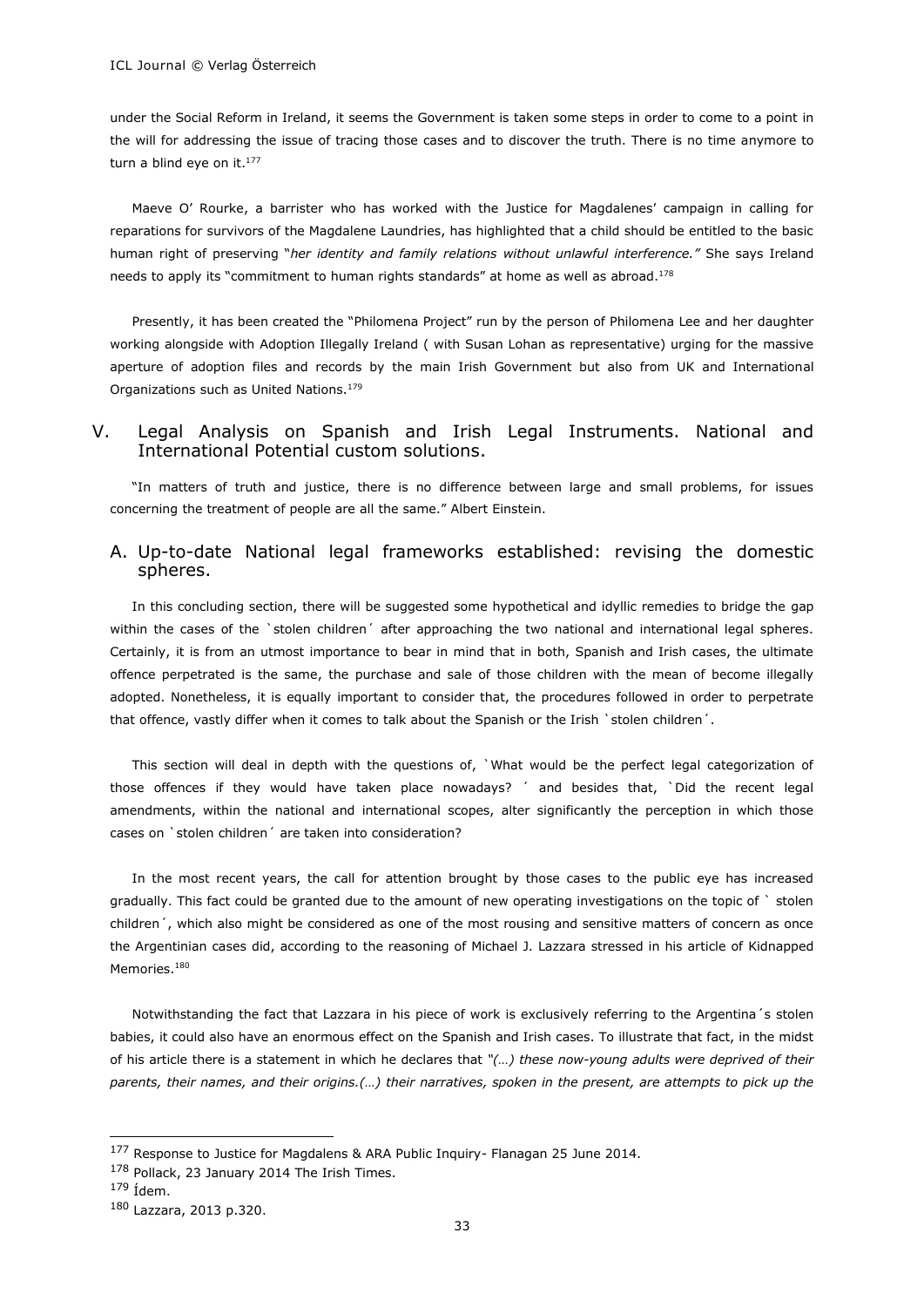under the Social Reform in Ireland, it seems the Government is taken some steps in order to come to a point in the will for addressing the issue of tracing those cases and to discover the truth. There is no time anymore to turn a blind eye on it.[177]

Maeve O' Rourke, a barrister who has worked with the Justice for Magdalenes' campaign in calling for reparations for survivors of the Magdalene Laundries, has highlighted that a child should be entitled to the basic human right of preserving "*her identity and family relations without unlawful interference."* She says Ireland needs to apply its "commitment to human rights standards" at home as well as abroad.[178]

Presently, it has been created the "Philomena Project" run by the person of Philomena Lee and her daughter working alongside with Adoption Illegally Ireland ( with Susan Lohan as representative) urging for the massive aperture of adoption files and records by the main Irish Government but also from UK and International Organizations such as United Nations.[179]

## V. Legal Analysis on Spanish and Irish Legal Instruments. National and International Potential custom solutions.

"In matters of truth and justice, there is no difference between large and small problems, for issues concerning the treatment of people are all the same." Albert Einstein.

### A. Up-to-date National legal frameworks established: revising the domestic spheres.

In this concluding section, there will be suggested some hypothetical and idyllic remedies to bridge the gap within the cases of the `stolen children´ after approaching the two national and international legal spheres. Certainly, it is from an utmost importance to bear in mind that in both, Spanish and Irish cases, the ultimate offence perpetrated is the same, the purchase and sale of those children with the mean of become illegally adopted. Nonetheless, it is equally important to consider that, the procedures followed in order to perpetrate that offence, vastly differ when it comes to talk about the Spanish or the Irish `stolen children´.

This section will deal in depth with the questions of, `What would be the perfect legal categorization of those offences if they would have taken place nowadays? ´ and besides that, `Did the recent legal amendments, within the national and international scopes, alter significantly the perception in which those cases on `stolen children´ are taken into consideration?

In the most recent years, the call for attention brought by those cases to the public eye has increased gradually. This fact could be granted due to the amount of new operating investigations on the topic of ` stolen children´, which also might be considered as one of the most rousing and sensitive matters of concern as once the Argentinian cases did, according to the reasoning of Michael J. Lazzara stressed in his article of Kidnapped Memories.[180]

Notwithstanding the fact that Lazzara in his piece of work is exclusively referring to the Argentina´s stolen babies, it could also have an enormous effect on the Spanish and Irish cases. To illustrate that fact, in the midst of his article there is a statement in which he declares that *"(…) these now-young adults were deprived of their parents, their names, and their origins.(…) their narratives, spoken in the present, are attempts to pick up the*

---

[177] Response to Justice for Magdalens & ARA Public Inquiry- Flanagan 25 June 2014.

[178] Pollack, 23 January 2014 The Irish Times.

[179] Ídem.

[180] Lazzara, 2013 p.320.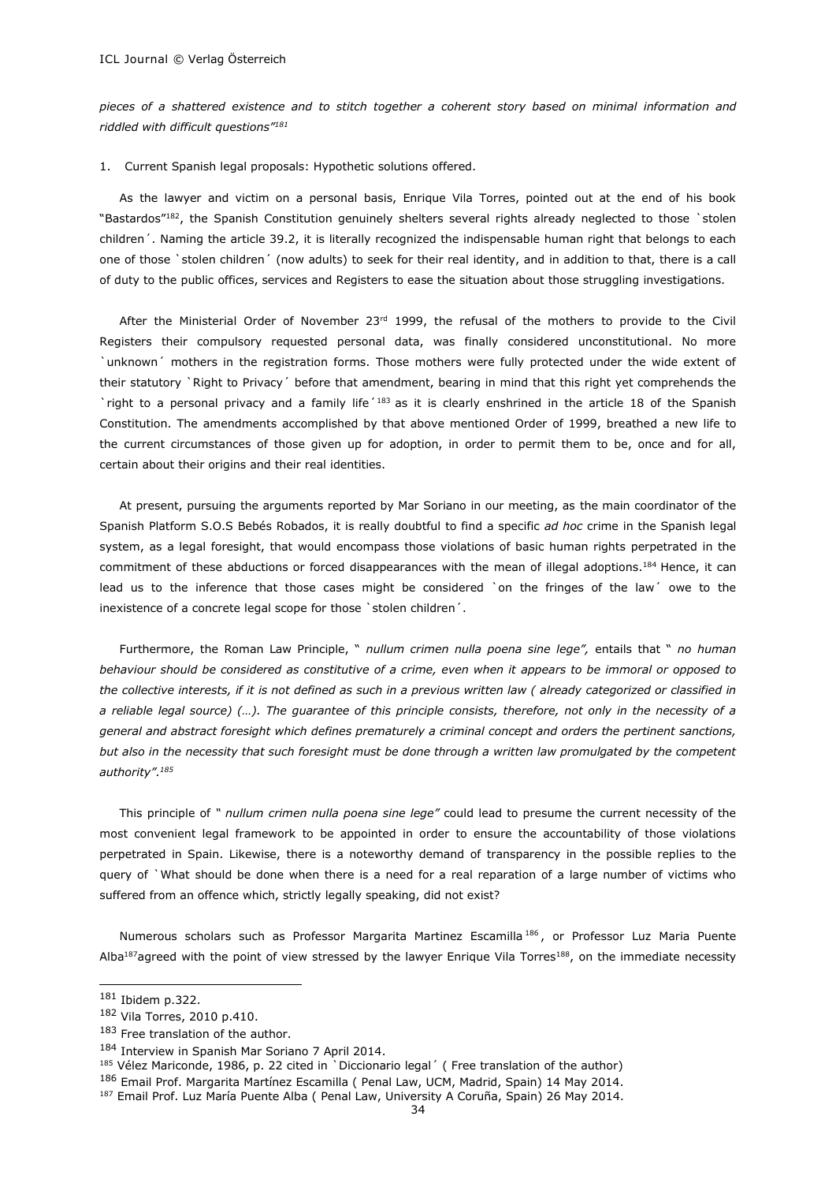*pieces of a shattered existence and to stitch together a coherent story based on minimal information and riddled with difficult questions"*[181]

1. Current Spanish legal proposals: Hypothetic solutions offered.

As the lawyer and victim on a personal basis, Enrique Vila Torres, pointed out at the end of his book "Bastardos"[182], the Spanish Constitution genuinely shelters several rights already neglected to those `stolen children´. Naming the article 39.2, it is literally recognized the indispensable human right that belongs to each one of those `stolen children´ (now adults) to seek for their real identity, and in addition to that, there is a call of duty to the public offices, services and Registers to ease the situation about those struggling investigations.

After the Ministerial Order of November 23rd 1999, the refusal of the mothers to provide to the Civil Registers their compulsory requested personal data, was finally considered unconstitutional. No more `unknown´ mothers in the registration forms. Those mothers were fully protected under the wide extent of their statutory `Right to Privacy´ before that amendment, bearing in mind that this right yet comprehends the `right to a personal privacy and a family life´[183] as it is clearly enshrined in the article 18 of the Spanish Constitution. The amendments accomplished by that above mentioned Order of 1999, breathed a new life to the current circumstances of those given up for adoption, in order to permit them to be, once and for all, certain about their origins and their real identities.

At present, pursuing the arguments reported by Mar Soriano in our meeting, as the main coordinator of the Spanish Platform S.O.S Bebés Robados, it is really doubtful to find a specific *ad hoc* crime in the Spanish legal system, as a legal foresight, that would encompass those violations of basic human rights perpetrated in the commitment of these abductions or forced disappearances with the mean of illegal adoptions.[184] Hence, it can lead us to the inference that those cases might be considered `on the fringes of the law´ owe to the inexistence of a concrete legal scope for those `stolen children´.

Furthermore, the Roman Law Principle, " *nullum crimen nulla poena sine lege",* entails that " *no human behaviour should be considered as constitutive of a crime, even when it appears to be immoral or opposed to the collective interests, if it is not defined as such in a previous written law ( already categorized or classified in a reliable legal source) (…). The guarantee of this principle consists, therefore, not only in the necessity of a general and abstract foresight which defines prematurely a criminal concept and orders the pertinent sanctions, but also in the necessity that such foresight must be done through a written law promulgated by the competent authority".*[185]

This principle of " *nullum crimen nulla poena sine lege"* could lead to presume the current necessity of the most convenient legal framework to be appointed in order to ensure the accountability of those violations perpetrated in Spain. Likewise, there is a noteworthy demand of transparency in the possible replies to the query of `What should be done when there is a need for a real reparation of a large number of victims who suffered from an offence which, strictly legally speaking, did not exist?

Numerous scholars such as Professor Margarita Martinez Escamilla[186], or Professor Luz Maria Puente Alba[187]agreed with the point of view stressed by the lawyer Enrique Vila Torres[188], on the immediate necessity

---

[181] Ibidem p.322.

[182] Vila Torres, 2010 p.410.

[183] Free translation of the author.

[184] Interview in Spanish Mar Soriano 7 April 2014.

[185] Vélez Mariconde, 1986, p. 22 cited in `Diccionario legal´ ( Free translation of the author)

[186] Email Prof. Margarita Martínez Escamilla ( Penal Law, UCM, Madrid, Spain) 14 May 2014.

[187] Email Prof. Luz María Puente Alba ( Penal Law, University A Coruña, Spain) 26 May 2014.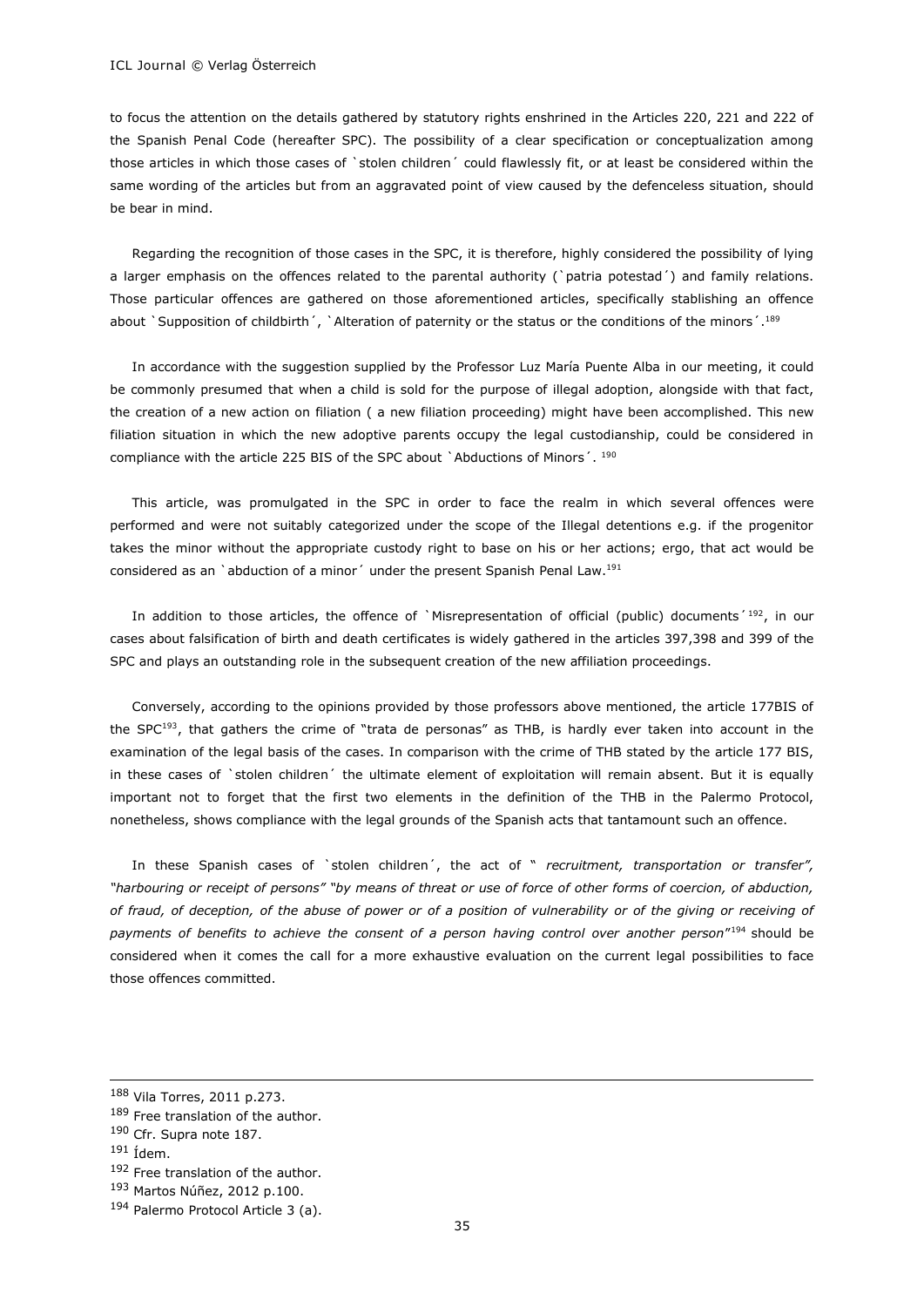to focus the attention on the details gathered by statutory rights enshrined in the Articles 220, 221 and 222 of the Spanish Penal Code (hereafter SPC). The possibility of a clear specification or conceptualization among those articles in which those cases of `stolen children´ could flawlessly fit, or at least be considered within the same wording of the articles but from an aggravated point of view caused by the defenceless situation, should be bear in mind.

Regarding the recognition of those cases in the SPC, it is therefore, highly considered the possibility of lying a larger emphasis on the offences related to the parental authority (`patria potestad´) and family relations. Those particular offences are gathered on those aforementioned articles, specifically stablishing an offence about `Supposition of childbirth´, `Alteration of paternity or the status or the conditions of the minors´.[189]

In accordance with the suggestion supplied by the Professor Luz María Puente Alba in our meeting, it could be commonly presumed that when a child is sold for the purpose of illegal adoption, alongside with that fact, the creation of a new action on filiation ( a new filiation proceeding) might have been accomplished. This new filiation situation in which the new adoptive parents occupy the legal custodianship, could be considered in compliance with the article 225 BIS of the SPC about `Abductions of Minors´. [190]

This article, was promulgated in the SPC in order to face the realm in which several offences were performed and were not suitably categorized under the scope of the Illegal detentions e.g. if the progenitor takes the minor without the appropriate custody right to base on his or her actions; ergo, that act would be considered as an `abduction of a minor´ under the present Spanish Penal Law.[191]

In addition to those articles, the offence of `Misrepresentation of official (public) documents´[192], in our cases about falsification of birth and death certificates is widely gathered in the articles 397,398 and 399 of the SPC and plays an outstanding role in the subsequent creation of the new affiliation proceedings.

Conversely, according to the opinions provided by those professors above mentioned, the article 177BIS of the SPC[193], that gathers the crime of "trata de personas" as THB, is hardly ever taken into account in the examination of the legal basis of the cases. In comparison with the crime of THB stated by the article 177 BIS, in these cases of `stolen children´ the ultimate element of exploitation will remain absent. But it is equally important not to forget that the first two elements in the definition of the THB in the Palermo Protocol, nonetheless, shows compliance with the legal grounds of the Spanish acts that tantamount such an offence.

In these Spanish cases of `stolen children´, the act of " *recruitment, transportation or transfer", "harbouring or receipt of persons" "by means of threat or use of force of other forms of coercion, of abduction, of fraud, of deception, of the abuse of power or of a position of vulnerability or of the giving or receiving of payments of benefits to achieve the consent of a person having control over another person*"[194] should be considered when it comes the call for a more exhaustive evaluation on the current legal possibilities to face those offences committed.

---

188 Vila Torres, 2011 p.273.

189 Free translation of the author.

190 Cfr. Supra note 187.

191 Ídem.

192 Free translation of the author.

193 Martos Núñez, 2012 p.100.

194 Palermo Protocol Article 3 (a).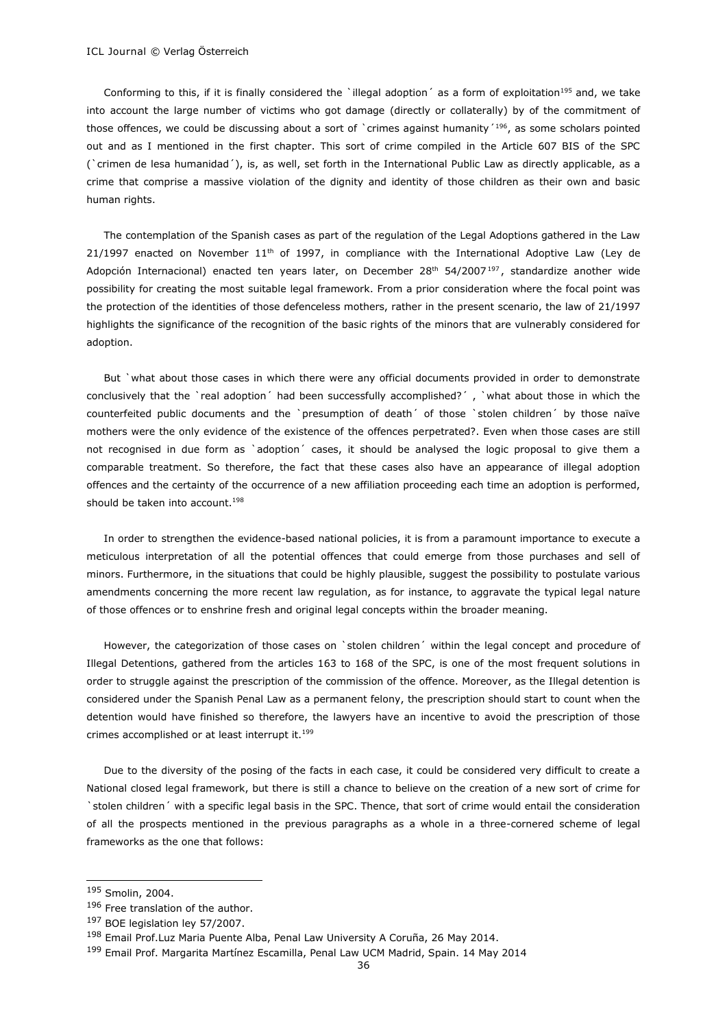Conforming to this, if it is finally considered the `illegal adoption´ as a form of exploitation[195] and, we take into account the large number of victims who got damage (directly or collaterally) by of the commitment of those offences, we could be discussing about a sort of `crimes against humanity´[196], as some scholars pointed out and as I mentioned in the first chapter. This sort of crime compiled in the Article 607 BIS of the SPC (`crimen de lesa humanidad´), is, as well, set forth in the International Public Law as directly applicable, as a crime that comprise a massive violation of the dignity and identity of those children as their own and basic human rights.

The contemplation of the Spanish cases as part of the regulation of the Legal Adoptions gathered in the Law 21/1997 enacted on November 11th of 1997, in compliance with the International Adoptive Law (Ley de Adopción Internacional) enacted ten years later, on December 28th 54/2007[197], standardize another wide possibility for creating the most suitable legal framework. From a prior consideration where the focal point was the protection of the identities of those defenceless mothers, rather in the present scenario, the law of 21/1997 highlights the significance of the recognition of the basic rights of the minors that are vulnerably considered for adoption.

But `what about those cases in which there were any official documents provided in order to demonstrate conclusively that the `real adoption´ had been successfully accomplished?´ , `what about those in which the counterfeited public documents and the `presumption of death´ of those `stolen children´ by those naïve mothers were the only evidence of the existence of the offences perpetrated?. Even when those cases are still not recognised in due form as `adoption´ cases, it should be analysed the logic proposal to give them a comparable treatment. So therefore, the fact that these cases also have an appearance of illegal adoption offences and the certainty of the occurrence of a new affiliation proceeding each time an adoption is performed, should be taken into account.[198]

In order to strengthen the evidence-based national policies, it is from a paramount importance to execute a meticulous interpretation of all the potential offences that could emerge from those purchases and sell of minors. Furthermore, in the situations that could be highly plausible, suggest the possibility to postulate various amendments concerning the more recent law regulation, as for instance, to aggravate the typical legal nature of those offences or to enshrine fresh and original legal concepts within the broader meaning.

However, the categorization of those cases on `stolen children´ within the legal concept and procedure of Illegal Detentions, gathered from the articles 163 to 168 of the SPC, is one of the most frequent solutions in order to struggle against the prescription of the commission of the offence. Moreover, as the Illegal detention is considered under the Spanish Penal Law as a permanent felony, the prescription should start to count when the detention would have finished so therefore, the lawyers have an incentive to avoid the prescription of those crimes accomplished or at least interrupt it.[199]

Due to the diversity of the posing of the facts in each case, it could be considered very difficult to create a National closed legal framework, but there is still a chance to believe on the creation of a new sort of crime for `stolen children´ with a specific legal basis in the SPC. Thence, that sort of crime would entail the consideration of all the prospects mentioned in the previous paragraphs as a whole in a three-cornered scheme of legal frameworks as the one that follows:

---

[195] Smolin, 2004.

[196] Free translation of the author.

[197] BOE legislation ley 57/2007.

[198] Email Prof.Luz Maria Puente Alba, Penal Law University A Coruña, 26 May 2014.

[199] Email Prof. Margarita Martínez Escamilla, Penal Law UCM Madrid, Spain. 14 May 2014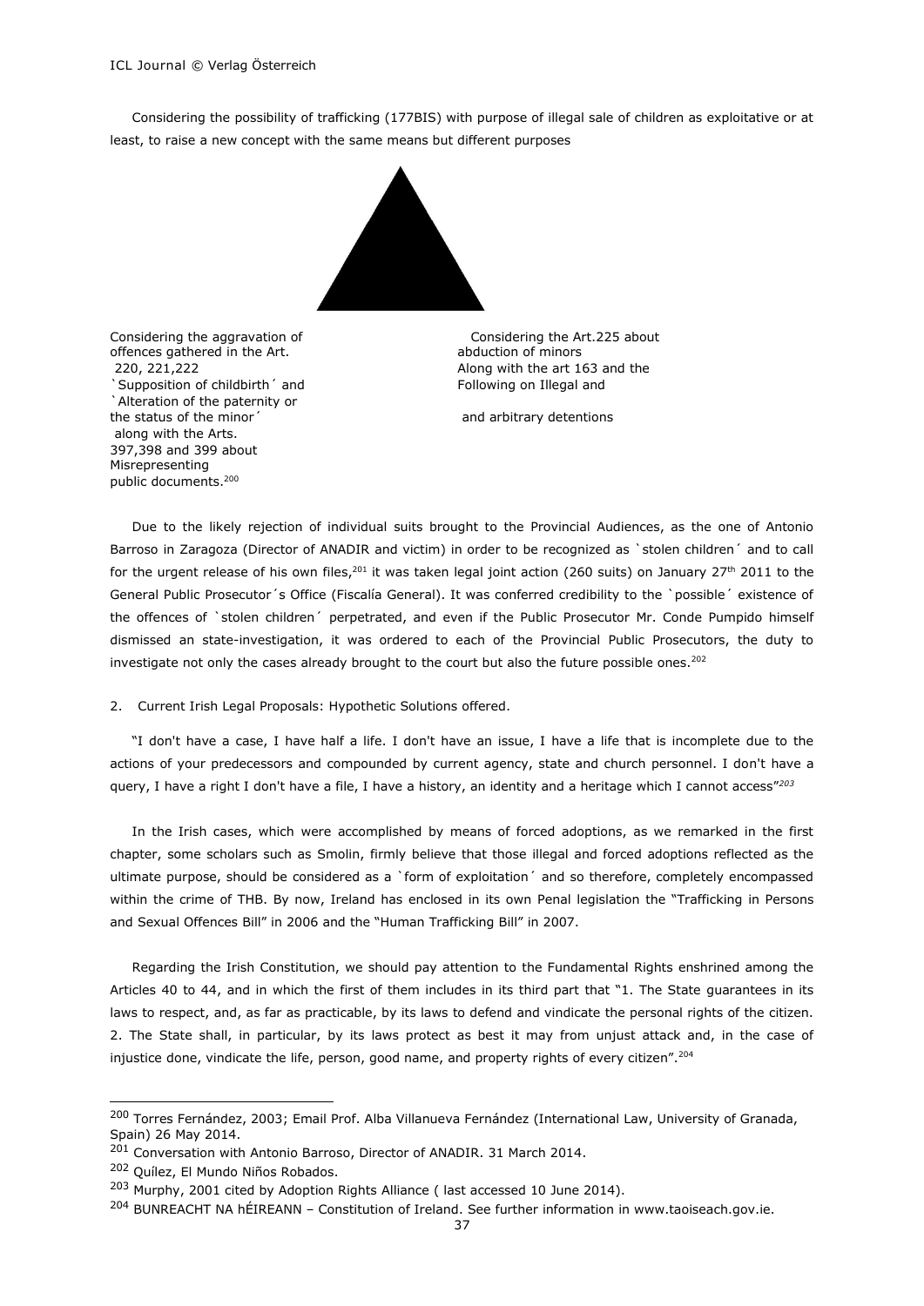Considering the possibility of trafficking (177BIS) with purpose of illegal sale of children as exploitative or at least, to raise a new concept with the same means but different purposes

Considering the aggravation of offences gathered in the Art. 220, 221,222 `Supposition of childbirth´ and `Alteration of the paternity or the status of the minor´ along with the Arts. 397,398 and 399 about Misrepresenting public documents.[200]

Considering the Art.225 about abduction of minors Along with the art 163 and the Following on Illegal and

and arbitrary detentions

Due to the likely rejection of individual suits brought to the Provincial Audiences, as the one of Antonio Barroso in Zaragoza (Director of ANADIR and victim) in order to be recognized as `stolen children´ and to call for the urgent release of his own files,[201] it was taken legal joint action (260 suits) on January 27th 2011 to the General Public Prosecutor´s Office (Fiscalía General). It was conferred credibility to the `possible´ existence of the offences of `stolen children´ perpetrated, and even if the Public Prosecutor Mr. Conde Pumpido himself dismissed an state-investigation, it was ordered to each of the Provincial Public Prosecutors, the duty to investigate not only the cases already brought to the court but also the future possible ones.[202]

## 2. Current Irish Legal Proposals: Hypothetic Solutions offered.

"I don't have a case, I have half a life. I don't have an issue, I have a life that is incomplete due to the actions of your predecessors and compounded by current agency, state and church personnel. I don't have a query, I have a right I don't have a file, I have a history, an identity and a heritage which I cannot access"[203]

In the Irish cases, which were accomplished by means of forced adoptions, as we remarked in the first chapter, some scholars such as Smolin, firmly believe that those illegal and forced adoptions reflected as the ultimate purpose, should be considered as a `form of exploitation´ and so therefore, completely encompassed within the crime of THB. By now, Ireland has enclosed in its own Penal legislation the "Trafficking in Persons and Sexual Offences Bill" in 2006 and the "Human Trafficking Bill" in 2007.

Regarding the Irish Constitution, we should pay attention to the Fundamental Rights enshrined among the Articles 40 to 44, and in which the first of them includes in its third part that "1. The State guarantees in its laws to respect, and, as far as practicable, by its laws to defend and vindicate the personal rights of the citizen. 2. The State shall, in particular, by its laws protect as best it may from unjust attack and, in the case of injustice done, vindicate the life, person, good name, and property rights of every citizen".[204]

---

[200] Torres Fernández, 2003; Email Prof. Alba Villanueva Fernández (International Law, University of Granada, Spain) 26 May 2014.

[201] Conversation with Antonio Barroso, Director of ANADIR. 31 March 2014.

[202] Quílez, El Mundo Niños Robados.

[203] Murphy, 2001 cited by Adoption Rights Alliance ( last accessed 10 June 2014).

[204] BUNREACHT NA hÉIREANN – Constitution of Ireland. See further information in www.taoiseach.gov.ie.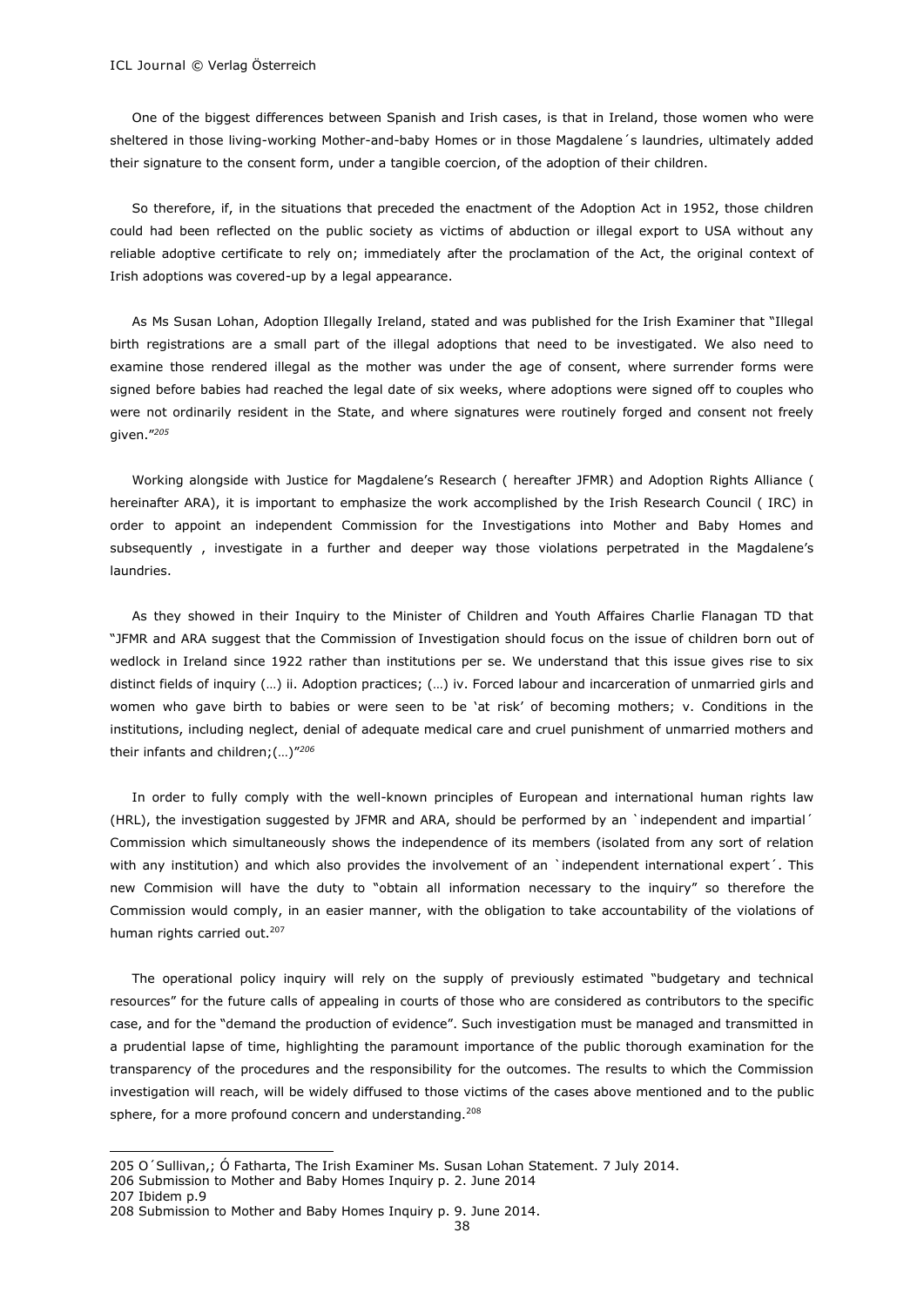One of the biggest differences between Spanish and Irish cases, is that in Ireland, those women who were sheltered in those living-working Mother-and-baby Homes or in those Magdalene´s laundries, ultimately added their signature to the consent form, under a tangible coercion, of the adoption of their children.

So therefore, if, in the situations that preceded the enactment of the Adoption Act in 1952, those children could had been reflected on the public society as victims of abduction or illegal export to USA without any reliable adoptive certificate to rely on; immediately after the proclamation of the Act, the original context of Irish adoptions was covered-up by a legal appearance.

As Ms Susan Lohan, Adoption Illegally Ireland, stated and was published for the Irish Examiner that "Illegal birth registrations are a small part of the illegal adoptions that need to be investigated. We also need to examine those rendered illegal as the mother was under the age of consent, where surrender forms were signed before babies had reached the legal date of six weeks, where adoptions were signed off to couples who were not ordinarily resident in the State, and where signatures were routinely forged and consent not freely given."[205]

Working alongside with Justice for Magdalene's Research ( hereafter JFMR) and Adoption Rights Alliance ( hereinafter ARA), it is important to emphasize the work accomplished by the Irish Research Council ( IRC) in order to appoint an independent Commission for the Investigations into Mother and Baby Homes and subsequently , investigate in a further and deeper way those violations perpetrated in the Magdalene's laundries.

As they showed in their Inquiry to the Minister of Children and Youth Affaires Charlie Flanagan TD that "JFMR and ARA suggest that the Commission of Investigation should focus on the issue of children born out of wedlock in Ireland since 1922 rather than institutions per se. We understand that this issue gives rise to six distinct fields of inquiry (…) ii. Adoption practices; (…) iv. Forced labour and incarceration of unmarried girls and women who gave birth to babies or were seen to be 'at risk' of becoming mothers; v. Conditions in the institutions, including neglect, denial of adequate medical care and cruel punishment of unmarried mothers and their infants and children;(…)"[206]

In order to fully comply with the well-known principles of European and international human rights law (HRL), the investigation suggested by JFMR and ARA, should be performed by an `independent and impartial´ Commission which simultaneously shows the independence of its members (isolated from any sort of relation with any institution) and which also provides the involvement of an `independent international expert´. This new Commision will have the duty to "obtain all information necessary to the inquiry" so therefore the Commission would comply, in an easier manner, with the obligation to take accountability of the violations of human rights carried out.[207]

The operational policy inquiry will rely on the supply of previously estimated "budgetary and technical resources" for the future calls of appealing in courts of those who are considered as contributors to the specific case, and for the "demand the production of evidence". Such investigation must be managed and transmitted in a prudential lapse of time, highlighting the paramount importance of the public thorough examination for the transparency of the procedures and the responsibility for the outcomes. The results to which the Commission investigation will reach, will be widely diffused to those victims of the cases above mentioned and to the public sphere, for a more profound concern and understanding.[208]

---

205 O´Sullivan,; Ó Fatharta, The Irish Examiner Ms. Susan Lohan Statement. 7 July 2014.

206 Submission to Mother and Baby Homes Inquiry p. 2. June 2014

207 Ibidem p.9

208 Submission to Mother and Baby Homes Inquiry p. 9. June 2014.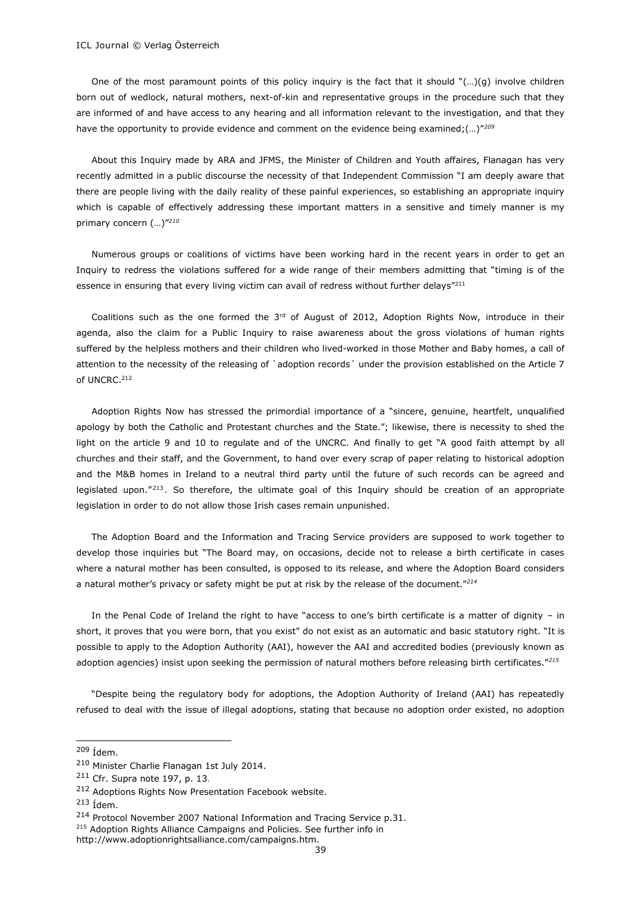One of the most paramount points of this policy inquiry is the fact that it should "(…)(g) involve children born out of wedlock, natural mothers, next-of-kin and representative groups in the procedure such that they are informed of and have access to any hearing and all information relevant to the investigation, and that they have the opportunity to provide evidence and comment on the evidence being examined;(…)"[209]

About this Inquiry made by ARA and JFMS, the Minister of Children and Youth affaires, Flanagan has very recently admitted in a public discourse the necessity of that Independent Commission "I am deeply aware that there are people living with the daily reality of these painful experiences, so establishing an appropriate inquiry which is capable of effectively addressing these important matters in a sensitive and timely manner is my primary concern (…)"[210]

Numerous groups or coalitions of victims have been working hard in the recent years in order to get an Inquiry to redress the violations suffered for a wide range of their members admitting that "timing is of the essence in ensuring that every living victim can avail of redress without further delays"[211]

Coalitions such as the one formed the 3rd of August of 2012, Adoption Rights Now, introduce in their agenda, also the claim for a Public Inquiry to raise awareness about the gross violations of human rights suffered by the helpless mothers and their children who lived-worked in those Mother and Baby homes, a call of attention to the necessity of the releasing of `adoption records´ under the provision established on the Article 7 of UNCRC.[212]

Adoption Rights Now has stressed the primordial importance of a "sincere, genuine, heartfelt, unqualified apology by both the Catholic and Protestant churches and the State."; likewise, there is necessity to shed the light on the article 9 and 10 to regulate and of the UNCRC. And finally to get "A good faith attempt by all churches and their staff, and the Government, to hand over every scrap of paper relating to historical adoption and the M&B homes in Ireland to a neutral third party until the future of such records can be agreed and legislated upon."[213]. So therefore, the ultimate goal of this Inquiry should be creation of an appropriate legislation in order to do not allow those Irish cases remain unpunished.

The Adoption Board and the Information and Tracing Service providers are supposed to work together to develop those inquiries but "The Board may, on occasions, decide not to release a birth certificate in cases where a natural mother has been consulted, is opposed to its release, and where the Adoption Board considers a natural mother's privacy or safety might be put at risk by the release of the document."[214]

In the Penal Code of Ireland the right to have "access to one's birth certificate is a matter of dignity – in short, it proves that you were born, that you exist" do not exist as an automatic and basic statutory right. "It is possible to apply to the Adoption Authority (AAI), however the AAI and accredited bodies (previously known as adoption agencies) insist upon seeking the permission of natural mothers before releasing birth certificates."[215]

"Despite being the regulatory body for adoptions, the Adoption Authority of Ireland (AAI) has repeatedly refused to deal with the issue of illegal adoptions, stating that because no adoption order existed, no adoption

---

[209] Ídem.

[210] Minister Charlie Flanagan 1st July 2014.

[211] Cfr. Supra note 197, p. 13.

[212] Adoptions Rights Now Presentation Facebook website.

[213] Ídem.

[214] Protocol November 2007 National Information and Tracing Service p.31.

[215] Adoption Rights Alliance Campaigns and Policies. See further info in http://www.adoptionrightsalliance.com/campaigns.htm.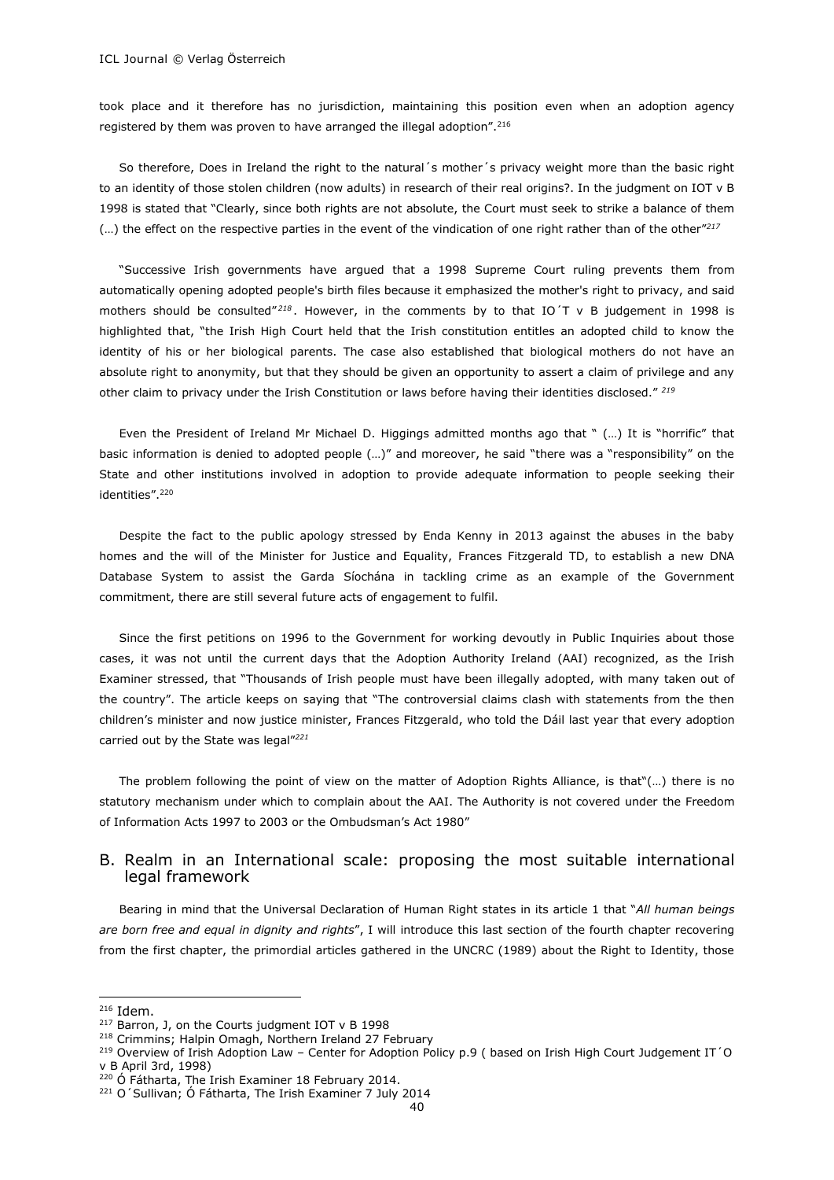took place and it therefore has no jurisdiction, maintaining this position even when an adoption agency registered by them was proven to have arranged the illegal adoption".[216]

So therefore, Does in Ireland the right to the natural´s mother´s privacy weight more than the basic right to an identity of those stolen children (now adults) in research of their real origins?. In the judgment on IOT v B 1998 is stated that "Clearly, since both rights are not absolute, the Court must seek to strike a balance of them (…) the effect on the respective parties in the event of the vindication of one right rather than of the other"[217]

"Successive Irish governments have argued that a 1998 Supreme Court ruling prevents them from automatically opening adopted people's birth files because it emphasized the mother's right to privacy, and said mothers should be consulted"[218]. However, in the comments by to that IO´T v B judgement in 1998 is highlighted that, "the Irish High Court held that the Irish constitution entitles an adopted child to know the identity of his or her biological parents. The case also established that biological mothers do not have an absolute right to anonymity, but that they should be given an opportunity to assert a claim of privilege and any other claim to privacy under the Irish Constitution or laws before having their identities disclosed." [219]

Even the President of Ireland Mr Michael D. Higgings admitted months ago that " (…) It is "horrific" that basic information is denied to adopted people (…)" and moreover, he said "there was a "responsibility" on the State and other institutions involved in adoption to provide adequate information to people seeking their identities".[220]

Despite the fact to the public apology stressed by Enda Kenny in 2013 against the abuses in the baby homes and the will of the Minister for Justice and Equality, Frances Fitzgerald TD, to establish a new DNA Database System to assist the Garda Síochána in tackling crime as an example of the Government commitment, there are still several future acts of engagement to fulfil.

Since the first petitions on 1996 to the Government for working devoutly in Public Inquiries about those cases, it was not until the current days that the Adoption Authority Ireland (AAI) recognized, as the Irish Examiner stressed, that "Thousands of Irish people must have been illegally adopted, with many taken out of the country". The article keeps on saying that "The controversial claims clash with statements from the then children's minister and now justice minister, Frances Fitzgerald, who told the Dáil last year that every adoption carried out by the State was legal"[221]

The problem following the point of view on the matter of Adoption Rights Alliance, is that"(…) there is no statutory mechanism under which to complain about the AAI. The Authority is not covered under the Freedom of Information Acts 1997 to 2003 or the Ombudsman's Act 1980"

## B. Realm in an International scale: proposing the most suitable international legal framework

Bearing in mind that the Universal Declaration of Human Right states in its article 1 that "*All human beings are born free and equal in dignity and rights*", I will introduce this last section of the fourth chapter recovering from the first chapter, the primordial articles gathered in the UNCRC (1989) about the Right to Identity, those

---

[216] Idem.

[217] Barron, J, on the Courts judgment IOT v B 1998

[218] Crimmins; Halpin Omagh, Northern Ireland 27 February

[219] Overview of Irish Adoption Law – Center for Adoption Policy p.9 ( based on Irish High Court Judgement IT´O v B April 3rd, 1998)

[220] Ó Fátharta, The Irish Examiner 18 February 2014.

[221] O´Sullivan; Ó Fátharta, The Irish Examiner 7 July 2014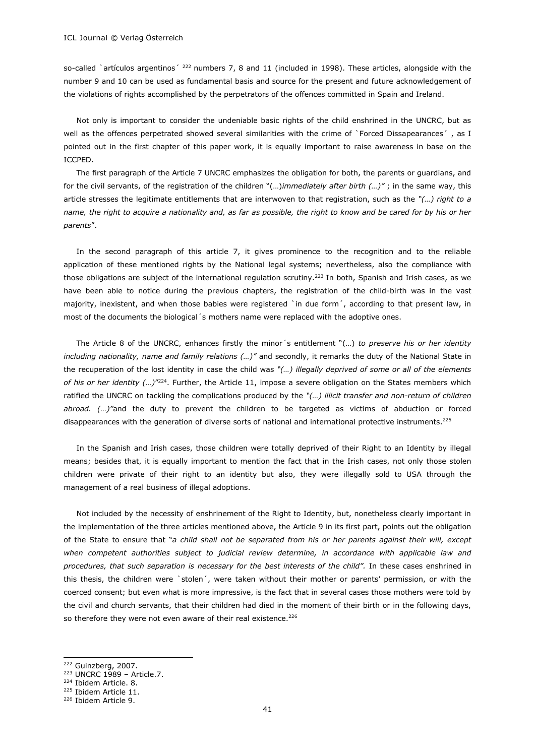so-called `artículos argentinos´ [222] numbers 7, 8 and 11 (included in 1998). These articles, alongside with the number 9 and 10 can be used as fundamental basis and source for the present and future acknowledgement of the violations of rights accomplished by the perpetrators of the offences committed in Spain and Ireland.

Not only is important to consider the undeniable basic rights of the child enshrined in the UNCRC, but as well as the offences perpetrated showed several similarities with the crime of `Forced Dissapearances´ , as I pointed out in the first chapter of this paper work, it is equally important to raise awareness in base on the ICCPED.

The first paragraph of the Article 7 UNCRC emphasizes the obligation for both, the parents or guardians, and for the civil servants, of the registration of the children "(…)*immediately after birth (…)"* ; in the same way, this article stresses the legitimate entitlements that are interwoven to that registration, such as the *"(…) right to a name, the right to acquire a nationality and, as far as possible, the right to know and be cared for by his or her parents*".

In the second paragraph of this article 7, it gives prominence to the recognition and to the reliable application of these mentioned rights by the National legal systems; nevertheless, also the compliance with those obligations are subject of the international regulation scrutiny.[223] In both, Spanish and Irish cases, as we have been able to notice during the previous chapters, the registration of the child-birth was in the vast majority, inexistent, and when those babies were registered `in due form´, according to that present law, in most of the documents the biological´s mothers name were replaced with the adoptive ones.

The Article 8 of the UNCRC, enhances firstly the minor´s entitlement "(…) *to preserve his or her identity including nationality, name and family relations (…)"* and secondly, it remarks the duty of the National State in the recuperation of the lost identity in case the child was *"(…) illegally deprived of some or all of the elements of his or her identity (…)"*[224]. Further, the Article 11, impose a severe obligation on the States members which ratified the UNCRC on tackling the complications produced by the *"(…) illicit transfer and non-return of children abroad. (…)"*and the duty to prevent the children to be targeted as victims of abduction or forced disappearances with the generation of diverse sorts of national and international protective instruments.[225]

In the Spanish and Irish cases, those children were totally deprived of their Right to an Identity by illegal means; besides that, it is equally important to mention the fact that in the Irish cases, not only those stolen children were private of their right to an identity but also, they were illegally sold to USA through the management of a real business of illegal adoptions.

Not included by the necessity of enshrinement of the Right to Identity, but, nonetheless clearly important in the implementation of the three articles mentioned above, the Article 9 in its first part, points out the obligation of the State to ensure that "*a child shall not be separated from his or her parents against their will, except when competent authorities subject to judicial review determine, in accordance with applicable law and procedures, that such separation is necessary for the best interests of the child".* In these cases enshrined in this thesis, the children were `stolen´, were taken without their mother or parents' permission, or with the coerced consent; but even what is more impressive, is the fact that in several cases those mothers were told by the civil and church servants, that their children had died in the moment of their birth or in the following days, so therefore they were not even aware of their real existence.[226]

---

[222] Guinzberg, 2007.
[223] UNCRC 1989 – Article.7.
[224] Ibidem Article. 8.
[225] Ibidem Article 11.
[226] Ibidem Article 9.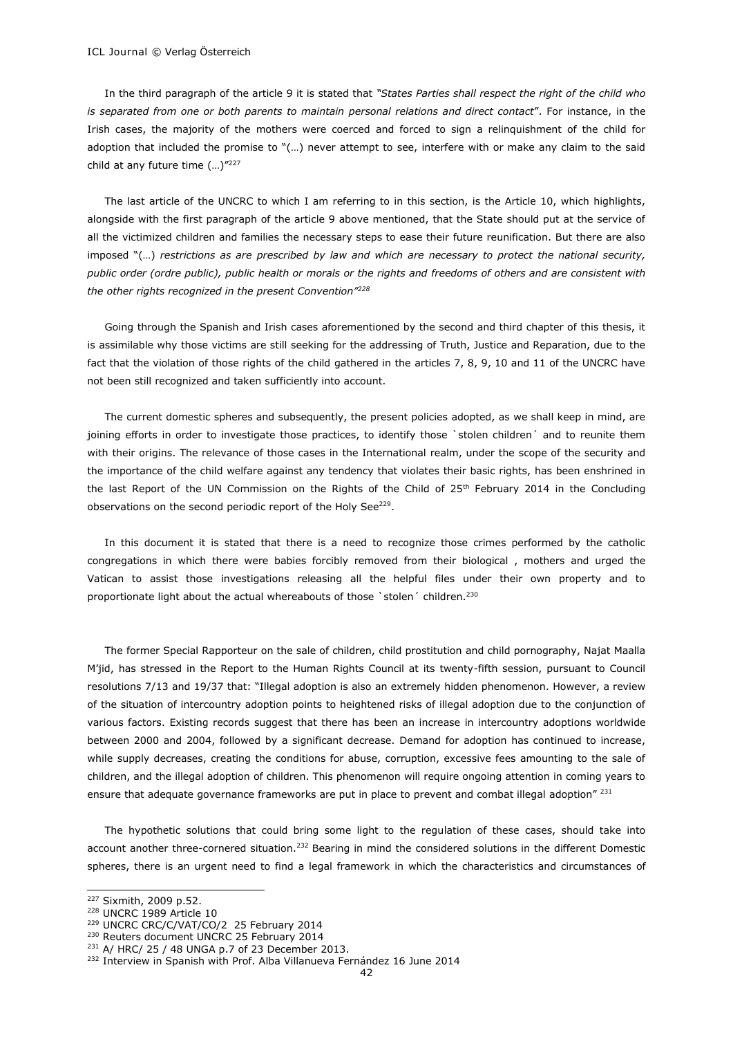In the third paragraph of the article 9 it is stated that *"States Parties shall respect the right of the child who is separated from one or both parents to maintain personal relations and direct contact*". For instance, in the Irish cases, the majority of the mothers were coerced and forced to sign a relinquishment of the child for adoption that included the promise to "(…) never attempt to see, interfere with or make any claim to the said child at any future time (…)"[227]

The last article of the UNCRC to which I am referring to in this section, is the Article 10, which highlights, alongside with the first paragraph of the article 9 above mentioned, that the State should put at the service of all the victimized children and families the necessary steps to ease their future reunification. But there are also imposed "(…) *restrictions as are prescribed by law and which are necessary to protect the national security, public order (ordre public), public health or morals or the rights and freedoms of others and are consistent with the other rights recognized in the present Convention"*[228]

Going through the Spanish and Irish cases aforementioned by the second and third chapter of this thesis, it is assimilable why those victims are still seeking for the addressing of Truth, Justice and Reparation, due to the fact that the violation of those rights of the child gathered in the articles 7, 8, 9, 10 and 11 of the UNCRC have not been still recognized and taken sufficiently into account.

The current domestic spheres and subsequently, the present policies adopted, as we shall keep in mind, are joining efforts in order to investigate those practices, to identify those `stolen children´ and to reunite them with their origins. The relevance of those cases in the International realm, under the scope of the security and the importance of the child welfare against any tendency that violates their basic rights, has been enshrined in the last Report of the UN Commission on the Rights of the Child of 25th February 2014 in the Concluding observations on the second periodic report of the Holy See[229].

In this document it is stated that there is a need to recognize those crimes performed by the catholic congregations in which there were babies forcibly removed from their biological , mothers and urged the Vatican to assist those investigations releasing all the helpful files under their own property and to proportionate light about the actual whereabouts of those `stolen´ children.[230]

The former Special Rapporteur on the sale of children, child prostitution and child pornography, Najat Maalla M'jid, has stressed in the Report to the Human Rights Council at its twenty-fifth session, pursuant to Council resolutions 7/13 and 19/37 that: "Illegal adoption is also an extremely hidden phenomenon. However, a review of the situation of intercountry adoption points to heightened risks of illegal adoption due to the conjunction of various factors. Existing records suggest that there has been an increase in intercountry adoptions worldwide between 2000 and 2004, followed by a significant decrease. Demand for adoption has continued to increase, while supply decreases, creating the conditions for abuse, corruption, excessive fees amounting to the sale of children, and the illegal adoption of children. This phenomenon will require ongoing attention in coming years to ensure that adequate governance frameworks are put in place to prevent and combat illegal adoption" [231]

The hypothetic solutions that could bring some light to the regulation of these cases, should take into account another three-cornered situation.[232] Bearing in mind the considered solutions in the different Domestic spheres, there is an urgent need to find a legal framework in which the characteristics and circumstances of

---

[227] Sixmith, 2009 p.52.

[228] UNCRC 1989 Article 10

[229] UNCRC CRC/C/VAT/CO/2 25 February 2014

[230] Reuters document UNCRC 25 February 2014

[231] A/ HRC/ 25 / 48 UNGA p.7 of 23 December 2013.

[232] Interview in Spanish with Prof. Alba Villanueva Fernández 16 June 2014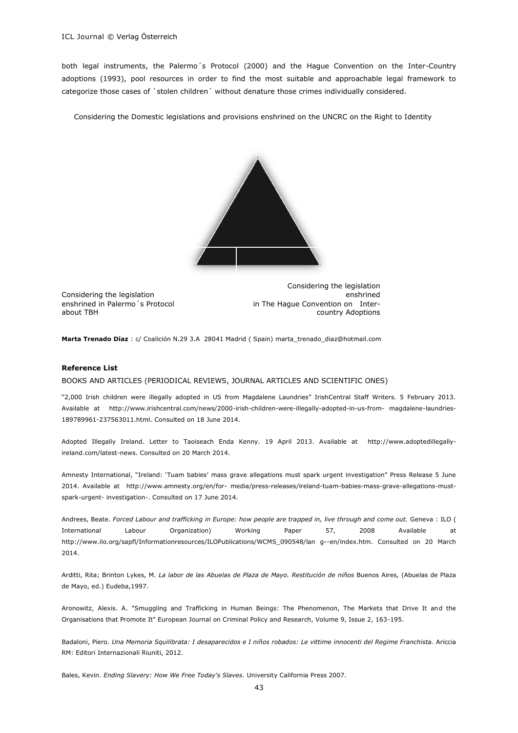both legal instruments, the Palermo´s Protocol (2000) and the Hague Convention on the Inter-Country adoptions (1993), pool resources in order to find the most suitable and approachable legal framework to categorize those cases of `stolen children´ without denature those crimes individually considered.

Considering the Domestic legislations and provisions enshrined on the UNCRC on the Right to Identity

Considering the legislation enshrined in Palermo´s Protocol about TBH

Considering the legislation enshrined in The Hague Convention on Inter-country Adoptions

**Marta Trenado Díaz** : c/ Coalición N.29 3.A 28041 Madrid ( Spain) marta_trenado_diaz@hotmail.com

### Reference List

BOOKS AND ARTICLES (PERIODICAL REVIEWS, JOURNAL ARTICLES AND SCIENTIFIC ONES)

"2,000 Irish children were illegally adopted in US from Magdalene Laundries" IrishCentral Staff Writers. 5 February 2013. Available at http://www.irishcentral.com/news/2000-irish-children-were-illegally-adopted-in-us-from- magdalene-laundries-189789961-237563011.html. Consulted on 18 June 2014.

Adopted Illegally Ireland. Letter to Taoiseach Enda Kenny. 19 April 2013. Available at http://www.adoptedillegally-ireland.com/latest-news. Consulted on 20 March 2014.

Amnesty International, "Ireland: 'Tuam babies' mass grave allegations must spark urgent investigation" Press Release 5 June 2014. Available at http://www.amnesty.org/en/for- media/press-releases/ireland-tuam-babies-mass-grave-allegations-must-spark-urgent- investigation-. Consulted on 17 June 2014.

Andrees, Beate. *Forced Labour and trafficking in Europe: how people are trapped in, live through and come out.* Geneva : ILO ( International Labour Organization) Working Paper 57, 2008 Available at http://www.ilo.org/sapfl/Informationresources/ILOPublications/WCMS_090548/lan g--en/index.htm. Consulted on 20 March 2014.

Arditti, Rita; Brinton Lykes, M. *La labor de las Abuelas de Plaza de Mayo. Restitución de niños* Buenos Aires, (Abuelas de Plaza de Mayo, ed.) Eudeba,1997.

Aronowitz, Alexis. A. "Smuggling and Trafficking in Human Beings: The Phenomenon, The Markets that Drive It and the Organisations that Promote It" European Journal on Criminal Policy and Research, Volume 9, Issue 2, 163-195.

Badaloni, Piero. *Una Memoria Squilibrata: I desaparecidos e I niños robados: Le vittime innocenti del Regime Franchista.* Ariccia RM: Editori Internazionali Riuniti, 2012.

Bales, Kevin. *Ending Slavery: How We Free Today's Slaves*. University California Press 2007.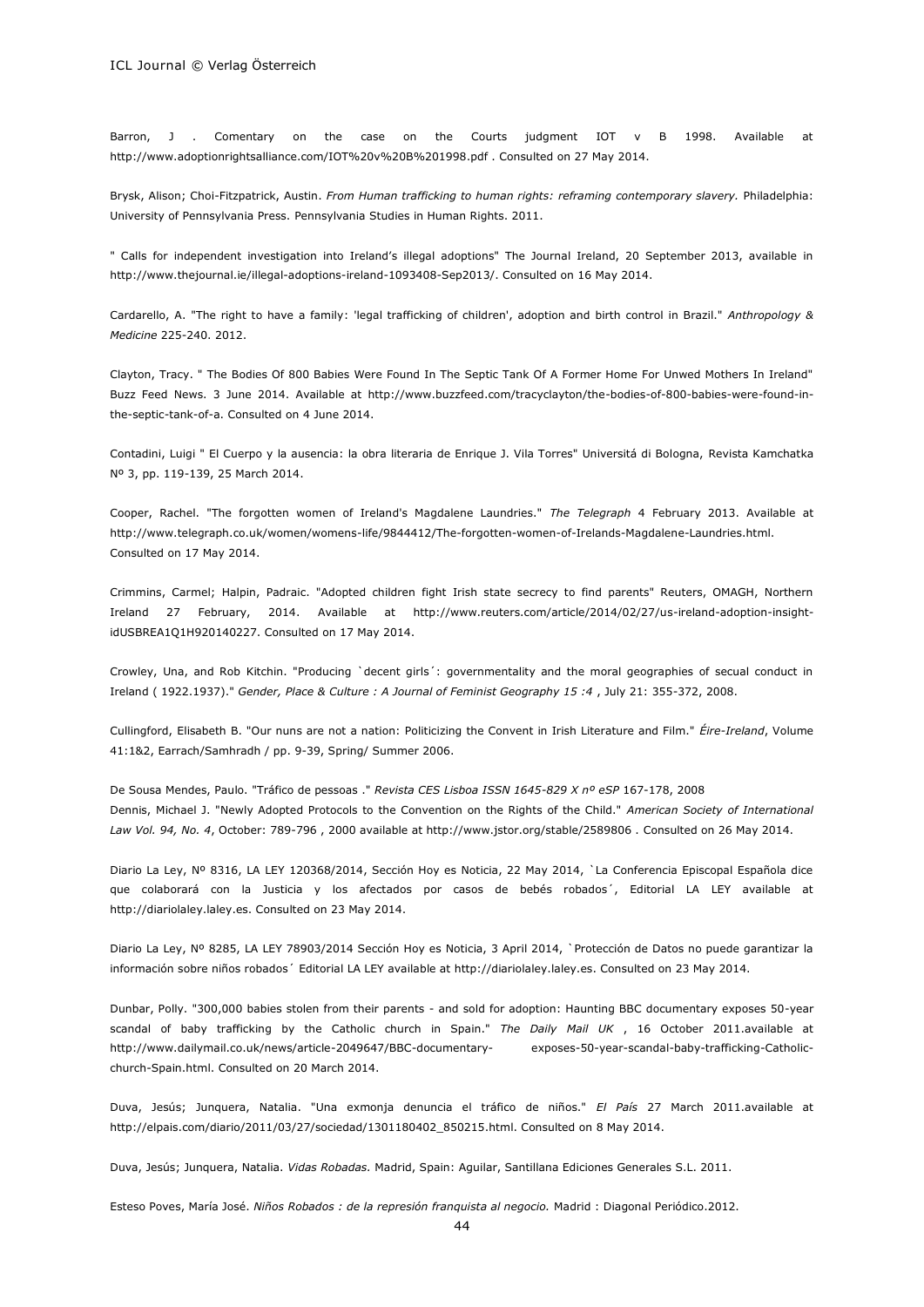Barron, J . Comentary on the case on the Courts judgment IOT v B 1998. Available at http://www.adoptionrightsalliance.com/IOT%20v%20B%201998.pdf . Consulted on 27 May 2014.

Brysk, Alison; Choi-Fitzpatrick, Austin. *From Human trafficking to human rights: reframing contemporary slavery.* Philadelphia: University of Pennsylvania Press. Pennsylvania Studies in Human Rights. 2011.

" Calls for independent investigation into Ireland's illegal adoptions" The Journal Ireland, 20 September 2013, available in http://www.thejournal.ie/illegal-adoptions-ireland-1093408-Sep2013/. Consulted on 16 May 2014.

Cardarello, A. "The right to have a family: 'legal trafficking of children', adoption and birth control in Brazil." *Anthropology & Medicine* 225-240. 2012.

Clayton, Tracy. " The Bodies Of 800 Babies Were Found In The Septic Tank Of A Former Home For Unwed Mothers In Ireland" Buzz Feed News. 3 June 2014. Available at http://www.buzzfeed.com/tracyclayton/the-bodies-of-800-babies-were-found-in-the-septic-tank-of-a. Consulted on 4 June 2014.

Contadini, Luigi " El Cuerpo y la ausencia: la obra literaria de Enrique J. Vila Torres" Universitá di Bologna, Revista Kamchatka Nº 3, pp. 119-139, 25 March 2014.

Cooper, Rachel. "The forgotten women of Ireland's Magdalene Laundries." *The Telegraph* 4 February 2013. Available at http://www.telegraph.co.uk/women/womens-life/9844412/The-forgotten-women-of-Irelands-Magdalene-Laundries.html. Consulted on 17 May 2014.

Crimmins, Carmel; Halpin, Padraic. "Adopted children fight Irish state secrecy to find parents" Reuters, OMAGH, Northern Ireland 27 February, 2014. Available at http://www.reuters.com/article/2014/02/27/us-ireland-adoption-insight-idUSBREA1Q1H920140227. Consulted on 17 May 2014.

Crowley, Una, and Rob Kitchin. "Producing `decent girls´: governmentality and the moral geographies of secual conduct in Ireland ( 1922.1937)." *Gender, Place & Culture : A Journal of Feminist Geography 15 :4* , July 21: 355-372, 2008.

Cullingford, Elisabeth B. "Our nuns are not a nation: Politicizing the Convent in Irish Literature and Film." *Éire-Ireland*, Volume 41:1&2, Earrach/Samhradh / pp. 9-39, Spring/ Summer 2006.

De Sousa Mendes, Paulo. "Tráfico de pessoas ." *Revista CES Lisboa ISSN 1645-829 X nº eSP* 167-178, 2008

Dennis, Michael J. "Newly Adopted Protocols to the Convention on the Rights of the Child." *American Society of International Law Vol. 94, No. 4*, October: 789-796 , 2000 available at http://www.jstor.org/stable/2589806 . Consulted on 26 May 2014.

Diario La Ley, Nº 8316, LA LEY 120368/2014, Sección Hoy es Noticia, 22 May 2014, `La Conferencia Episcopal Española dice que colaborará con la Justicia y los afectados por casos de bebés robados´, Editorial LA LEY available at http://diariolaley.laley.es. Consulted on 23 May 2014.

Diario La Ley, Nº 8285, LA LEY 78903/2014 Sección Hoy es Noticia, 3 April 2014, `Protección de Datos no puede garantizar la información sobre niños robados´ Editorial LA LEY available at http://diariolaley.laley.es. Consulted on 23 May 2014.

Dunbar, Polly. "300,000 babies stolen from their parents - and sold for adoption: Haunting BBC documentary exposes 50-year scandal of baby trafficking by the Catholic church in Spain." *The Daily Mail UK* , 16 October 2011.available at http://www.dailymail.co.uk/news/article-2049647/BBC-documentary- exposes-50-year-scandal-baby-trafficking-Catholic-church-Spain.html. Consulted on 20 March 2014.

Duva, Jesús; Junquera, Natalia. "Una exmonja denuncia el tráfico de niños." *El País* 27 March 2011.available at http://elpais.com/diario/2011/03/27/sociedad/1301180402_850215.html. Consulted on 8 May 2014.

Duva, Jesús; Junquera, Natalia. *Vidas Robadas.* Madrid, Spain: Aguilar, Santillana Ediciones Generales S.L. 2011.

Esteso Poves, María José. *Niños Robados : de la represión franquista al negocio.* Madrid : Diagonal Periódico.2012.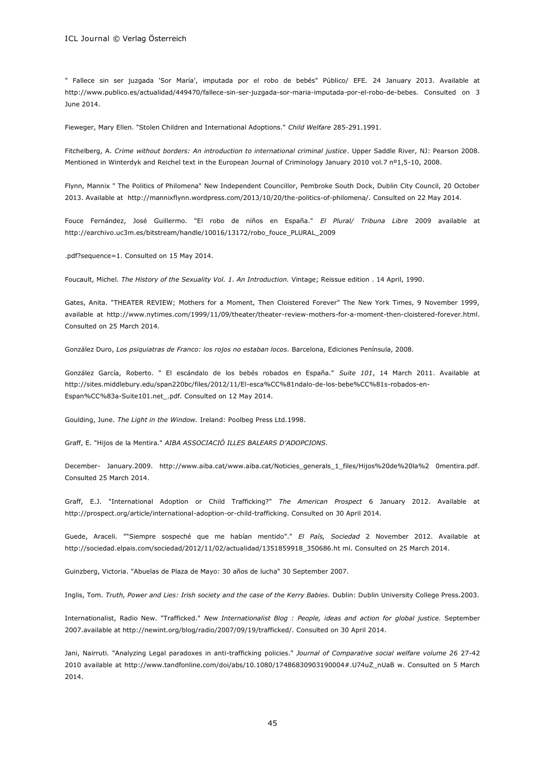" Fallece sin ser juzgada 'Sor María', imputada por el robo de bebés" Público/ EFE. 24 January 2013. Available at http://www.publico.es/actualidad/449470/fallece-sin-ser-juzgada-sor-maria-imputada-por-el-robo-de-bebes. Consulted on 3 June 2014.

Fieweger, Mary Ellen. "Stolen Children and International Adoptions." *Child Welfare* 285-291.1991.

Fitchelberg, A. *Crime without borders: An introduction to international criminal justice*. Upper Saddle River, NJ: Pearson 2008. Mentioned in Winterdyk and Reichel text in the European Journal of Criminology January 2010 vol.7 nº1,5-10, 2008.

Flynn, Mannix " The Politics of Philomena" New Independent Councillor, Pembroke South Dock, Dublin City Council, 20 October 2013. Available at http://mannixflynn.wordpress.com/2013/10/20/the-politics-of-philomena/. Consulted on 22 May 2014.

Fouce Fernández, José Guillermo. "El robo de niños en España." *El Plural/ Tribuna Libre* 2009 available at http://earchivo.uc3m.es/bitstream/handle/10016/13172/robo_fouce_PLURAL_2009

.pdf?sequence=1. Consulted on 15 May 2014.

Foucault, Michel. *The History of the Sexuality Vol. 1. An Introduction.* Vintage; Reissue edition . 14 April, 1990.

Gates, Anita. "THEATER REVIEW; Mothers for a Moment, Then Cloistered Forever" The New York Times, 9 November 1999, available at http://www.nytimes.com/1999/11/09/theater/theater-review-mothers-for-a-moment-then-cloistered-forever.html. Consulted on 25 March 2014.

González Duro, *Los psiquiatras de Franco: los rojos no estaban locos.* Barcelona, Ediciones Península, 2008.

González García, Roberto. " El escándalo de los bebés robados en España." *Suite 101*, 14 March 2011. Available at http://sites.middlebury.edu/span220bc/files/2012/11/El-esca%CC%81ndalo-de-los-bebe%CC%81s-robados-en-Espan%CC%83a-Suite101.net_.pdf. Consulted on 12 May 2014.

Goulding, June. *The Light in the Window.* Ireland: Poolbeg Press Ltd.1998.

Graff, E. "Hijos de la Mentira." *AIBA ASSOCIACIÓ ILLES BALEARS D'ADOPCIONS.*

December- January.2009. http://www.aiba.cat/www.aiba.cat/Noticies_generals_1_files/Hijos%20de%20la%2 0mentira.pdf. Consulted 25 March 2014.

Graff, E.J. "International Adoption or Child Trafficking?" *The American Prospect* 6 January 2012. Available at http://prospect.org/article/international-adoption-or-child-trafficking. Consulted on 30 April 2014.

Guede, Araceli. ""Siempre sospeché que me habían mentido"." *El País, Sociedad* 2 November 2012. Available at http://sociedad.elpais.com/sociedad/2012/11/02/actualidad/1351859918_350686.ht ml. Consulted on 25 March 2014.

Guinzberg, Victoria. "Abuelas de Plaza de Mayo: 30 años de lucha" 30 September 2007.

Inglis, Tom. *Truth, Power and Lies: Irish society and the case of the Kerry Babies.* Dublin: Dublin University College Press.2003.

Internationalist, Radio New. "Trafficked." *New Internationalist Blog : People, ideas and action for global justice.* September 2007.available at http://newint.org/blog/radio/2007/09/19/trafficked/. Consulted on 30 April 2014.

Jani, Nairruti. "Analyzing Legal paradoxes in anti-trafficking policies." *Journal of Comparative social welfare volume 26* 27-42 2010 available at http://www.tandfonline.com/doi/abs/10.1080/17486830903190004#.U74uZ_nUaB w. Consulted on 5 March 2014.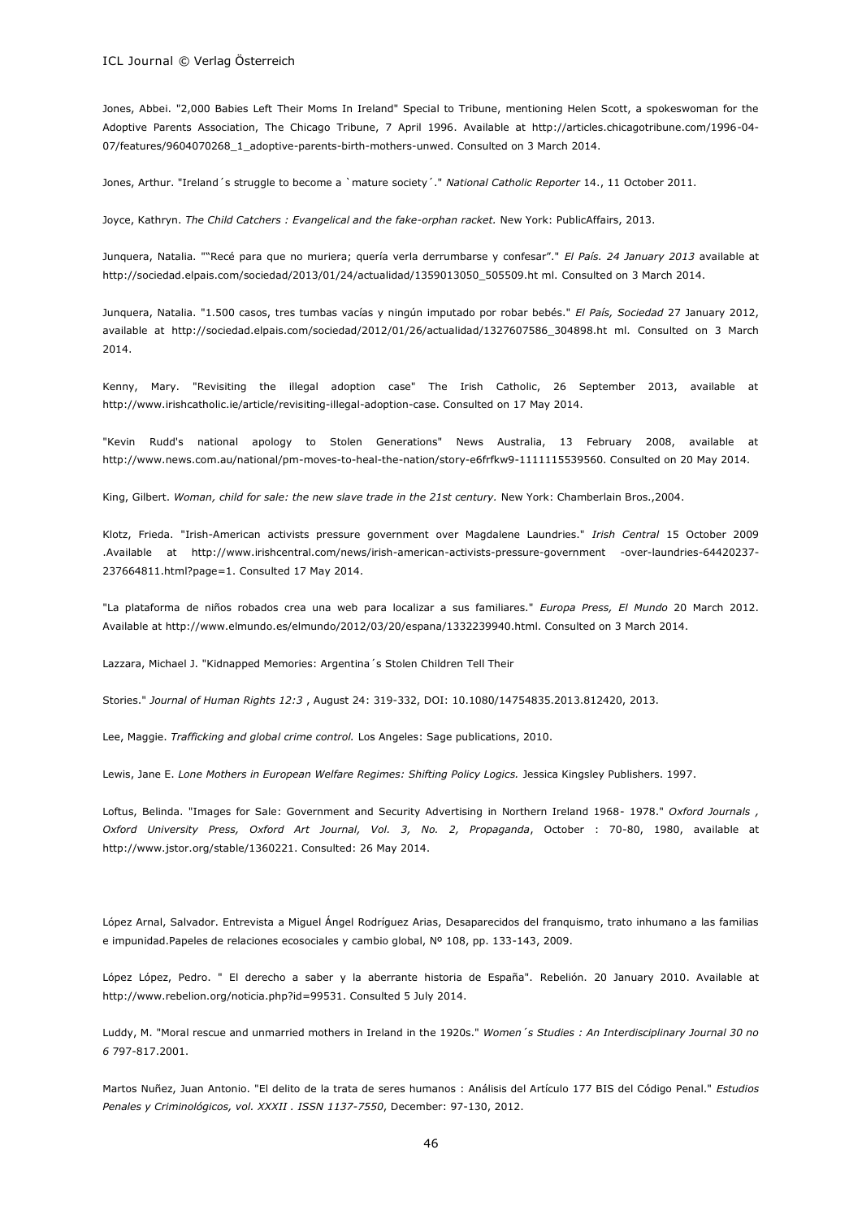Jones, Abbei. "2,000 Babies Left Their Moms In Ireland" Special to Tribune, mentioning Helen Scott, a spokeswoman for the Adoptive Parents Association, The Chicago Tribune, 7 April 1996. Available at http://articles.chicagotribune.com/1996-04-07/features/9604070268_1_adoptive-parents-birth-mothers-unwed. Consulted on 3 March 2014.

Jones, Arthur. "Ireland´s struggle to become a `mature society´." *National Catholic Reporter* 14., 11 October 2011.

Joyce, Kathryn. *The Child Catchers : Evangelical and the fake-orphan racket.* New York: PublicAffairs, 2013.

Junquera, Natalia. ""Recé para que no muriera; quería verla derrumbarse y confesar"." *El País. 24 January 2013* available at http://sociedad.elpais.com/sociedad/2013/01/24/actualidad/1359013050_505509.ht ml. Consulted on 3 March 2014.

Junquera, Natalia. "1.500 casos, tres tumbas vacías y ningún imputado por robar bebés." *El País, Sociedad* 27 January 2012, available at http://sociedad.elpais.com/sociedad/2012/01/26/actualidad/1327607586_304898.ht ml. Consulted on 3 March 2014.

Kenny, Mary. "Revisiting the illegal adoption case" The Irish Catholic, 26 September 2013, available at http://www.irishcatholic.ie/article/revisiting-illegal-adoption-case. Consulted on 17 May 2014.

"Kevin Rudd's national apology to Stolen Generations" News Australia, 13 February 2008, available at http://www.news.com.au/national/pm-moves-to-heal-the-nation/story-e6frfkw9-1111115539560. Consulted on 20 May 2014.

King, Gilbert. *Woman, child for sale: the new slave trade in the 21st century.* New York: Chamberlain Bros.,2004.

Klotz, Frieda. "Irish-American activists pressure government over Magdalene Laundries." *Irish Central* 15 October 2009 .Available at http://www.irishcentral.com/news/irish-american-activists-pressure-government -over-laundries-64420237-237664811.html?page=1. Consulted 17 May 2014.

"La plataforma de niños robados crea una web para localizar a sus familiares." *Europa Press, El Mundo* 20 March 2012. Available at http://www.elmundo.es/elmundo/2012/03/20/espana/1332239940.html. Consulted on 3 March 2014.

Lazzara, Michael J. "Kidnapped Memories: Argentina´s Stolen Children Tell Their

Stories." *Journal of Human Rights 12:3* , August 24: 319-332, DOI: 10.1080/14754835.2013.812420, 2013.

Lee, Maggie. *Trafficking and global crime control.* Los Angeles: Sage publications, 2010.

Lewis, Jane E. *Lone Mothers in European Welfare Regimes: Shifting Policy Logics.* Jessica Kingsley Publishers. 1997.

Loftus, Belinda. "Images for Sale: Government and Security Advertising in Northern Ireland 1968- 1978." *Oxford Journals , Oxford University Press, Oxford Art Journal, Vol. 3, No. 2, Propaganda*, October : 70-80, 1980, available at http://www.jstor.org/stable/1360221. Consulted: 26 May 2014.

López Arnal, Salvador. Entrevista a Miguel Ángel Rodríguez Arias, Desaparecidos del franquismo, trato inhumano a las familias e impunidad.Papeles de relaciones ecosociales y cambio global, Nº 108, pp. 133-143, 2009.

López López, Pedro. " El derecho a saber y la aberrante historia de España". Rebelión. 20 January 2010. Available at http://www.rebelion.org/noticia.php?id=99531. Consulted 5 July 2014.

Luddy, M. "Moral rescue and unmarried mothers in Ireland in the 1920s." *Women´s Studies : An Interdisciplinary Journal 30 no 6* 797-817.2001.

Martos Nuñez, Juan Antonio. "El delito de la trata de seres humanos : Análisis del Artículo 177 BIS del Código Penal." *Estudios Penales y Criminológicos, vol. XXXII . ISSN 1137-7550*, December: 97-130, 2012.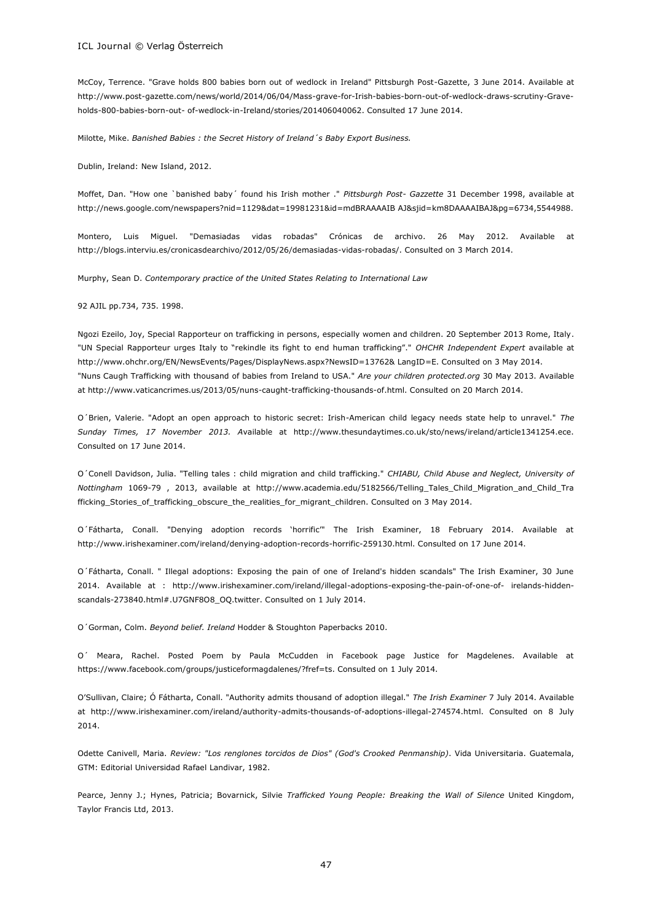McCoy, Terrence. "Grave holds 800 babies born out of wedlock in Ireland" Pittsburgh Post-Gazette, 3 June 2014. Available at http://www.post-gazette.com/news/world/2014/06/04/Mass-grave-for-Irish-babies-born-out-of-wedlock-draws-scrutiny-Grave-holds-800-babies-born-out- of-wedlock-in-Ireland/stories/201406040062. Consulted 17 June 2014.

Milotte, Mike. *Banished Babies : the Secret History of Ireland´s Baby Export Business.*

Dublin, Ireland: New Island, 2012.

Moffet, Dan. "How one `banished baby´ found his Irish mother ." *Pittsburgh Post- Gazzette* 31 December 1998, available at http://news.google.com/newspapers?nid=1129&dat=19981231&id=mdBRAAAAIB AJ&sjid=km8DAAAAIBAJ&pg=6734,5544988.

Montero, Luis Miguel. "Demasiadas vidas robadas" Crónicas de archivo. 26 May 2012. Available at http://blogs.interviu.es/cronicasdearchivo/2012/05/26/demasiadas-vidas-robadas/. Consulted on 3 March 2014.

Murphy, Sean D. *Contemporary practice of the United States Relating to International Law*

92 AJIL pp.734, 735. 1998.

Ngozi Ezeilo, Joy, Special Rapporteur on trafficking in persons, especially women and children. 20 September 2013 Rome, Italy. "UN Special Rapporteur urges Italy to "rekindle its fight to end human trafficking"." *OHCHR Independent Expert* available at http://www.ohchr.org/EN/NewsEvents/Pages/DisplayNews.aspx?NewsID=13762& LangID=E. Consulted on 3 May 2014.
"Nuns Caugh Trafficking with thousand of babies from Ireland to USA." *Are your children protected.org* 30 May 2013. Available at http://www.vaticancrimes.us/2013/05/nuns-caught-trafficking-thousands-of.html. Consulted on 20 March 2014.

O´Brien, Valerie. "Adopt an open approach to historic secret: Irish-American child legacy needs state help to unravel." *The Sunday Times, 17 November 2013. A*vailable at http://www.thesundaytimes.co.uk/sto/news/ireland/article1341254.ece. Consulted on 17 June 2014.

O´Conell Davidson, Julia. "Telling tales : child migration and child trafficking." *CHIABU, Child Abuse and Neglect, University of Nottingham* 1069-79 , 2013, available at http://www.academia.edu/5182566/Telling_Tales_Child_Migration_and_Child_Trafficking_Stories_of_trafficking_obscure_the_realities_for_migrant_children. Consulted on 3 May 2014.

O´Fátharta, Conall. "Denying adoption records 'horrific'" The Irish Examiner, 18 February 2014. Available at http://www.irishexaminer.com/ireland/denying-adoption-records-horrific-259130.html. Consulted on 17 June 2014.

O´Fátharta, Conall. " Illegal adoptions: Exposing the pain of one of Ireland's hidden scandals" The Irish Examiner, 30 June 2014. Available at : http://www.irishexaminer.com/ireland/illegal-adoptions-exposing-the-pain-of-one-of- irelands-hidden-scandals-273840.html#.U7GNF8O8_OQ.twitter. Consulted on 1 July 2014.

O´Gorman, Colm. *Beyond belief. Ireland* Hodder & Stoughton Paperbacks 2010.

O´ Meara, Rachel. Posted Poem by Paula McCudden in Facebook page Justice for Magdelenes. Available at https://www.facebook.com/groups/justiceformagdalenes/?fref=ts. Consulted on 1 July 2014.

O'Sullivan, Claire; Ó Fátharta, Conall. "Authority admits thousand of adoption illegal." *The Irish Examiner* 7 July 2014. Available at http://www.irishexaminer.com/ireland/authority-admits-thousands-of-adoptions-illegal-274574.html. Consulted on 8 July 2014.

Odette Canivell, Maria. *Review: "Los renglones torcidos de Dios" (God's Crooked Penmanship)*. Vida Universitaria. Guatemala, GTM: Editorial Universidad Rafael Landivar, 1982.

Pearce, Jenny J.; Hynes, Patricia; Bovarnick, Silvie *Trafficked Young People: Breaking the Wall of Silence* United Kingdom, Taylor Francis Ltd, 2013.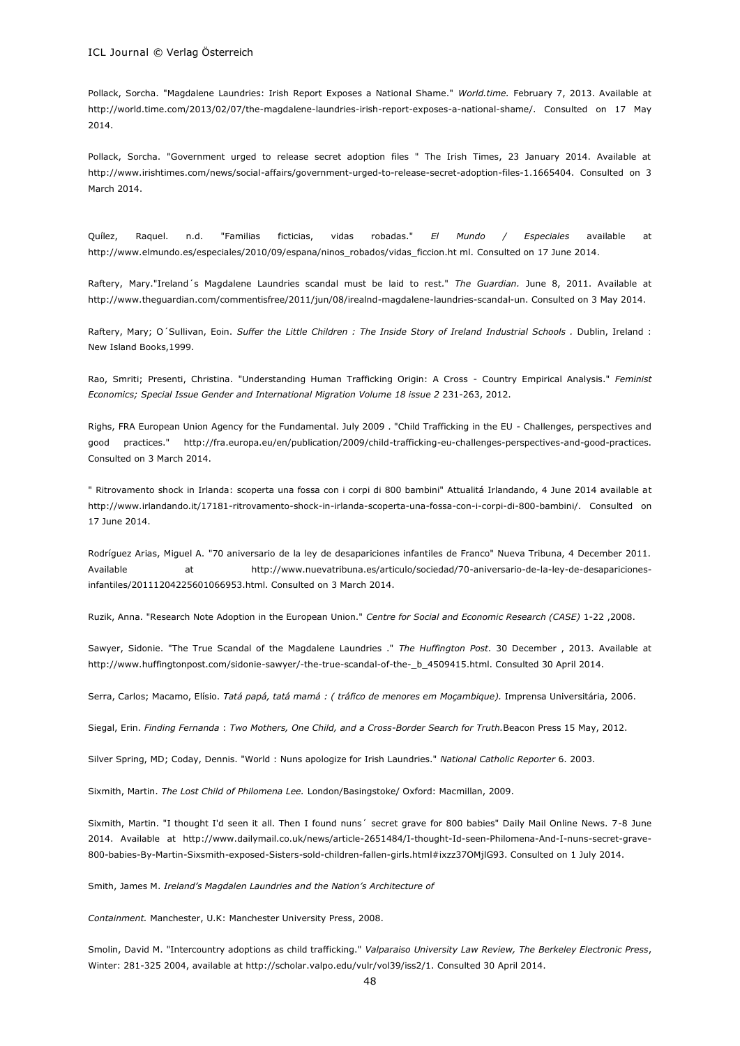Pollack, Sorcha. "Magdalene Laundries: Irish Report Exposes a National Shame." *World.time.* February 7, 2013. Available at http://world.time.com/2013/02/07/the-magdalene-laundries-irish-report-exposes-a-national-shame/. Consulted on 17 May 2014.

Pollack, Sorcha. "Government urged to release secret adoption files " The Irish Times, 23 January 2014. Available at http://www.irishtimes.com/news/social-affairs/government-urged-to-release-secret-adoption-files-1.1665404. Consulted on 3 March 2014.

Quílez, Raquel. n.d. "Familias ficticias, vidas robadas." *El Mundo / Especiales* available at http://www.elmundo.es/especiales/2010/09/espana/ninos_robados/vidas_ficcion.ht ml. Consulted on 17 June 2014.

Raftery, Mary."Ireland´s Magdalene Laundries scandal must be laid to rest." *The Guardian.* June 8, 2011. Available at http://www.theguardian.com/commentisfree/2011/jun/08/irealnd-magdalene-laundries-scandal-un. Consulted on 3 May 2014.

Raftery, Mary; O´Sullivan, Eoin. *Suffer the Little Children : The Inside Story of Ireland Industrial Schools .* Dublin, Ireland : New Island Books,1999.

Rao, Smriti; Presenti, Christina. "Understanding Human Trafficking Origin: A Cross - Country Empirical Analysis." *Feminist Economics; Special Issue Gender and International Migration Volume 18 issue 2* 231-263, 2012.

Righs, FRA European Union Agency for the Fundamental. July 2009 . "Child Trafficking in the EU - Challenges, perspectives and good practices." http://fra.europa.eu/en/publication/2009/child-trafficking-eu-challenges-perspectives-and-good-practices. Consulted on 3 March 2014.

" Ritrovamento shock in Irlanda: scoperta una fossa con i corpi di 800 bambini" Attualitá Irlandando, 4 June 2014 available at http://www.irlandando.it/17181-ritrovamento-shock-in-irlanda-scoperta-una-fossa-con-i-corpi-di-800-bambini/. Consulted on 17 June 2014.

Rodríguez Arias, Miguel A. "70 aniversario de la ley de desapariciones infantiles de Franco" Nueva Tribuna, 4 December 2011. Available at http://www.nuevatribuna.es/articulo/sociedad/70-aniversario-de-la-ley-de-desapariciones-infantiles/20111204225601066953.html. Consulted on 3 March 2014.

Ruzik, Anna. "Research Note Adoption in the European Union." *Centre for Social and Economic Research (CASE)* 1-22 ,2008.

Sawyer, Sidonie. "The True Scandal of the Magdalene Laundries ." *The Huffington Post.* 30 December , 2013. Available at http://www.huffingtonpost.com/sidonie-sawyer/-the-true-scandal-of-the-_b_4509415.html. Consulted 30 April 2014.

Serra, Carlos; Macamo, Elísio. *Tatá papá, tatá mamá : ( tráfico de menores em Moçambique).* Imprensa Universitária, 2006.

Siegal, Erin. *Finding Fernanda* : *Two Mothers, One Child, and a Cross-Border Search for Truth.*Beacon Press 15 May, 2012.

Silver Spring, MD; Coday, Dennis. "World : Nuns apologize for Irish Laundries." *National Catholic Reporter* 6. 2003.

Sixmith, Martin. *The Lost Child of Philomena Lee.* London/Basingstoke/ Oxford: Macmillan, 2009.

Sixmith, Martin. "I thought I'd seen it all. Then I found nuns´ secret grave for 800 babies" Daily Mail Online News. 7-8 June 2014. Available at http://www.dailymail.co.uk/news/article-2651484/I-thought-Id-seen-Philomena-And-I-nuns-secret-grave-800-babies-By-Martin-Sixsmith-exposed-Sisters-sold-children-fallen-girls.html#ixzz37OMjlG93. Consulted on 1 July 2014.

Smith, James M. *Ireland's Magdalen Laundries and the Nation's Architecture of Containment.* Manchester, U.K: Manchester University Press, 2008.

Smolin, David M. "Intercountry adoptions as child trafficking." *Valparaiso University Law Review, The Berkeley Electronic Press*, Winter: 281-325 2004, available at http://scholar.valpo.edu/vulr/vol39/iss2/1. Consulted 30 April 2014.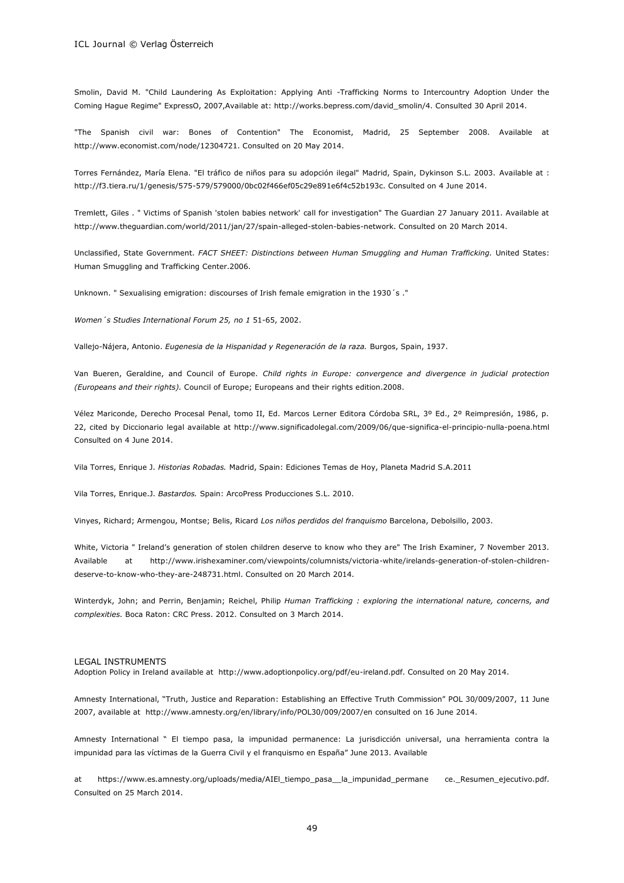Smolin, David M. "Child Laundering As Exploitation: Applying Anti -Trafficking Norms to Intercountry Adoption Under the Coming Hague Regime" ExpressO, 2007,Available at: http://works.bepress.com/david_smolin/4. Consulted 30 April 2014.

"The Spanish civil war: Bones of Contention" The Economist, Madrid, 25 September 2008. Available at http://www.economist.com/node/12304721. Consulted on 20 May 2014.

Torres Fernández, María Elena. "El tráfico de niños para su adopción ilegal" Madrid, Spain, Dykinson S.L. 2003. Available at : http://f3.tiera.ru/1/genesis/575-579/579000/0bc02f466ef05c29e891e6f4c52b193c. Consulted on 4 June 2014.

Tremlett, Giles . " Victims of Spanish 'stolen babies network' call for investigation" The Guardian 27 January 2011. Available at http://www.theguardian.com/world/2011/jan/27/spain-alleged-stolen-babies-network. Consulted on 20 March 2014.

Unclassified, State Government. *FACT SHEET: Distinctions between Human Smuggling and Human Trafficking.* United States: Human Smuggling and Trafficking Center.2006.

Unknown. " Sexualising emigration: discourses of Irish female emigration in the 1930´s ."

*Women´s Studies International Forum 25, no 1* 51-65, 2002.

Vallejo-Nájera, Antonio. *Eugenesia de la Hispanidad y Regeneración de la raza.* Burgos, Spain, 1937.

Van Bueren, Geraldine, and Council of Europe. *Child rights in Europe: convergence and divergence in judicial protection (Europeans and their rights).* Council of Europe; Europeans and their rights edition.2008.

Vélez Mariconde, Derecho Procesal Penal, tomo II, Ed. Marcos Lerner Editora Córdoba SRL, 3º Ed., 2º Reimpresión, 1986, p. 22, cited by Diccionario legal available at http://www.significadolegal.com/2009/06/que-significa-el-principio-nulla-poena.html Consulted on 4 June 2014.

Vila Torres, Enrique J. *Historias Robadas.* Madrid, Spain: Ediciones Temas de Hoy, Planeta Madrid S.A.2011

Vila Torres, Enrique.J. *Bastardos.* Spain: ArcoPress Producciones S.L. 2010.

Vinyes, Richard; Armengou, Montse; Belis, Ricard *Los niños perdidos del franquismo* Barcelona, Debolsillo, 2003.

White, Victoria " Ireland's generation of stolen children deserve to know who they are" The Irish Examiner, 7 November 2013. Available at http://www.irishexaminer.com/viewpoints/columnists/victoria-white/irelands-generation-of-stolen-children-deserve-to-know-who-they-are-248731.html. Consulted on 20 March 2014.

Winterdyk, John; and Perrin, Benjamin; Reichel, Philip *Human Trafficking : exploring the international nature, concerns, and complexities.* Boca Raton: CRC Press. 2012. Consulted on 3 March 2014.

## LEGAL INSTRUMENTS

Adoption Policy in Ireland available at http://www.adoptionpolicy.org/pdf/eu-ireland.pdf. Consulted on 20 May 2014.

Amnesty International, "Truth, Justice and Reparation: Establishing an Effective Truth Commission" POL 30/009/2007, 11 June 2007, available at http://www.amnesty.org/en/library/info/POL30/009/2007/en consulted on 16 June 2014.

Amnesty International " El tiempo pasa, la impunidad permanence: La jurisdicción universal, una herramienta contra la impunidad para las víctimas de la Guerra Civil y el franquismo en España" June 2013. Available

at https://www.es.amnesty.org/uploads/media/AIEl_tiempo_pasa__la_impunidad_permane ce._Resumen_ejecutivo.pdf. Consulted on 25 March 2014.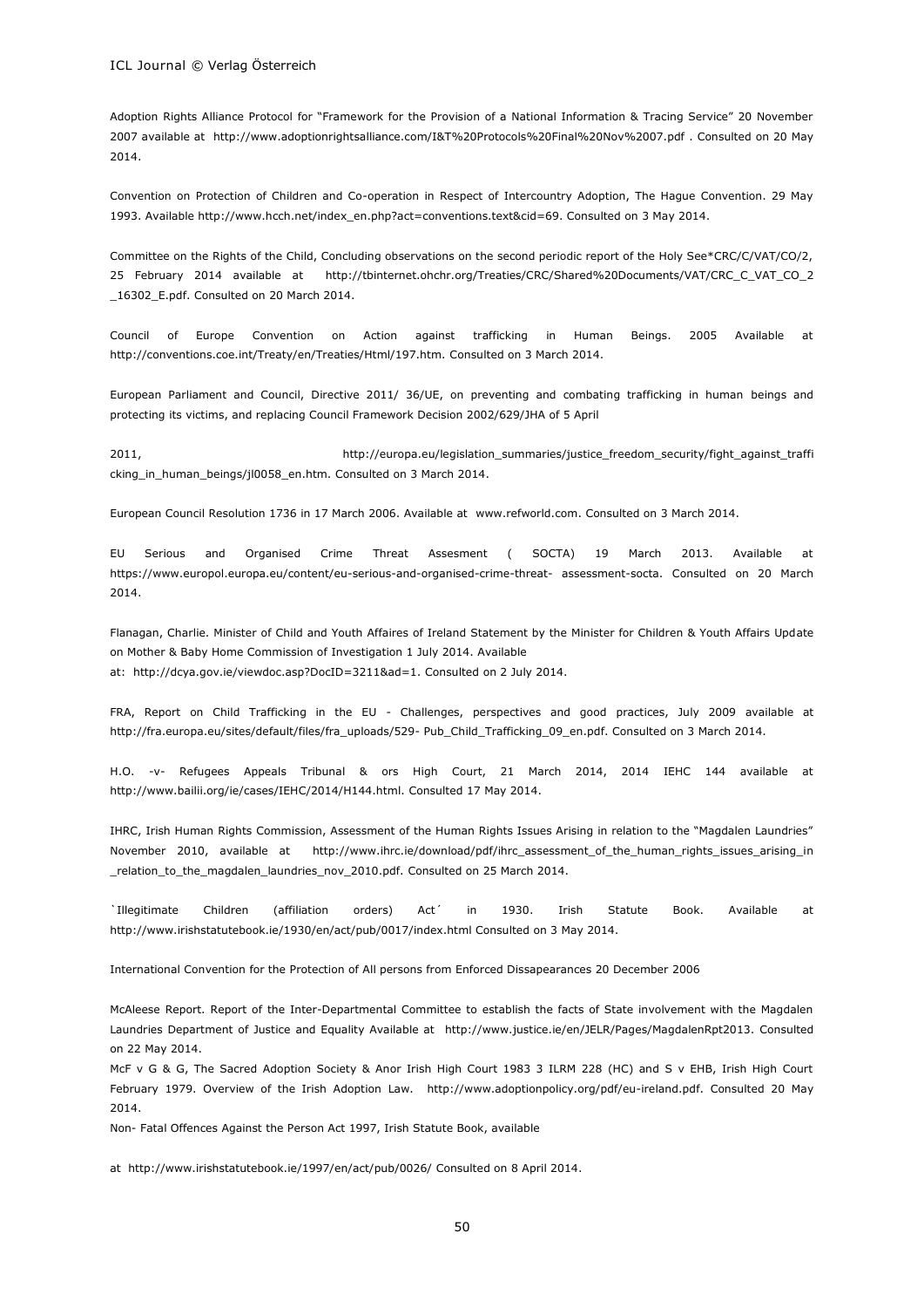Adoption Rights Alliance Protocol for "Framework for the Provision of a National Information & Tracing Service" 20 November 2007 available at http://www.adoptionrightsalliance.com/I&T%20Protocols%20Final%20Nov%2007.pdf . Consulted on 20 May 2014.

Convention on Protection of Children and Co-operation in Respect of Intercountry Adoption, The Hague Convention. 29 May 1993. Available http://www.hcch.net/index_en.php?act=conventions.text&cid=69. Consulted on 3 May 2014.

Committee on the Rights of the Child, Concluding observations on the second periodic report of the Holy See*CRC/C/VAT/CO/2, 25 February 2014 available at http://tbinternet.ohchr.org/Treaties/CRC/Shared%20Documents/VAT/CRC_C_VAT_CO_2_16302_E.pdf. Consulted on 20 March 2014.

Council of Europe Convention on Action against trafficking in Human Beings. 2005 Available at http://conventions.coe.int/Treaty/en/Treaties/Html/197.htm. Consulted on 3 March 2014.

European Parliament and Council, Directive 2011/ 36/UE, on preventing and combating trafficking in human beings and protecting its victims, and replacing Council Framework Decision 2002/629/JHA of 5 April

2011, http://europa.eu/legislation_summaries/justice_freedom_security/fight_against_trafficking_in_human_beings/jl0058_en.htm. Consulted on 3 March 2014.

European Council Resolution 1736 in 17 March 2006. Available at www.refworld.com. Consulted on 3 March 2014.

EU Serious and Organised Crime Threat Assesment ( SOCTA) 19 March 2013. Available at https://www.europol.europa.eu/content/eu-serious-and-organised-crime-threat- assessment-socta. Consulted on 20 March 2014.

Flanagan, Charlie. Minister of Child and Youth Affaires of Ireland Statement by the Minister for Children & Youth Affairs Update on Mother & Baby Home Commission of Investigation 1 July 2014. Available at: http://dcya.gov.ie/viewdoc.asp?DocID=3211&ad=1. Consulted on 2 July 2014.

FRA, Report on Child Trafficking in the EU - Challenges, perspectives and good practices, July 2009 available at http://fra.europa.eu/sites/default/files/fra_uploads/529- Pub_Child_Trafficking_09_en.pdf. Consulted on 3 March 2014.

H.O. -v- Refugees Appeals Tribunal & ors High Court, 21 March 2014, 2014 IEHC 144 available at http://www.bailii.org/ie/cases/IEHC/2014/H144.html. Consulted 17 May 2014.

IHRC, Irish Human Rights Commission, Assessment of the Human Rights Issues Arising in relation to the "Magdalen Laundries" November 2010, available at http://www.ihrc.ie/download/pdf/ihrc_assessment_of_the_human_rights_issues_arising_in_relation_to_the_magdalen_laundries_nov_2010.pdf. Consulted on 25 March 2014.

`Illegitimate Children (affiliation orders) Act´ in 1930. Irish Statute Book. Available at http://www.irishstatutebook.ie/1930/en/act/pub/0017/index.html Consulted on 3 May 2014.

International Convention for the Protection of All persons from Enforced Dissapearances 20 December 2006

McAleese Report. Report of the Inter-Departmental Committee to establish the facts of State involvement with the Magdalen Laundries Department of Justice and Equality Available at http://www.justice.ie/en/JELR/Pages/MagdalenRpt2013. Consulted on 22 May 2014.

McF v G & G, The Sacred Adoption Society & Anor Irish High Court 1983 3 ILRM 228 (HC) and S v EHB, Irish High Court February 1979. Overview of the Irish Adoption Law. http://www.adoptionpolicy.org/pdf/eu-ireland.pdf. Consulted 20 May 2014.

Non- Fatal Offences Against the Person Act 1997, Irish Statute Book, available

at http://www.irishstatutebook.ie/1997/en/act/pub/0026/ Consulted on 8 April 2014.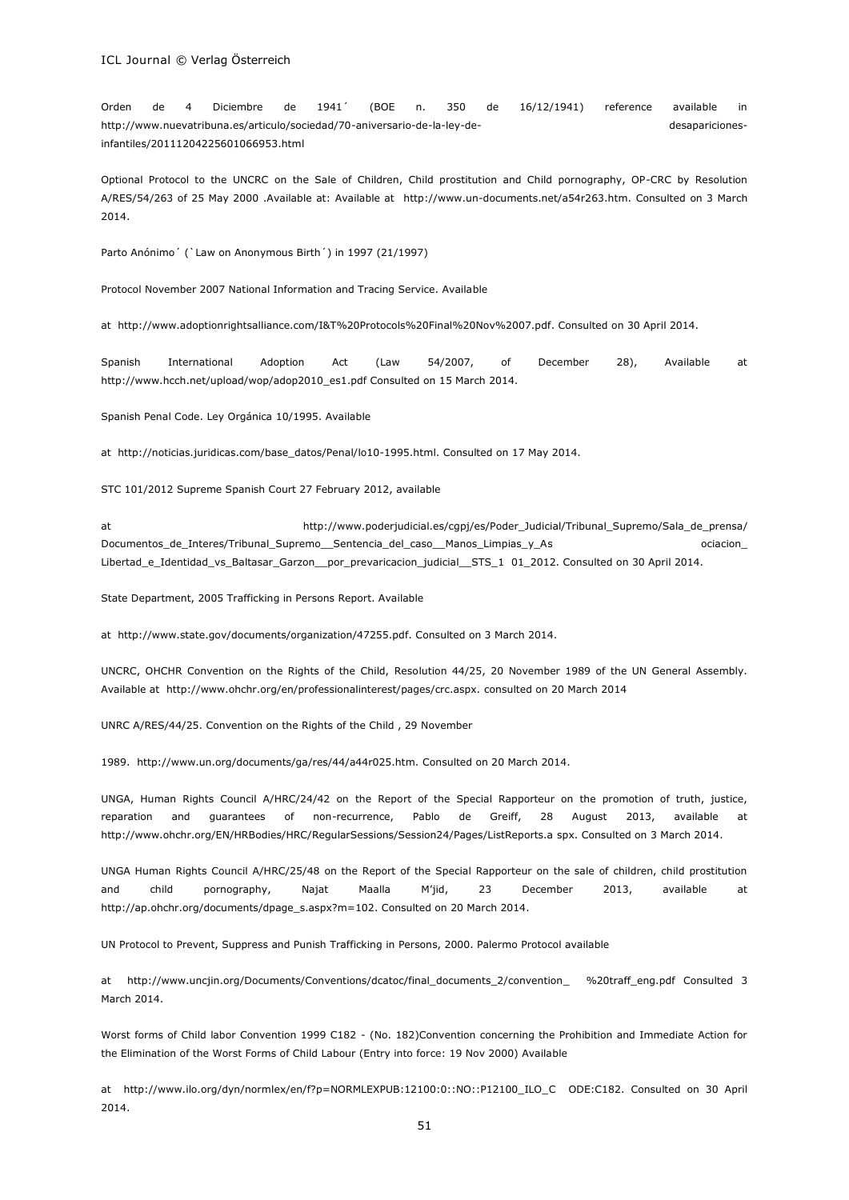Orden de 4 Diciembre de 1941´ (BOE n. 350 de 16/12/1941) reference available in http://www.nuevatribuna.es/articulo/sociedad/70-aniversario-de-la-ley-de- desapariciones-infantiles/20111204225601066953.html

Optional Protocol to the UNCRC on the Sale of Children, Child prostitution and Child pornography, OP-CRC by Resolution A/RES/54/263 of 25 May 2000 .Available at: Available at http://www.un-documents.net/a54r263.htm. Consulted on 3 March 2014.

Parto Anónimo´ (`Law on Anonymous Birth´) in 1997 (21/1997)

Protocol November 2007 National Information and Tracing Service. Available

at http://www.adoptionrightsalliance.com/I&T%20Protocols%20Final%20Nov%2007.pdf. Consulted on 30 April 2014.

Spanish International Adoption Act (Law 54/2007, of December 28), Available at http://www.hcch.net/upload/wop/adop2010_es1.pdf Consulted on 15 March 2014.

Spanish Penal Code. Ley Orgánica 10/1995. Available

at http://noticias.juridicas.com/base_datos/Penal/lo10-1995.html. Consulted on 17 May 2014.

STC 101/2012 Supreme Spanish Court 27 February 2012, available

at http://www.poderjudicial.es/cgpj/es/Poder_Judicial/Tribunal_Supremo/Sala_de_prensa/ Documentos_de_Interes/Tribunal_Supremo__Sentencia_del_caso__Manos_Limpias_y_As ociacion_ Libertad_e_Identidad_vs_Baltasar_Garzon__por_prevaricacion_judicial__STS_1 01_2012. Consulted on 30 April 2014.

State Department, 2005 Trafficking in Persons Report. Available

at http://www.state.gov/documents/organization/47255.pdf. Consulted on 3 March 2014.

UNCRC, OHCHR Convention on the Rights of the Child, Resolution 44/25, 20 November 1989 of the UN General Assembly. Available at http://www.ohchr.org/en/professionalinterest/pages/crc.aspx. consulted on 20 March 2014

UNRC A/RES/44/25. Convention on the Rights of the Child , 29 November

1989. http://www.un.org/documents/ga/res/44/a44r025.htm. Consulted on 20 March 2014.

UNGA, Human Rights Council A/HRC/24/42 on the Report of the Special Rapporteur on the promotion of truth, justice, reparation and guarantees of non-recurrence, Pablo de Greiff, 28 August 2013, available at http://www.ohchr.org/EN/HRBodies/HRC/RegularSessions/Session24/Pages/ListReports.a spx. Consulted on 3 March 2014.

UNGA Human Rights Council A/HRC/25/48 on the Report of the Special Rapporteur on the sale of children, child prostitution and child pornography, Najat Maalla M'jid, 23 December 2013, available at http://ap.ohchr.org/documents/dpage_s.aspx?m=102. Consulted on 20 March 2014.

UN Protocol to Prevent, Suppress and Punish Trafficking in Persons, 2000. Palermo Protocol available

at http://www.uncjin.org/Documents/Conventions/dcatoc/final_documents_2/convention_ %20traff_eng.pdf Consulted 3 March 2014.

Worst forms of Child labor Convention 1999 C182 - (No. 182)Convention concerning the Prohibition and Immediate Action for the Elimination of the Worst Forms of Child Labour (Entry into force: 19 Nov 2000) Available

at http://www.ilo.org/dyn/normlex/en/f?p=NORMLEXPUB:12100:0::NO::P12100_ILO_C ODE:C182. Consulted on 30 April 2014.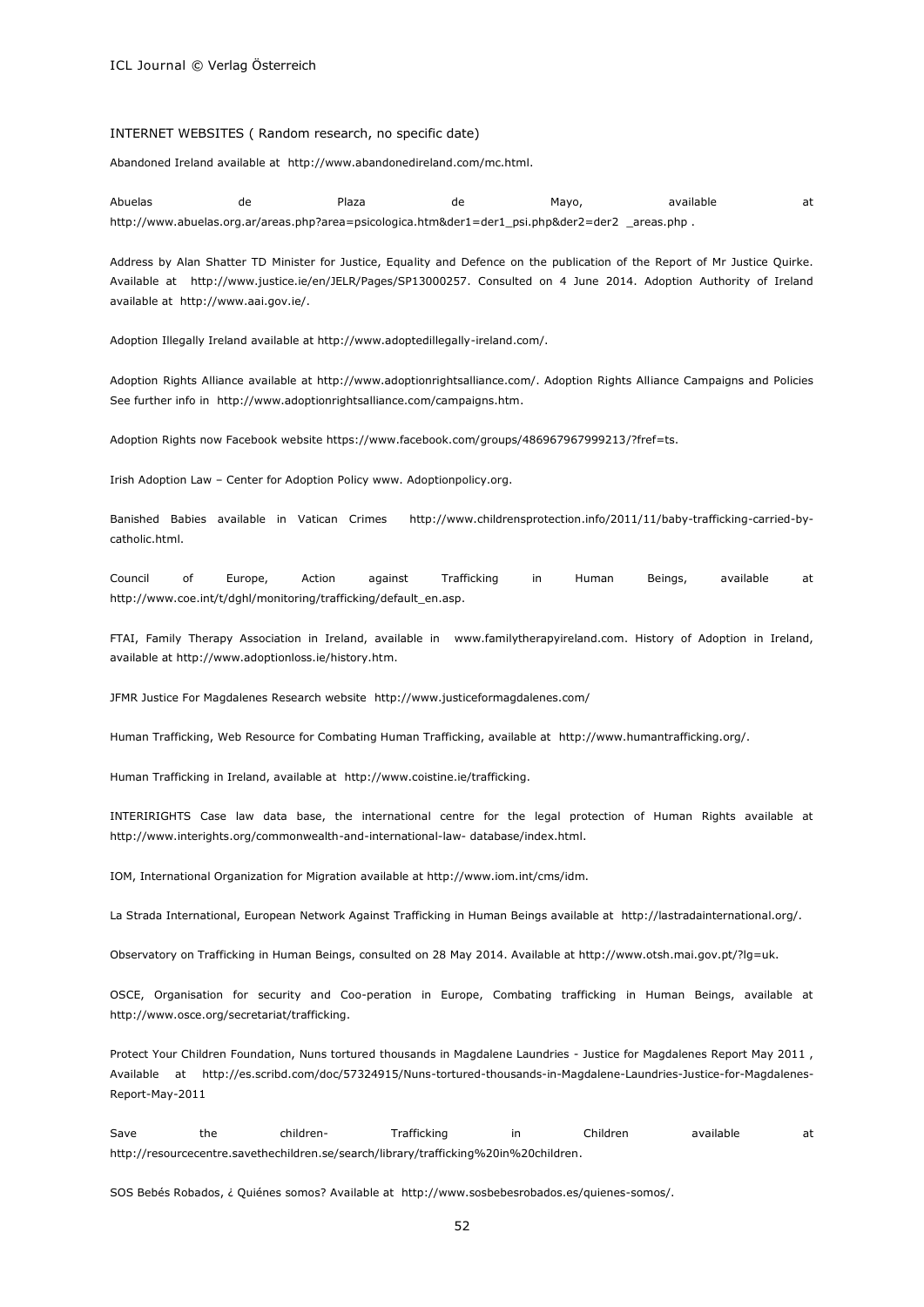INTERNET WEBSITES ( Random research, no specific date)

Abandoned Ireland available at http://www.abandonedireland.com/mc.html.

Abuelas de Plaza de Mayo, available at http://www.abuelas.org.ar/areas.php?area=psicologica.htm&der1=der1_psi.php&der2=der2 _areas.php .

Address by Alan Shatter TD Minister for Justice, Equality and Defence on the publication of the Report of Mr Justice Quirke. Available at http://www.justice.ie/en/JELR/Pages/SP13000257. Consulted on 4 June 2014. Adoption Authority of Ireland available at http://www.aai.gov.ie/.

Adoption Illegally Ireland available at http://www.adoptedillegally-ireland.com/.

Adoption Rights Alliance available at http://www.adoptionrightsalliance.com/. Adoption Rights Alliance Campaigns and Policies See further info in http://www.adoptionrightsalliance.com/campaigns.htm.

Adoption Rights now Facebook website https://www.facebook.com/groups/486967967999213/?fref=ts.

Irish Adoption Law – Center for Adoption Policy www. Adoptionpolicy.org.

Banished Babies available in Vatican Crimes http://www.childrensprotection.info/2011/11/baby-trafficking-carried-by-catholic.html.

Council of Europe, Action against Trafficking in Human Beings, available at http://www.coe.int/t/dghl/monitoring/trafficking/default_en.asp.

FTAI, Family Therapy Association in Ireland, available in www.familytherapyireland.com. History of Adoption in Ireland, available at http://www.adoptionloss.ie/history.htm.

JFMR Justice For Magdalenes Research website http://www.justiceformagdalenes.com/

Human Trafficking, Web Resource for Combating Human Trafficking, available at http://www.humantrafficking.org/.

Human Trafficking in Ireland, available at http://www.coistine.ie/trafficking.

INTERIRIGHTS Case law data base, the international centre for the legal protection of Human Rights available at http://www.interights.org/commonwealth-and-international-law- database/index.html.

IOM, International Organization for Migration available at http://www.iom.int/cms/idm.

La Strada International, European Network Against Trafficking in Human Beings available at http://lastradainternational.org/.

Observatory on Trafficking in Human Beings, consulted on 28 May 2014. Available at http://www.otsh.mai.gov.pt/?lg=uk.

OSCE, Organisation for security and Coo-peration in Europe, Combating trafficking in Human Beings, available at http://www.osce.org/secretariat/trafficking.

Protect Your Children Foundation, Nuns tortured thousands in Magdalene Laundries - Justice for Magdalenes Report May 2011 , Available at http://es.scribd.com/doc/57324915/Nuns-tortured-thousands-in-Magdalene-Laundries-Justice-for-Magdalenes-Report-May-2011

Save the children- Trafficking in Children available at http://resourcecentre.savethechildren.se/search/library/trafficking%20in%20children.

SOS Bebés Robados, ¿ Quiénes somos? Available at http://www.sosbebesrobados.es/quienes-somos/.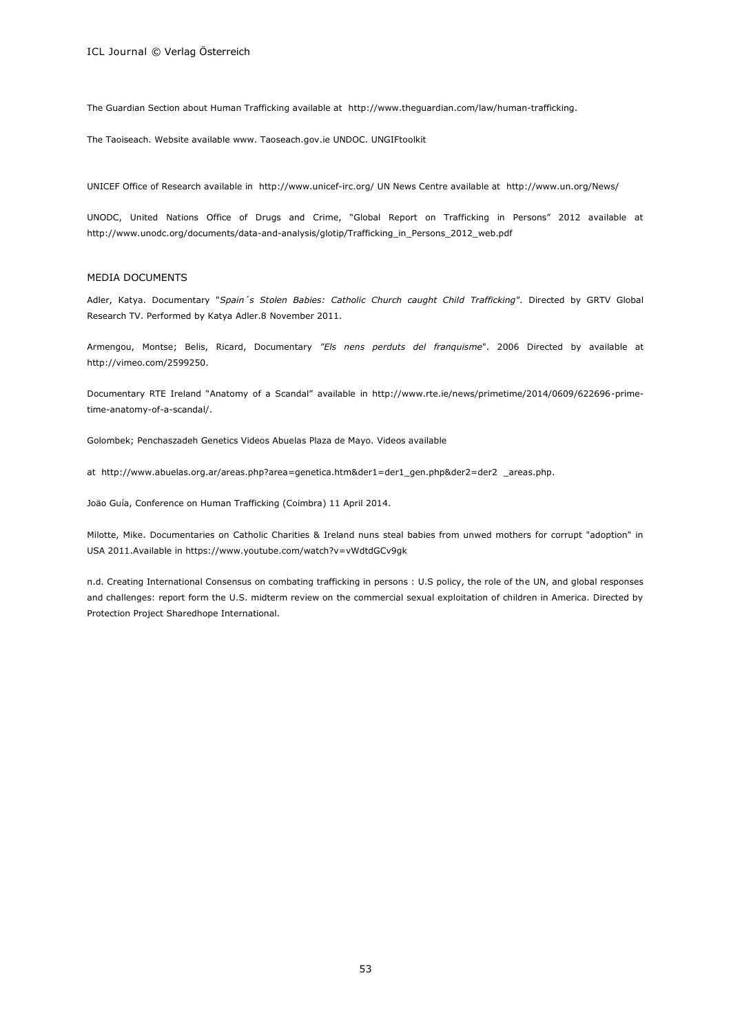The Guardian Section about Human Trafficking available at http://www.theguardian.com/law/human-trafficking.

The Taoiseach. Website available www. Taoseach.gov.ie UNDOC. UNGIFtoolkit

UNICEF Office of Research available in http://www.unicef-irc.org/ UN News Centre available at http://www.un.org/News/

UNODC, United Nations Office of Drugs and Crime, "Global Report on Trafficking in Persons" 2012 available at http://www.unodc.org/documents/data-and-analysis/glotip/Trafficking_in_Persons_2012_web.pdf

MEDIA DOCUMENTS

Adler, Katya. Documentary "*Spain´s Stolen Babies: Catholic Church caught Child Trafficking*". Directed by GRTV Global Research TV. Performed by Katya Adler.8 November 2011.

Armengou, Montse; Belis, Ricard, Documentary *"Els nens perduts del franquisme*". 2006 Directed by available at http://vimeo.com/2599250.

Documentary RTE Ireland "Anatomy of a Scandal" available in http://www.rte.ie/news/primetime/2014/0609/622696-prime-time-anatomy-of-a-scandal/.

Golombek; Penchaszadeh Genetics Videos Abuelas Plaza de Mayo. Videos available

at http://www.abuelas.org.ar/areas.php?area=genetica.htm&der1=der1_gen.php&der2=der2 _areas.php.

Joäo Guía, Conference on Human Trafficking (Coimbra) 11 April 2014.

Milotte, Mike. Documentaries on Catholic Charities & Ireland nuns steal babies from unwed mothers for corrupt "adoption" in USA 2011.Available in https://www.youtube.com/watch?v=vWdtdGCv9gk

n.d. Creating International Consensus on combating trafficking in persons : U.S policy, the role of the UN, and global responses and challenges: report form the U.S. midterm review on the commercial sexual exploitation of children in America. Directed by Protection Project Sharedhope International.